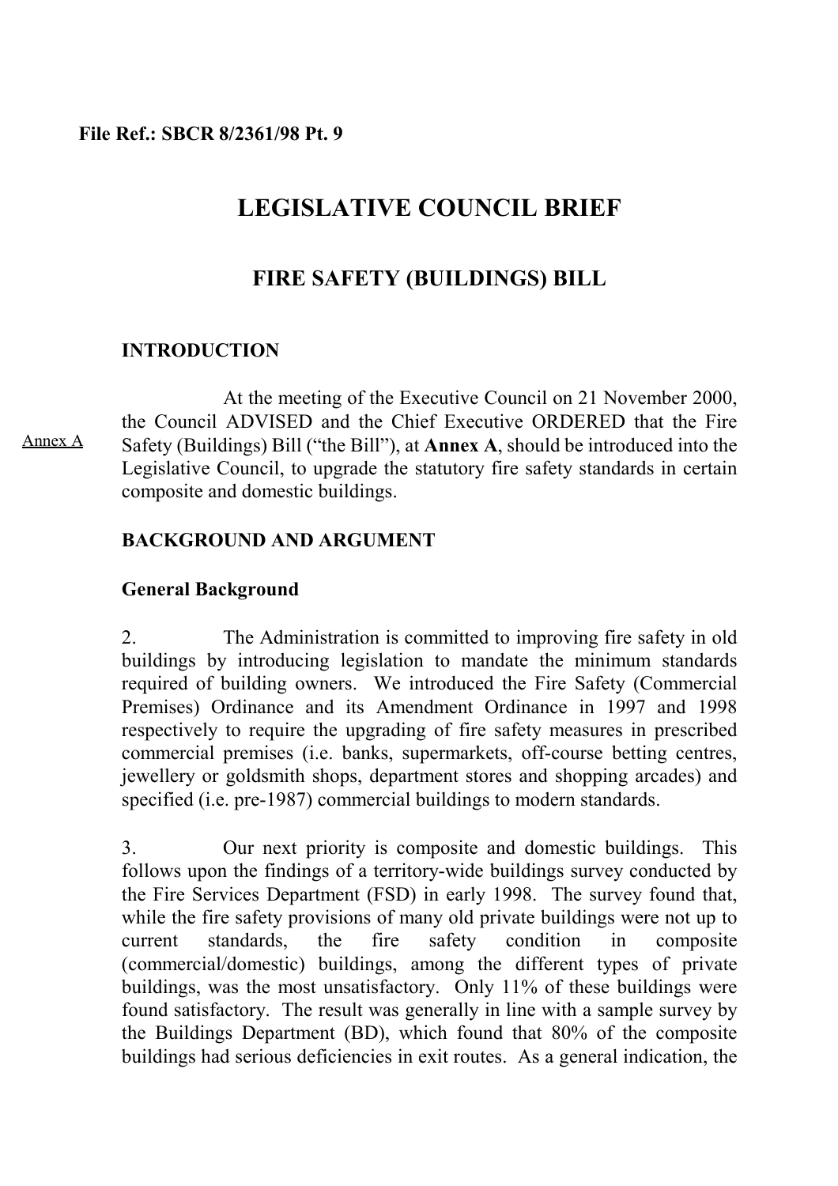**File Ref.: SBCR 8/2361/98 Pt. 9**

# LEGISLATIVE COUNCIL BRIEF

## FIRE SAFETY (BUILDINGS) BILL

### INTRODUCTION

Annex A

At the meeting of the Executive Council on 21 November 2000, the Council ADVISED and the Chief Executive ORDERED that the Fire Safety (Buildings) Bill ("the Bill"), at **Annex A**, should be introduced into the Legislative Council, to upgrade the statutory fire safety standards in certain composite and domestic buildings.

### BACKGROUND AND ARGUMENT

#### General Background

2. The Administration is committed to improving fire safety in old buildings by introducing legislation to mandate the minimum standards required of building owners. We introduced the Fire Safety (Commercial Premises) Ordinance and its Amendment Ordinance in 1997 and 1998 respectively to require the upgrading of fire safety measures in prescribed commercial premises (i.e. banks, supermarkets, off-course betting centres, jewellery or goldsmith shops, department stores and shopping arcades) and specified (i.e. pre-1987) commercial buildings to modern standards.

3. Our next priority is composite and domestic buildings. This follows upon the findings of a territory-wide buildings survey conducted by the Fire Services Department (FSD) in early 1998. The survey found that, while the fire safety provisions of many old private buildings were not up to current standards, the fire safety condition in composite (commercial/domestic) buildings, among the different types of private buildings, was the most unsatisfactory. Only 11% of these buildings were found satisfactory. The result was generally in line with a sample survey by the Buildings Department (BD), which found that 80% of the composite buildings had serious deficiencies in exit routes. As a general indication, the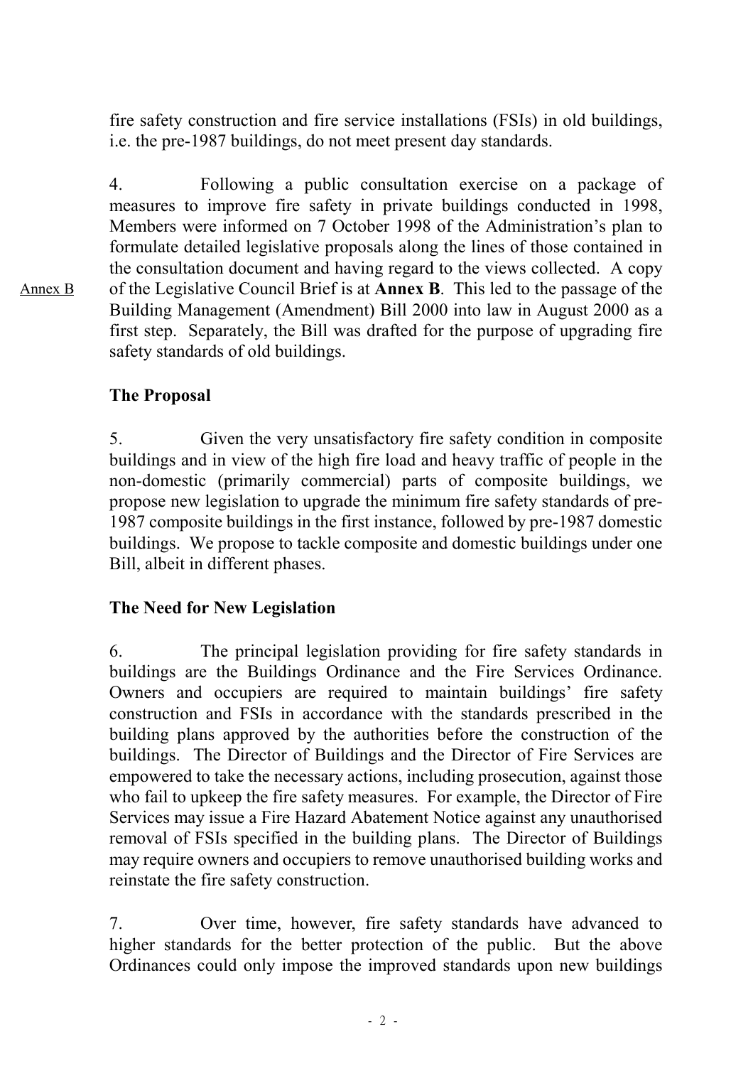fire safety construction and fire service installations (FSIs) in old buildings, i.e. the pre-1987 buildings, do not meet present day standards.

4. Following a public consultation exercise on a package of measures to improve fire safety in private buildings conducted in 1998, Members were informed on 7 October 1998 of the Administration's plan to formulate detailed legislative proposals along the lines of those contained in the consultation document and having regard to the views collected. A copy of the Legislative Council Brief is at **Annex B**. This led to the passage of the Building Management (Amendment) Bill 2000 into law in August 2000 as a first step. Separately, the Bill was drafted for the purpose of upgrading fire safety standards of old buildings.

Annex B

**The Proposal**

5. Given the very unsatisfactory fire safety condition in composite buildings and in view of the high fire load and heavy traffic of people in the non-domestic (primarily commercial) parts of composite buildings, we propose new legislation to upgrade the minimum fire safety standards of pre-1987 composite buildings in the first instance, followed by pre-1987 domestic buildings. We propose to tackle composite and domestic buildings under one Bill, albeit in different phases.

**The Need for New Legislation**

6. The principal legislation providing for fire safety standards in buildings are the Buildings Ordinance and the Fire Services Ordinance. Owners and occupiers are required to maintain buildings' fire safety construction and FSIs in accordance with the standards prescribed in the building plans approved by the authorities before the construction of the buildings. The Director of Buildings and the Director of Fire Services are empowered to take the necessary actions, including prosecution, against those who fail to upkeep the fire safety measures. For example, the Director of Fire Services may issue a Fire Hazard Abatement Notice against any unauthorised removal of FSIs specified in the building plans. The Director of Buildings may require owners and occupiers to remove unauthorised building works and reinstate the fire safety construction.

7. Over time, however, fire safety standards have advanced to higher standards for the better protection of the public. But the above Ordinances could only impose the improved standards upon new buildings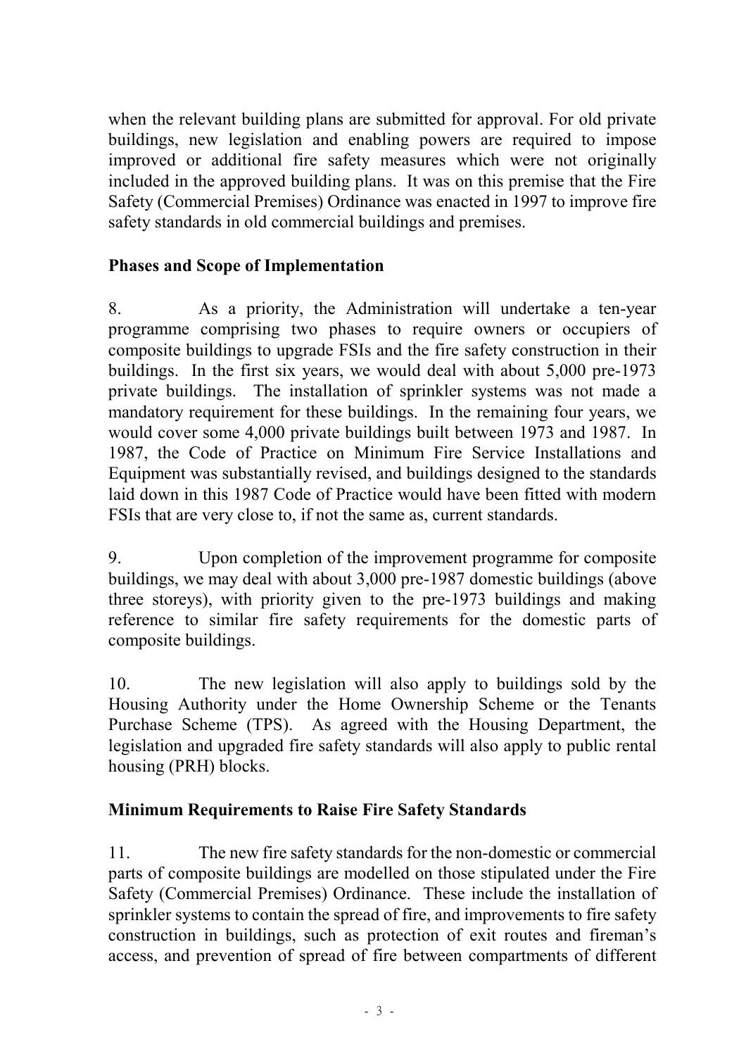when the relevant building plans are submitted for approval. For old private buildings, new legislation and enabling powers are required to impose improved or additional fire safety measures which were not originally included in the approved building plans. It was on this premise that the Fire Safety (Commercial Premises) Ordinance was enacted in 1997 to improve fire safety standards in old commercial buildings and premises.

## Phases and Scope of Implementation

8. As a priority, the Administration will undertake a ten-year programme comprising two phases to require owners or occupiers of composite buildings to upgrade FSIs and the fire safety construction in their buildings. In the first six years, we would deal with about 5,000 pre-1973 private buildings. The installation of sprinkler systems was not made a mandatory requirement for these buildings. In the remaining four years, we would cover some 4,000 private buildings built between 1973 and 1987. In 1987, the Code of Practice on Minimum Fire Service Installations and Equipment was substantially revised, and buildings designed to the standards laid down in this 1987 Code of Practice would have been fitted with modern FSIs that are very close to, if not the same as, current standards.

9. Upon completion of the improvement programme for composite buildings, we may deal with about 3,000 pre-1987 domestic buildings (above three storeys), with priority given to the pre-1973 buildings and making reference to similar fire safety requirements for the domestic parts of composite buildings.

10. The new legislation will also apply to buildings sold by the Housing Authority under the Home Ownership Scheme or the Tenants Purchase Scheme (TPS). As agreed with the Housing Department, the legislation and upgraded fire safety standards will also apply to public rental housing (PRH) blocks.

## Minimum Requirements to Raise Fire Safety Standards

11. The new fire safety standards for the non-domestic or commercial parts of composite buildings are modelled on those stipulated under the Fire Safety (Commercial Premises) Ordinance. These include the installation of sprinkler systems to contain the spread of fire, and improvements to fire safety construction in buildings, such as protection of exit routes and fireman's access, and prevention of spread of fire between compartments of different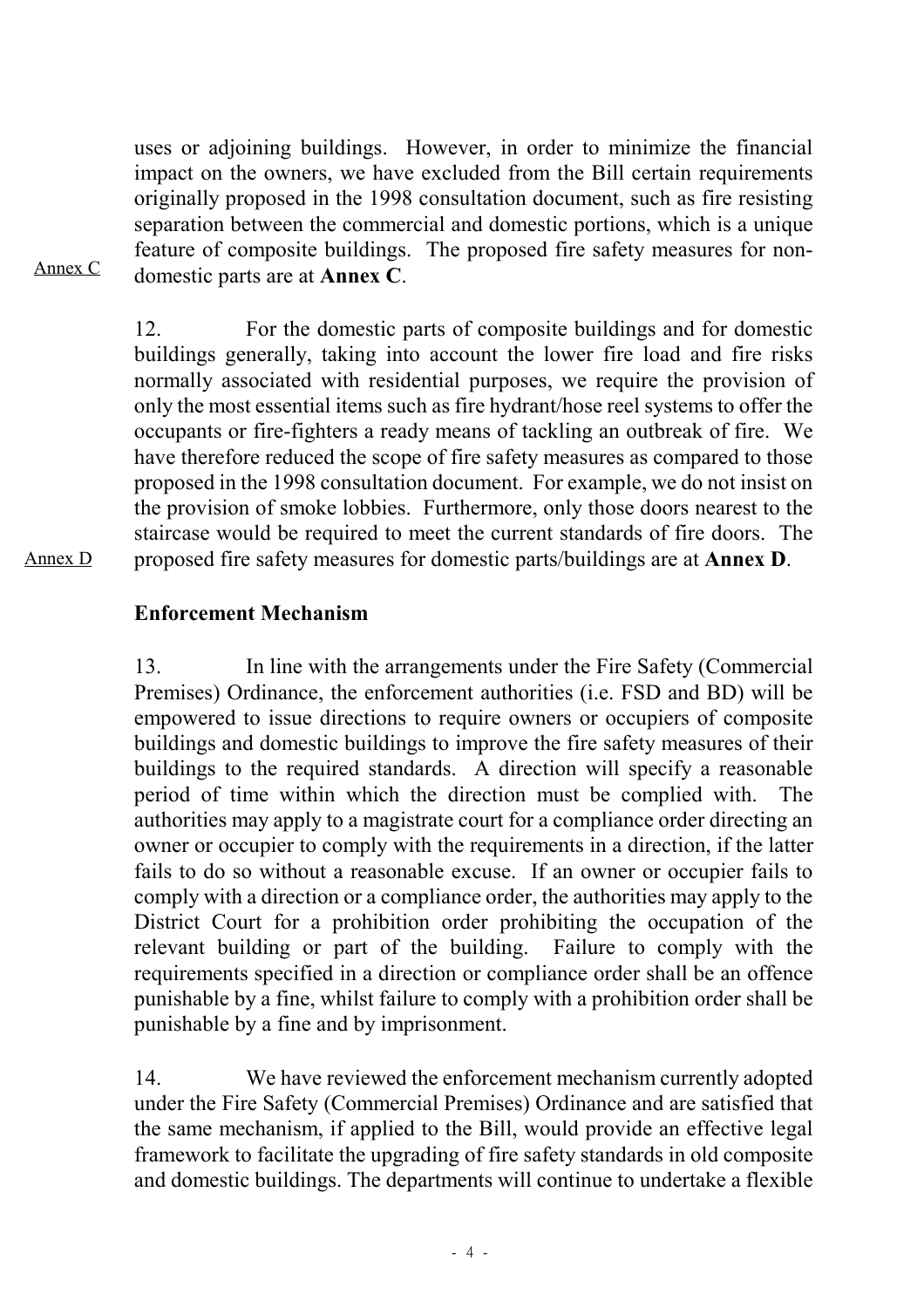uses or adjoining buildings. However, in order to minimize the financial impact on the owners, we have excluded from the Bill certain requirements originally proposed in the 1998 consultation document, such as fire resisting separation between the commercial and domestic portions, which is a unique feature of composite buildings. The proposed fire safety measures for non-domestic parts are at **Annex C**.

Annex C

12. For the domestic parts of composite buildings and for domestic buildings generally, taking into account the lower fire load and fire risks normally associated with residential purposes, we require the provision of only the most essential items such as fire hydrant/hose reel systems to offer the occupants or fire-fighters a ready means of tackling an outbreak of fire. We have therefore reduced the scope of fire safety measures as compared to those proposed in the 1998 consultation document. For example, we do not insist on the provision of smoke lobbies. Furthermore, only those doors nearest to the staircase would be required to meet the current standards of fire doors. The proposed fire safety measures for domestic parts/buildings are at **Annex D**.

Annex D

## Enforcement Mechanism

13. In line with the arrangements under the Fire Safety (Commercial Premises) Ordinance, the enforcement authorities (i.e. FSD and BD) will be empowered to issue directions to require owners or occupiers of composite buildings and domestic buildings to improve the fire safety measures of their buildings to the required standards. A direction will specify a reasonable period of time within which the direction must be complied with. The authorities may apply to a magistrate court for a compliance order directing an owner or occupier to comply with the requirements in a direction, if the latter fails to do so without a reasonable excuse. If an owner or occupier fails to comply with a direction or a compliance order, the authorities may apply to the District Court for a prohibition order prohibiting the occupation of the relevant building or part of the building. Failure to comply with the requirements specified in a direction or compliance order shall be an offence punishable by a fine, whilst failure to comply with a prohibition order shall be punishable by a fine and by imprisonment.

14. We have reviewed the enforcement mechanism currently adopted under the Fire Safety (Commercial Premises) Ordinance and are satisfied that the same mechanism, if applied to the Bill, would provide an effective legal framework to facilitate the upgrading of fire safety standards in old composite and domestic buildings. The departments will continue to undertake a flexible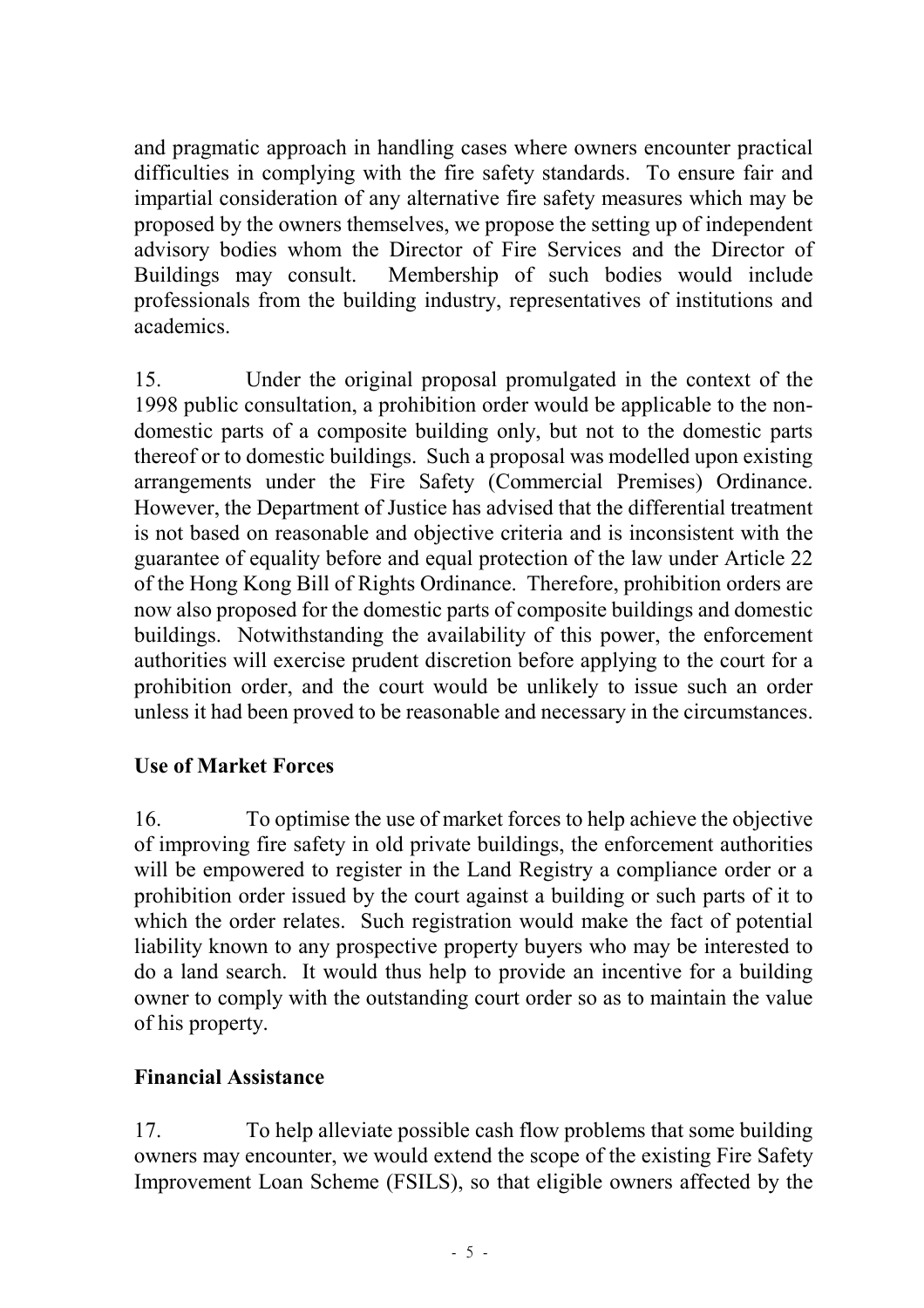and pragmatic approach in handling cases where owners encounter practical difficulties in complying with the fire safety standards. To ensure fair and impartial consideration of any alternative fire safety measures which may be proposed by the owners themselves, we propose the setting up of independent advisory bodies whom the Director of Fire Services and the Director of Buildings may consult. Membership of such bodies would include professionals from the building industry, representatives of institutions and academics.

15. Under the original proposal promulgated in the context of the 1998 public consultation, a prohibition order would be applicable to the non-domestic parts of a composite building only, but not to the domestic parts thereof or to domestic buildings. Such a proposal was modelled upon existing arrangements under the Fire Safety (Commercial Premises) Ordinance. However, the Department of Justice has advised that the differential treatment is not based on reasonable and objective criteria and is inconsistent with the guarantee of equality before and equal protection of the law under Article 22 of the Hong Kong Bill of Rights Ordinance. Therefore, prohibition orders are now also proposed for the domestic parts of composite buildings and domestic buildings. Notwithstanding the availability of this power, the enforcement authorities will exercise prudent discretion before applying to the court for a prohibition order, and the court would be unlikely to issue such an order unless it had been proved to be reasonable and necessary in the circumstances.

**Use of Market Forces**

16. To optimise the use of market forces to help achieve the objective of improving fire safety in old private buildings, the enforcement authorities will be empowered to register in the Land Registry a compliance order or a prohibition order issued by the court against a building or such parts of it to which the order relates. Such registration would make the fact of potential liability known to any prospective property buyers who may be interested to do a land search. It would thus help to provide an incentive for a building owner to comply with the outstanding court order so as to maintain the value of his property.

**Financial Assistance**

17. To help alleviate possible cash flow problems that some building owners may encounter, we would extend the scope of the existing Fire Safety Improvement Loan Scheme (FSILS), so that eligible owners affected by the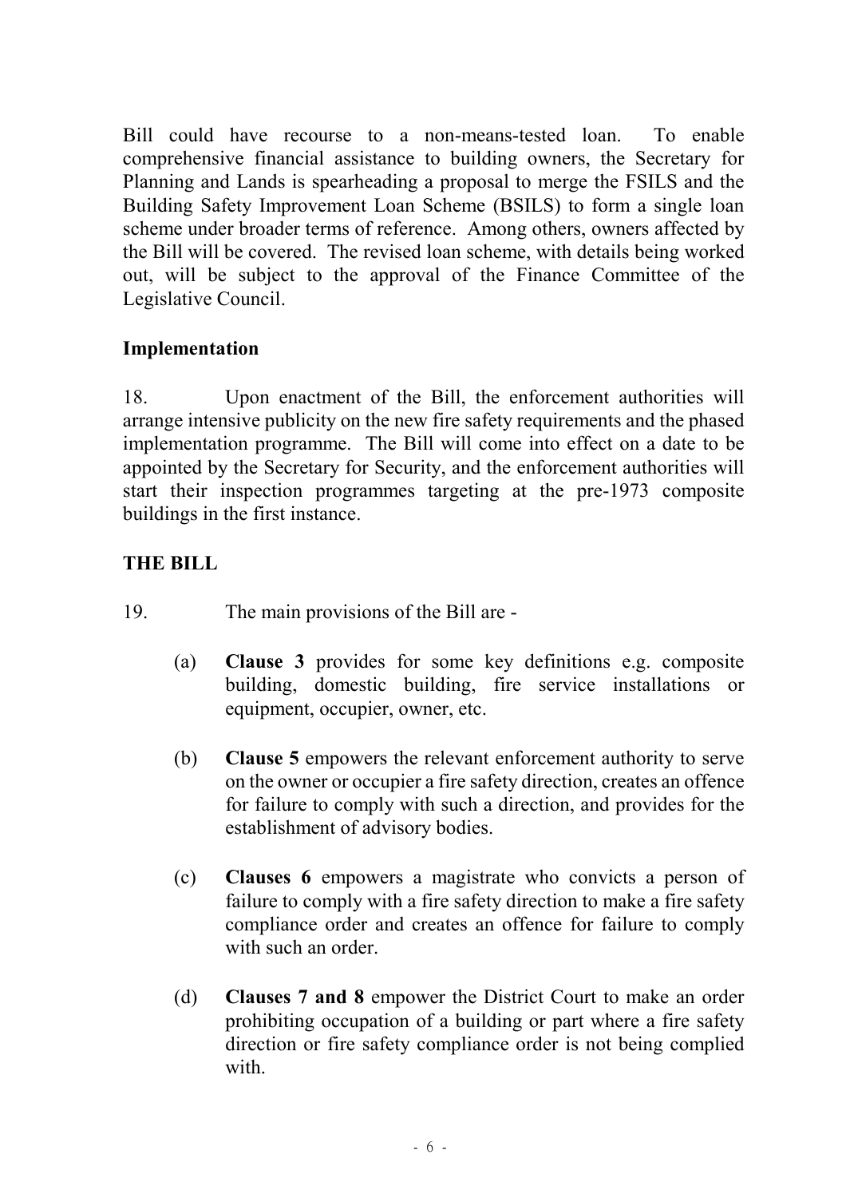Bill could have recourse to a non-means-tested loan. To enable comprehensive financial assistance to building owners, the Secretary for Planning and Lands is spearheading a proposal to merge the FSILS and the Building Safety Improvement Loan Scheme (BSILS) to form a single loan scheme under broader terms of reference. Among others, owners affected by the Bill will be covered. The revised loan scheme, with details being worked out, will be subject to the approval of the Finance Committee of the Legislative Council.

**Implementation**

18. Upon enactment of the Bill, the enforcement authorities will arrange intensive publicity on the new fire safety requirements and the phased implementation programme. The Bill will come into effect on a date to be appointed by the Secretary for Security, and the enforcement authorities will start their inspection programmes targeting at the pre-1973 composite buildings in the first instance.

**THE BILL**

19. The main provisions of the Bill are -

(a) **Clause 3** provides for some key definitions e.g. composite building, domestic building, fire service installations or equipment, occupier, owner, etc.

(b) **Clause 5** empowers the relevant enforcement authority to serve on the owner or occupier a fire safety direction, creates an offence for failure to comply with such a direction, and provides for the establishment of advisory bodies.

(c) **Clauses 6** empowers a magistrate who convicts a person of failure to comply with a fire safety direction to make a fire safety compliance order and creates an offence for failure to comply with such an order.

(d) **Clauses 7 and 8** empower the District Court to make an order prohibiting occupation of a building or part where a fire safety direction or fire safety compliance order is not being complied with.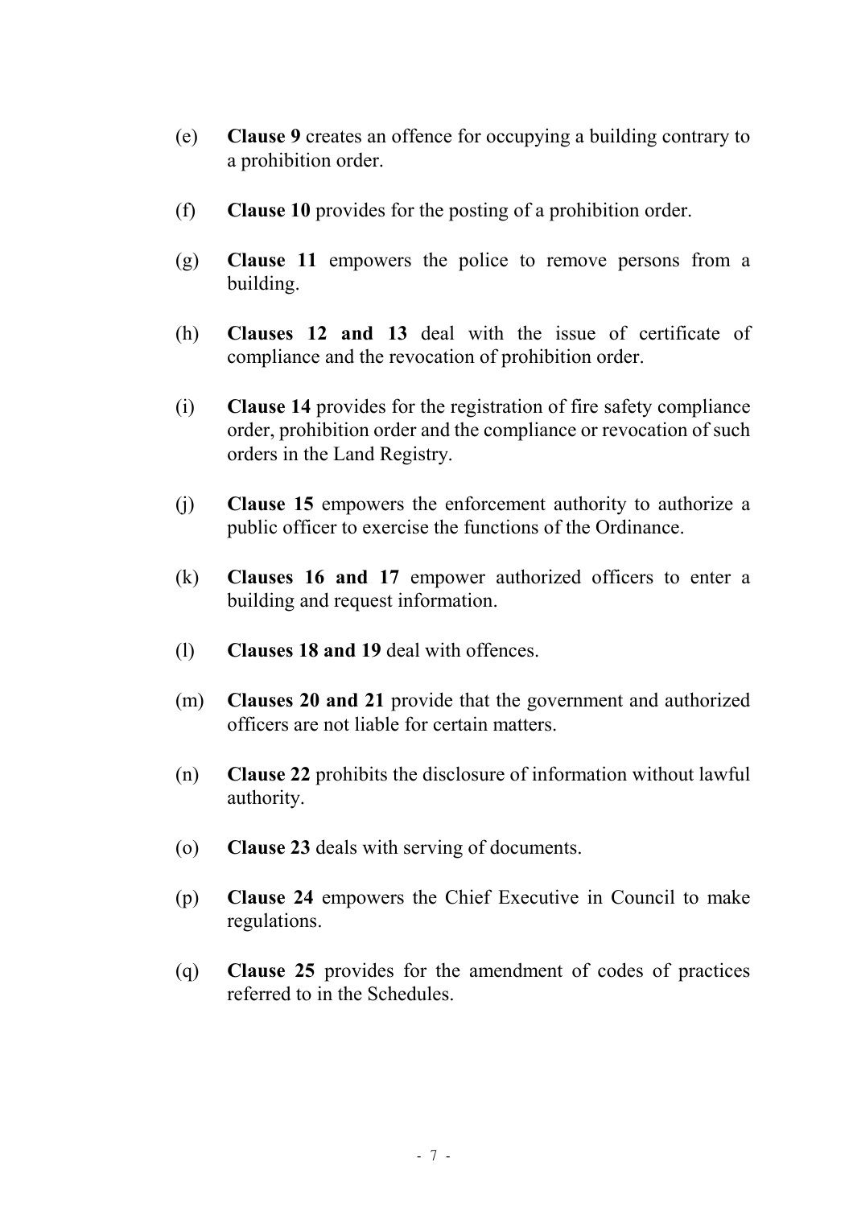(e) **Clause 9** creates an offence for occupying a building contrary to a prohibition order.

(f) **Clause 10** provides for the posting of a prohibition order.

(g) **Clause 11** empowers the police to remove persons from a building.

(h) **Clauses 12 and 13** deal with the issue of certificate of compliance and the revocation of prohibition order.

(i) **Clause 14** provides for the registration of fire safety compliance order, prohibition order and the compliance or revocation of such orders in the Land Registry.

(j) **Clause 15** empowers the enforcement authority to authorize a public officer to exercise the functions of the Ordinance.

(k) **Clauses 16 and 17** empower authorized officers to enter a building and request information.

(l) **Clauses 18 and 19** deal with offences.

(m) **Clauses 20 and 21** provide that the government and authorized officers are not liable for certain matters.

(n) **Clause 22** prohibits the disclosure of information without lawful authority.

(o) **Clause 23** deals with serving of documents.

(p) **Clause 24** empowers the Chief Executive in Council to make regulations.

(q) **Clause 25** provides for the amendment of codes of practices referred to in the Schedules.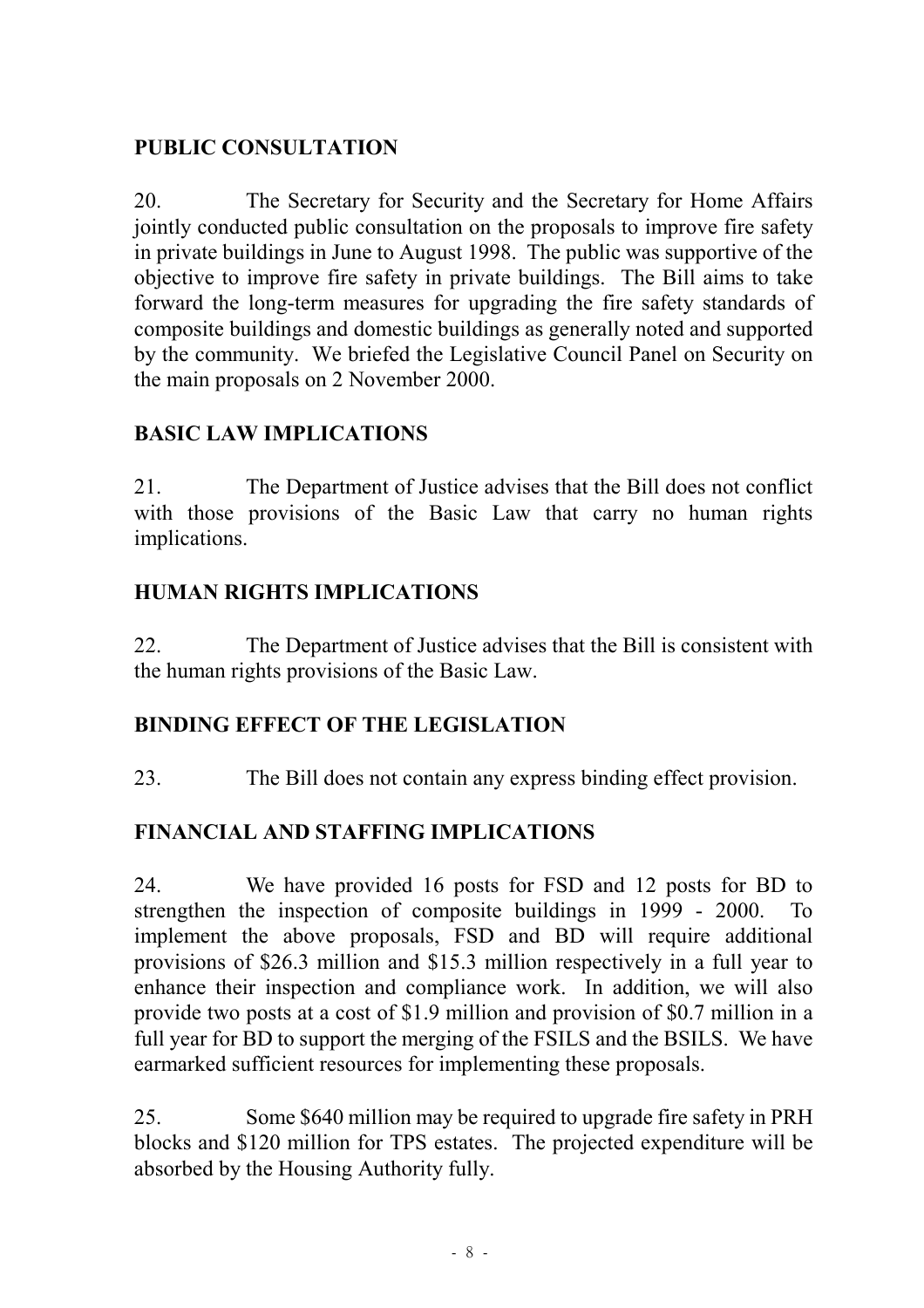## PUBLIC CONSULTATION

20. The Secretary for Security and the Secretary for Home Affairs jointly conducted public consultation on the proposals to improve fire safety in private buildings in June to August 1998. The public was supportive of the objective to improve fire safety in private buildings. The Bill aims to take forward the long-term measures for upgrading the fire safety standards of composite buildings and domestic buildings as generally noted and supported by the community. We briefed the Legislative Council Panel on Security on the main proposals on 2 November 2000.

## BASIC LAW IMPLICATIONS

21. The Department of Justice advises that the Bill does not conflict with those provisions of the Basic Law that carry no human rights implications.

## HUMAN RIGHTS IMPLICATIONS

22. The Department of Justice advises that the Bill is consistent with the human rights provisions of the Basic Law.

## BINDING EFFECT OF THE LEGISLATION

23. The Bill does not contain any express binding effect provision.

## FINANCIAL AND STAFFING IMPLICATIONS

24. We have provided 16 posts for FSD and 12 posts for BD to strengthen the inspection of composite buildings in 1999 - 2000. To implement the above proposals, FSD and BD will require additional provisions of $26.3 million and $15.3 million respectively in a full year to enhance their inspection and compliance work. In addition, we will also provide two posts at a cost of $1.9 million and provision of $0.7 million in a full year for BD to support the merging of the FSILS and the BSILS. We have earmarked sufficient resources for implementing these proposals.

25. Some $640 million may be required to upgrade fire safety in PRH blocks and $120 million for TPS estates. The projected expenditure will be absorbed by the Housing Authority fully.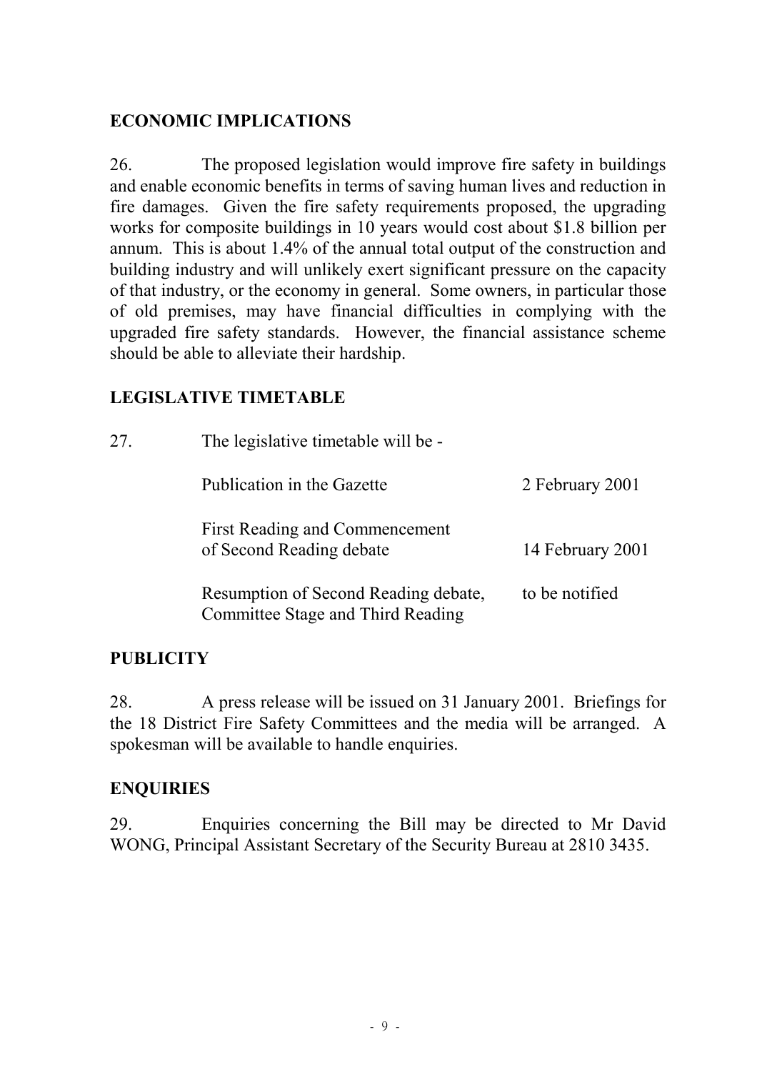## ECONOMIC IMPLICATIONS

26. The proposed legislation would improve fire safety in buildings and enable economic benefits in terms of saving human lives and reduction in fire damages. Given the fire safety requirements proposed, the upgrading works for composite buildings in 10 years would cost about $1.8 billion per annum. This is about 1.4% of the annual total output of the construction and building industry and will unlikely exert significant pressure on the capacity of that industry, or the economy in general. Some owners, in particular those of old premises, may have financial difficulties in complying with the upgraded fire safety standards. However, the financial assistance scheme should be able to alleviate their hardship.

## LEGISLATIVE TIMETABLE

27. The legislative timetable will be -

| | |
|---|---|
| Publication in the Gazette | 2 February 2001 |
| First Reading and Commencement of Second Reading debate | 14 February 2001 |
| Resumption of Second Reading debate, Committee Stage and Third Reading | to be notified |

## PUBLICITY

28. A press release will be issued on 31 January 2001. Briefings for the 18 District Fire Safety Committees and the media will be arranged. A spokesman will be available to handle enquiries.

## ENQUIRIES

29. Enquiries concerning the Bill may be directed to Mr David WONG, Principal Assistant Secretary of the Security Bureau at 2810 3435.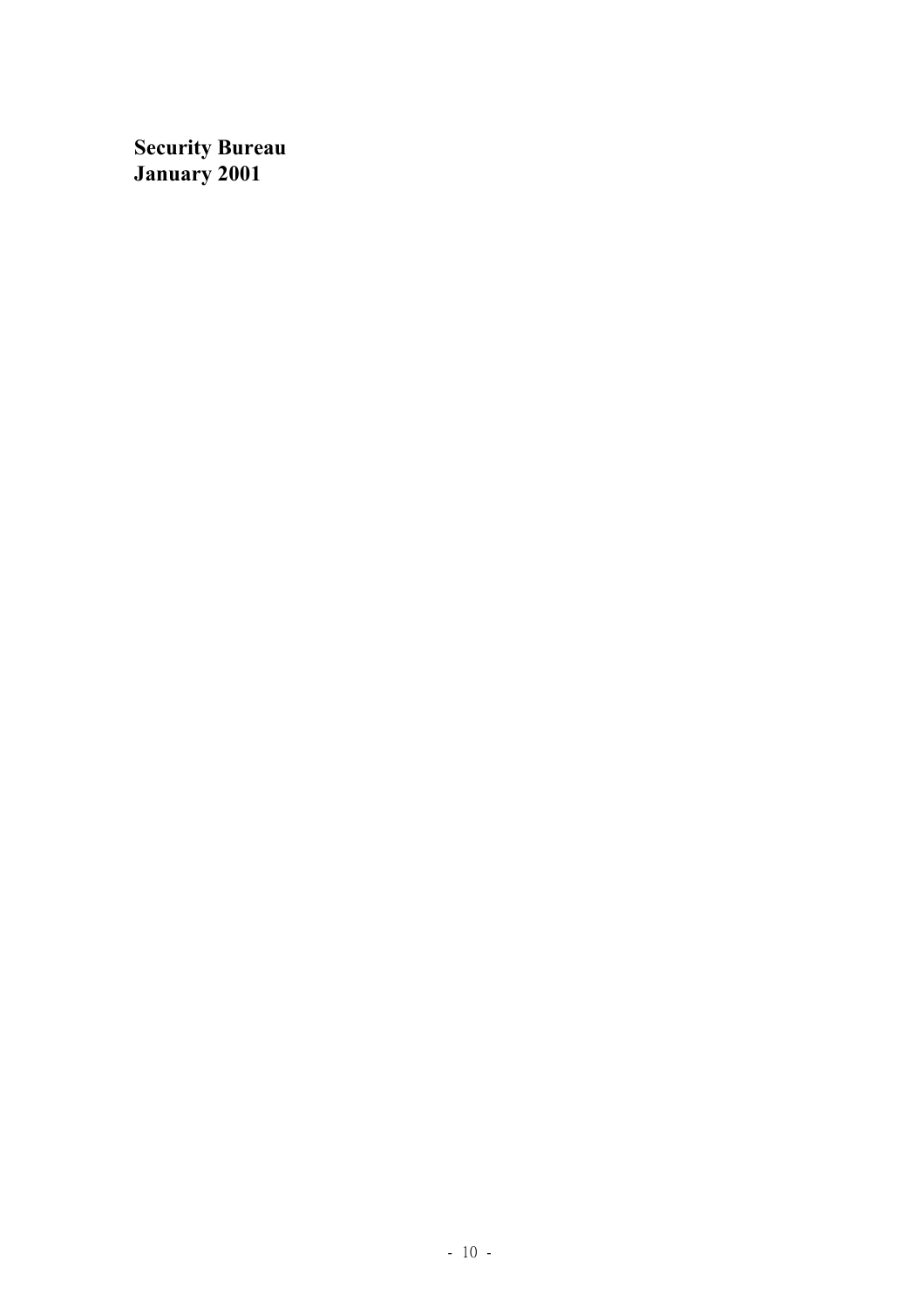**Security Bureau**
**January 2001**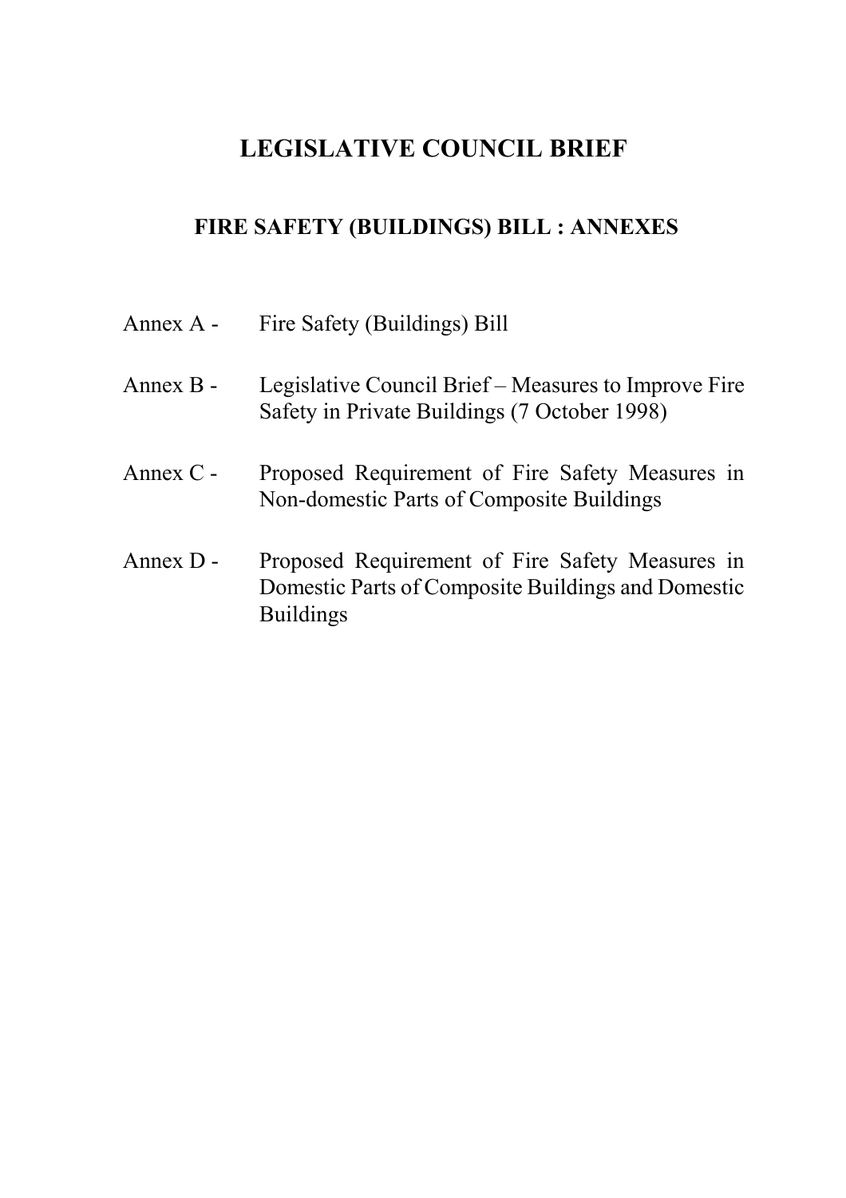# LEGISLATIVE COUNCIL BRIEF

## FIRE SAFETY (BUILDINGS) BILL : ANNEXES

| | |
|---|---|
| Annex A - | Fire Safety (Buildings) Bill |
| Annex B - | Legislative Council Brief – Measures to Improve Fire Safety in Private Buildings (7 October 1998) |
| Annex C - | Proposed Requirement of Fire Safety Measures in Non-domestic Parts of Composite Buildings |
| Annex D - | Proposed Requirement of Fire Safety Measures in Domestic Parts of Composite Buildings and Domestic Buildings |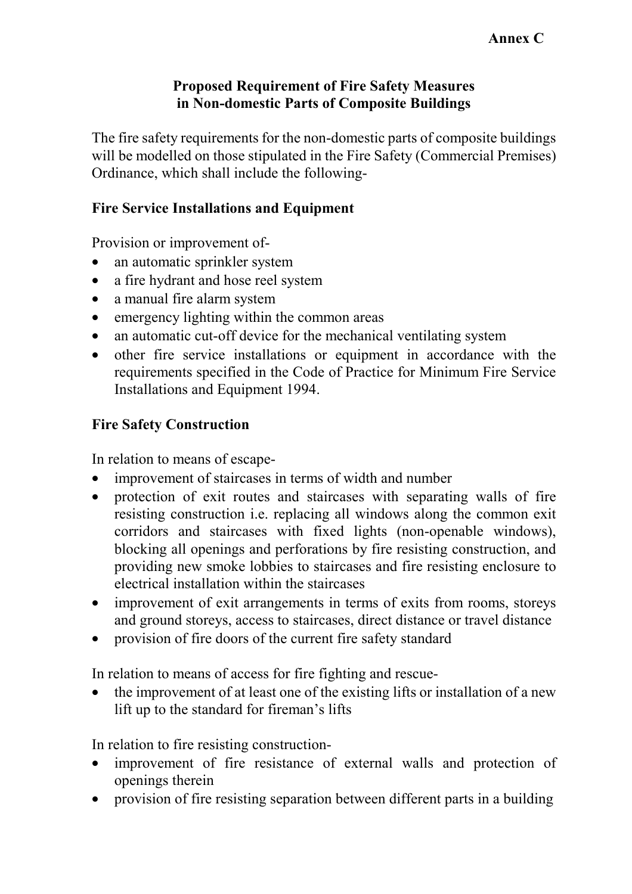**Annex C**

## Proposed Requirement of Fire Safety Measures in Non-domestic Parts of Composite Buildings

The fire safety requirements for the non-domestic parts of composite buildings will be modelled on those stipulated in the Fire Safety (Commercial Premises) Ordinance, which shall include the following-

### Fire Service Installations and Equipment

Provision or improvement of-

- an automatic sprinkler system
- a fire hydrant and hose reel system
- a manual fire alarm system
- emergency lighting within the common areas
- an automatic cut-off device for the mechanical ventilating system
- other fire service installations or equipment in accordance with the requirements specified in the Code of Practice for Minimum Fire Service Installations and Equipment 1994.

### Fire Safety Construction

In relation to means of escape-

- improvement of staircases in terms of width and number
- protection of exit routes and staircases with separating walls of fire resisting construction i.e. replacing all windows along the common exit corridors and staircases with fixed lights (non-openable windows), blocking all openings and perforations by fire resisting construction, and providing new smoke lobbies to staircases and fire resisting enclosure to electrical installation within the staircases
- improvement of exit arrangements in terms of exits from rooms, storeys and ground storeys, access to staircases, direct distance or travel distance
- provision of fire doors of the current fire safety standard

In relation to means of access for fire fighting and rescue-

- the improvement of at least one of the existing lifts or installation of a new lift up to the standard for fireman's lifts

In relation to fire resisting construction-

- improvement of fire resistance of external walls and protection of openings therein
- provision of fire resisting separation between different parts in a building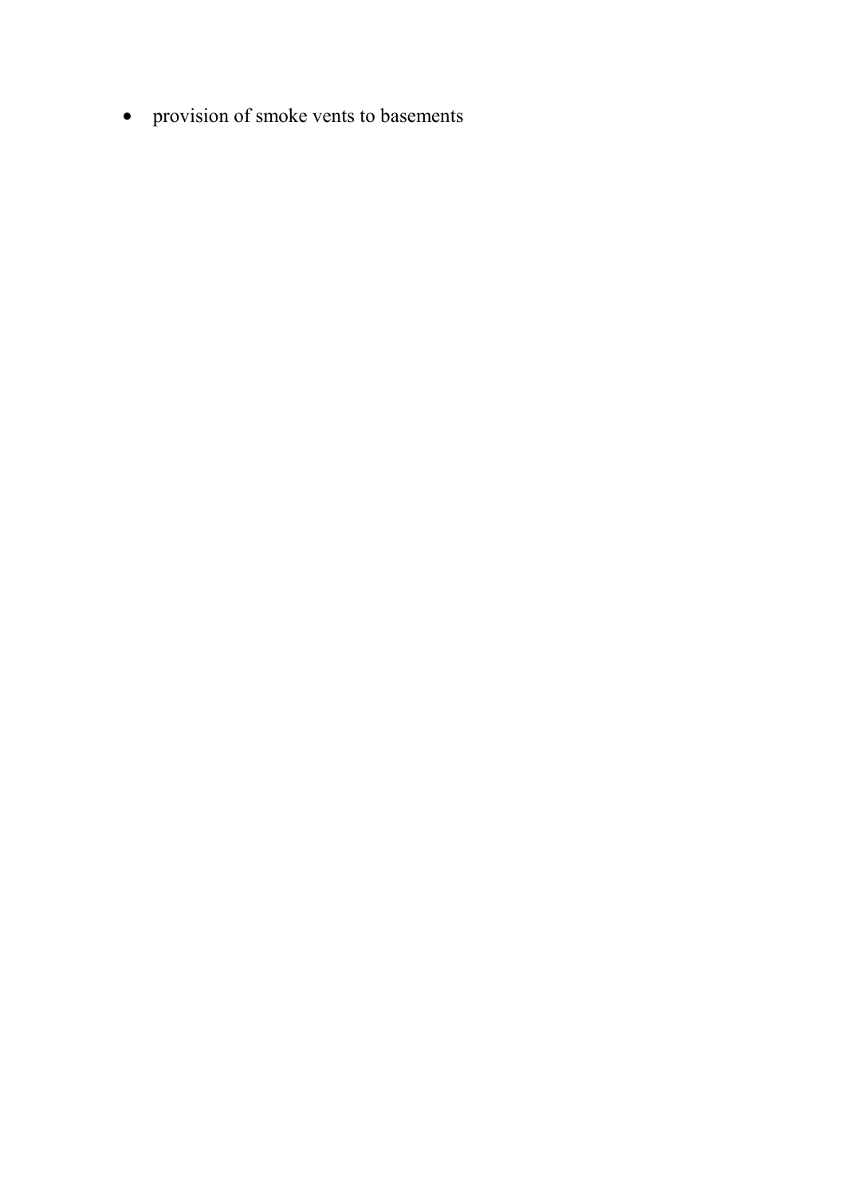- provision of smoke vents to basements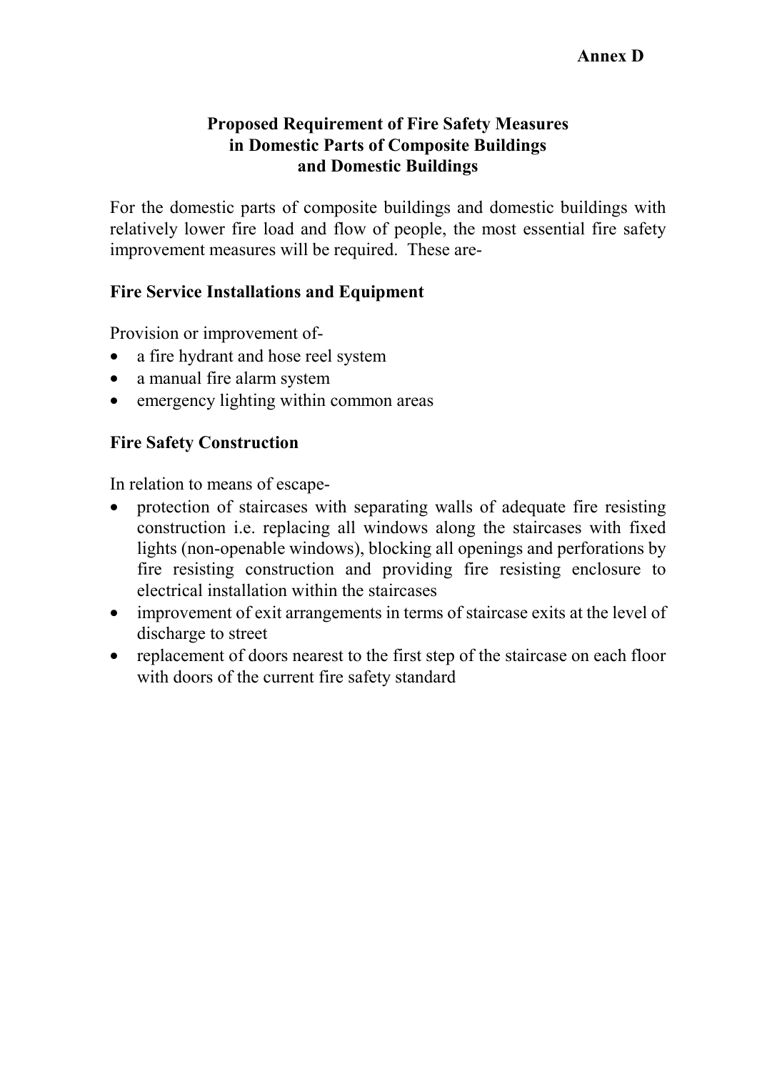**Annex D**

# Proposed Requirement of Fire Safety Measures in Domestic Parts of Composite Buildings and Domestic Buildings

For the domestic parts of composite buildings and domestic buildings with relatively lower fire load and flow of people, the most essential fire safety improvement measures will be required. These are-

## Fire Service Installations and Equipment

Provision or improvement of-

- a fire hydrant and hose reel system
- a manual fire alarm system
- emergency lighting within common areas

## Fire Safety Construction

In relation to means of escape-

- protection of staircases with separating walls of adequate fire resisting construction i.e. replacing all windows along the staircases with fixed lights (non-openable windows), blocking all openings and perforations by fire resisting construction and providing fire resisting enclosure to electrical installation within the staircases
- improvement of exit arrangements in terms of staircase exits at the level of discharge to street
- replacement of doors nearest to the first step of the staircase on each floor with doors of the current fire safety standard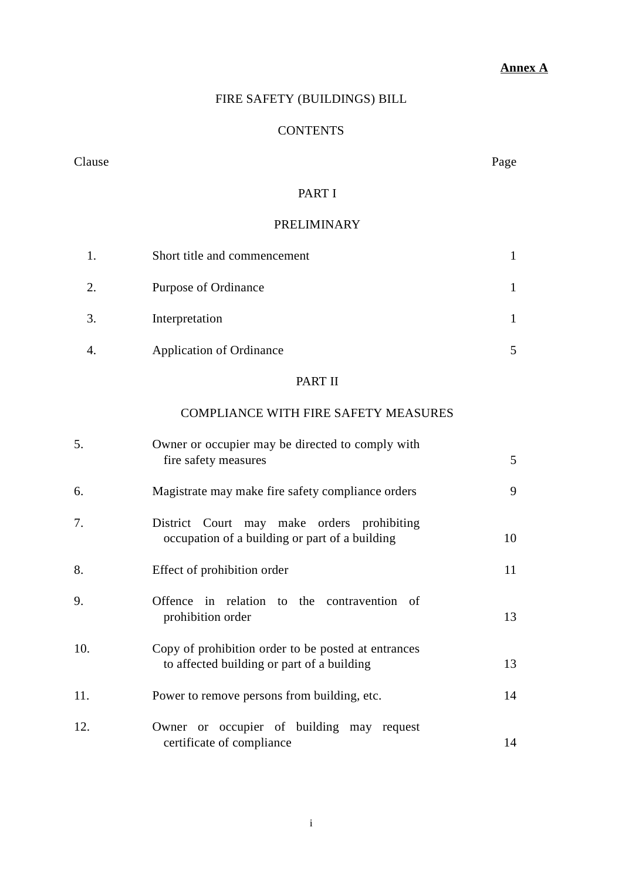**Annex A**

# FIRE SAFETY (BUILDINGS) BILL

## CONTENTS

| Clause | | Page |
|---|---|---|
| | **PART I** | |
| | **PRELIMINARY** | |
| 1. | Short title and commencement | 1 |
| 2. | Purpose of Ordinance | 1 |
| 3. | Interpretation | 1 |
| 4. | Application of Ordinance | 5 |
| | **PART II** | |
| | **COMPLIANCE WITH FIRE SAFETY MEASURES** | |
| 5. | Owner or occupier may be directed to comply with fire safety measures | 5 |
| 6. | Magistrate may make fire safety compliance orders | 9 |
| 7. | District Court may make orders prohibiting occupation of a building or part of a building | 10 |
| 8. | Effect of prohibition order | 11 |
| 9. | Offence in relation to the contravention of prohibition order | 13 |
| 10. | Copy of prohibition order to be posted at entrances to affected building or part of a building | 13 |
| 11. | Power to remove persons from building, etc. | 14 |
| 12. | Owner or occupier of building may request certificate of compliance | 14 |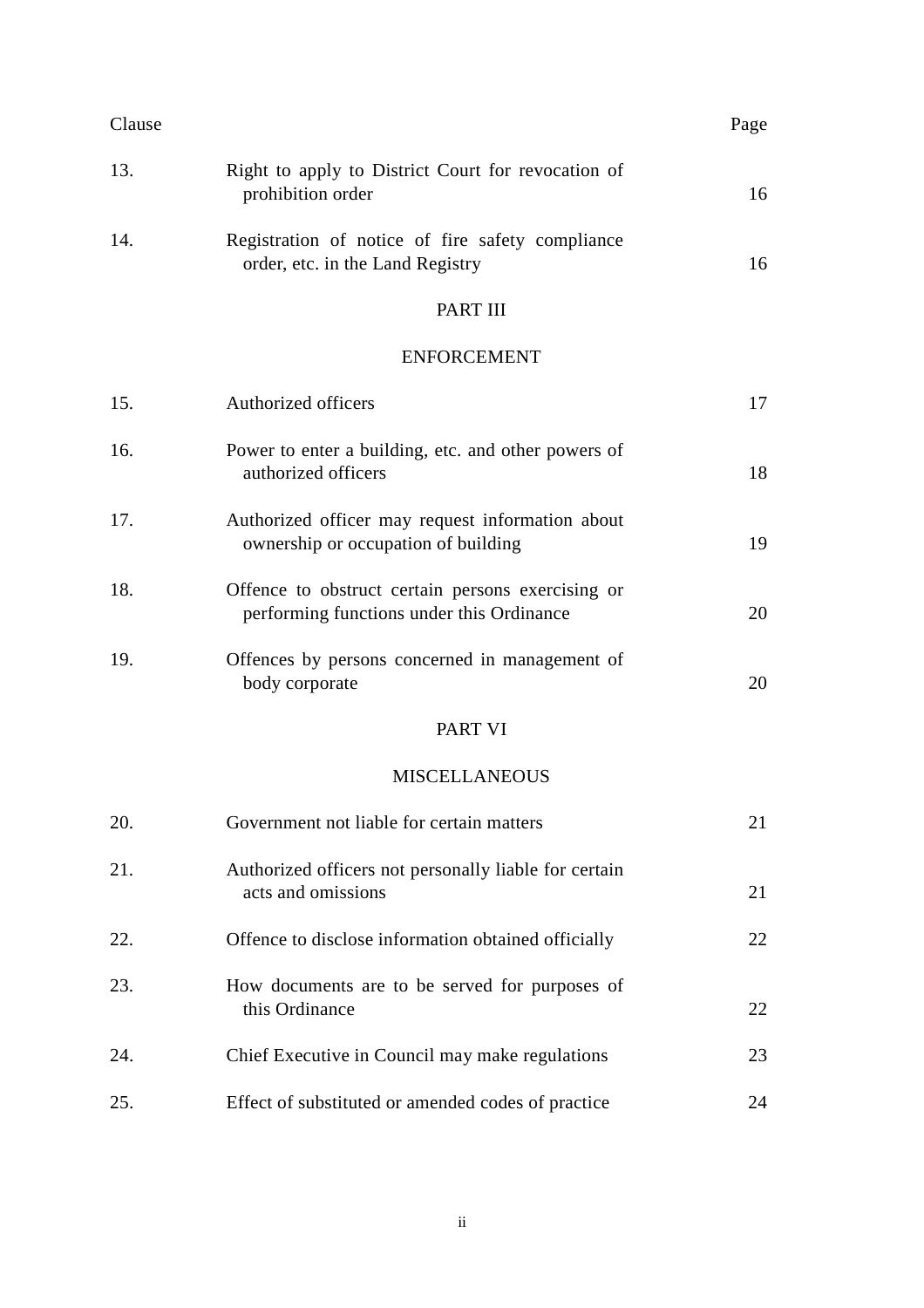| Clause | | Page |
|---|---|---|
| 13. | Right to apply to District Court for revocation of prohibition order | 16 |
| 14. | Registration of notice of fire safety compliance order, etc. in the Land Registry | 16 |

PART III

ENFORCEMENT

| Clause | | Page |
|---|---|---|
| 15. | Authorized officers | 17 |
| 16. | Power to enter a building, etc. and other powers of authorized officers | 18 |
| 17. | Authorized officer may request information about ownership or occupation of building | 19 |
| 18. | Offence to obstruct certain persons exercising or performing functions under this Ordinance | 20 |
| 19. | Offences by persons concerned in management of body corporate | 20 |

PART VI

MISCELLANEOUS

| Clause | | Page |
|---|---|---|
| 20. | Government not liable for certain matters | 21 |
| 21. | Authorized officers not personally liable for certain acts and omissions | 21 |
| 22. | Offence to disclose information obtained officially | 22 |
| 23. | How documents are to be served for purposes of this Ordinance | 22 |
| 24. | Chief Executive in Council may make regulations | 23 |
| 25. | Effect of substituted or amended codes of practice | 24 |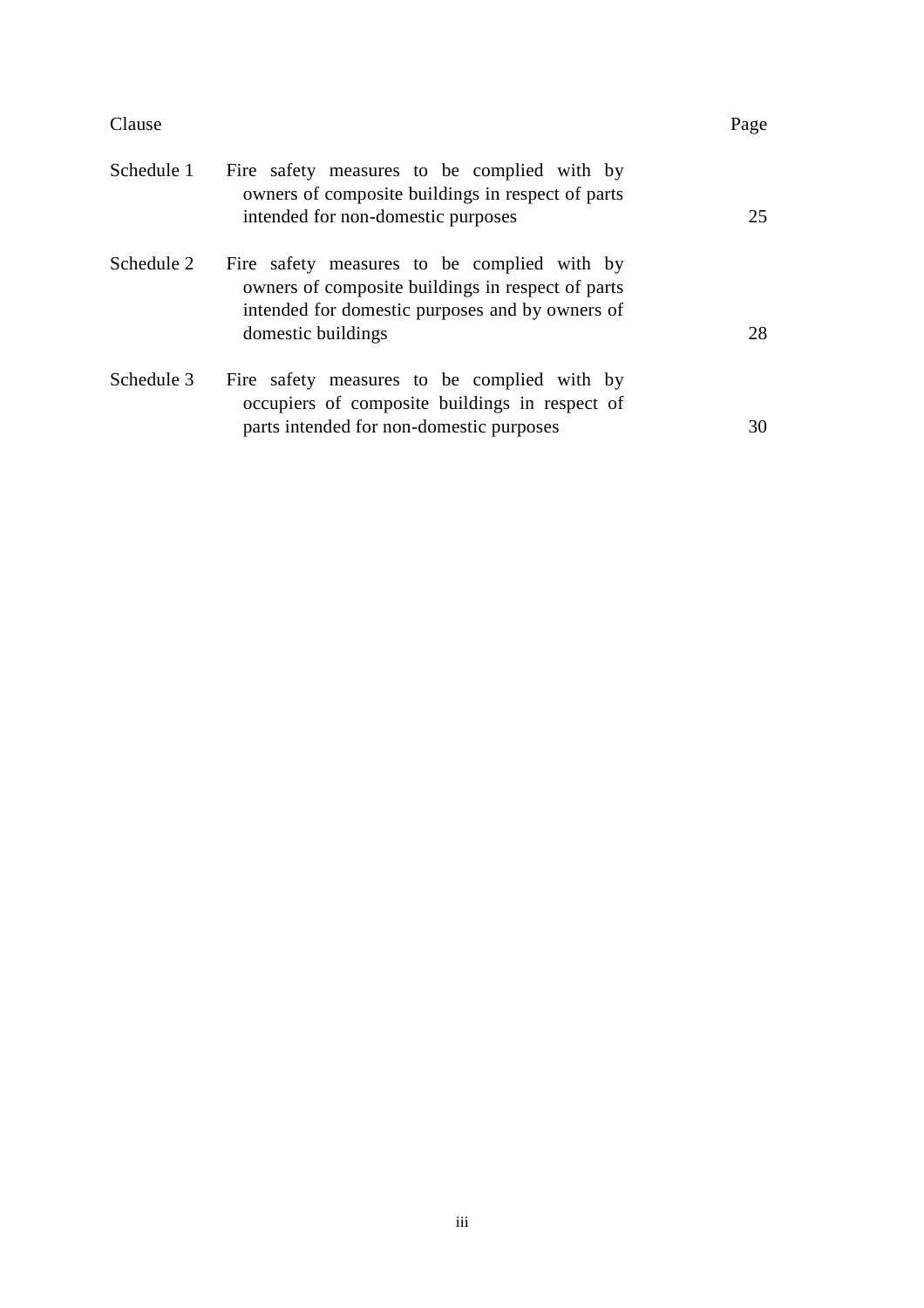| Clause | | Page |
|---|---|---|
| Schedule 1 | Fire safety measures to be complied with by owners of composite buildings in respect of parts intended for non-domestic purposes | 25 |
| Schedule 2 | Fire safety measures to be complied with by owners of composite buildings in respect of parts intended for domestic purposes and by owners of domestic buildings | 28 |
| Schedule 3 | Fire safety measures to be complied with by occupiers of composite buildings in respect of parts intended for non-domestic purposes | 30 |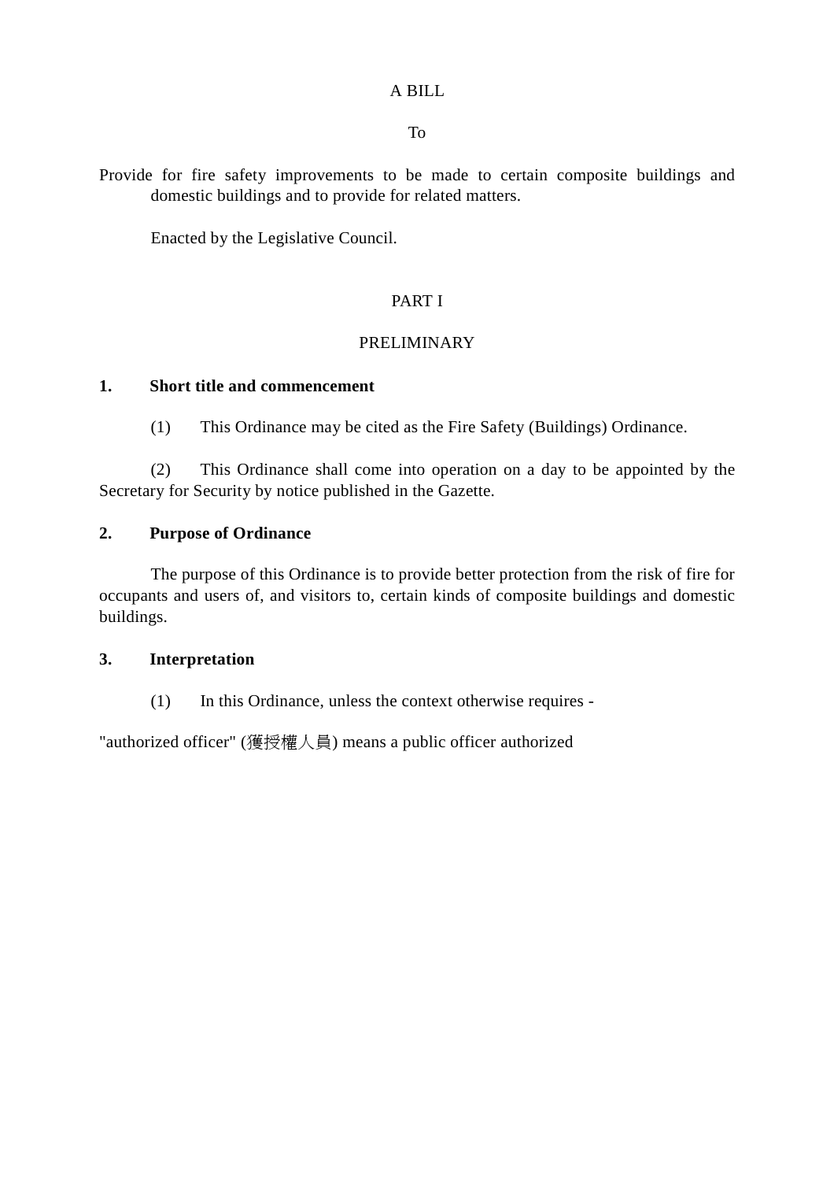A BILL

To

Provide for fire safety improvements to be made to certain composite buildings and domestic buildings and to provide for related matters.

Enacted by the Legislative Council.

PART I

PRELIMINARY

**1. Short title and commencement**

(1) This Ordinance may be cited as the Fire Safety (Buildings) Ordinance.

(2) This Ordinance shall come into operation on a day to be appointed by the Secretary for Security by notice published in the Gazette.

**2. Purpose of Ordinance**

The purpose of this Ordinance is to provide better protection from the risk of fire for occupants and users of, and visitors to, certain kinds of composite buildings and domestic buildings.

**3. Interpretation**

(1) In this Ordinance, unless the context otherwise requires -

"authorized officer" (獲授權人員) means a public officer authorized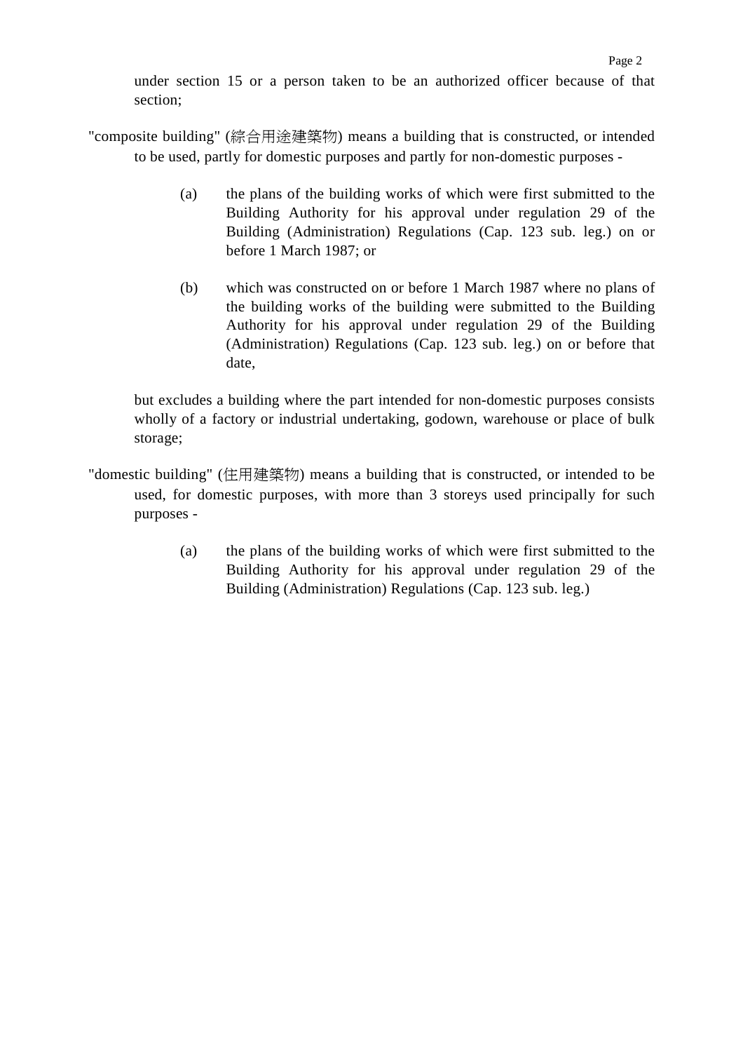under section 15 or a person taken to be an authorized officer because of that section;

"composite building" (綜合用途建築物) means a building that is constructed, or intended to be used, partly for domestic purposes and partly for non-domestic purposes -

> (a) the plans of the building works of which were first submitted to the Building Authority for his approval under regulation 29 of the Building (Administration) Regulations (Cap. 123 sub. leg.) on or before 1 March 1987; or
>
> (b) which was constructed on or before 1 March 1987 where no plans of the building works of the building were submitted to the Building Authority for his approval under regulation 29 of the Building (Administration) Regulations (Cap. 123 sub. leg.) on or before that date,

but excludes a building where the part intended for non-domestic purposes consists wholly of a factory or industrial undertaking, godown, warehouse or place of bulk storage;

"domestic building" (住用建築物) means a building that is constructed, or intended to be used, for domestic purposes, with more than 3 storeys used principally for such purposes -

> (a) the plans of the building works of which were first submitted to the Building Authority for his approval under regulation 29 of the Building (Administration) Regulations (Cap. 123 sub. leg.)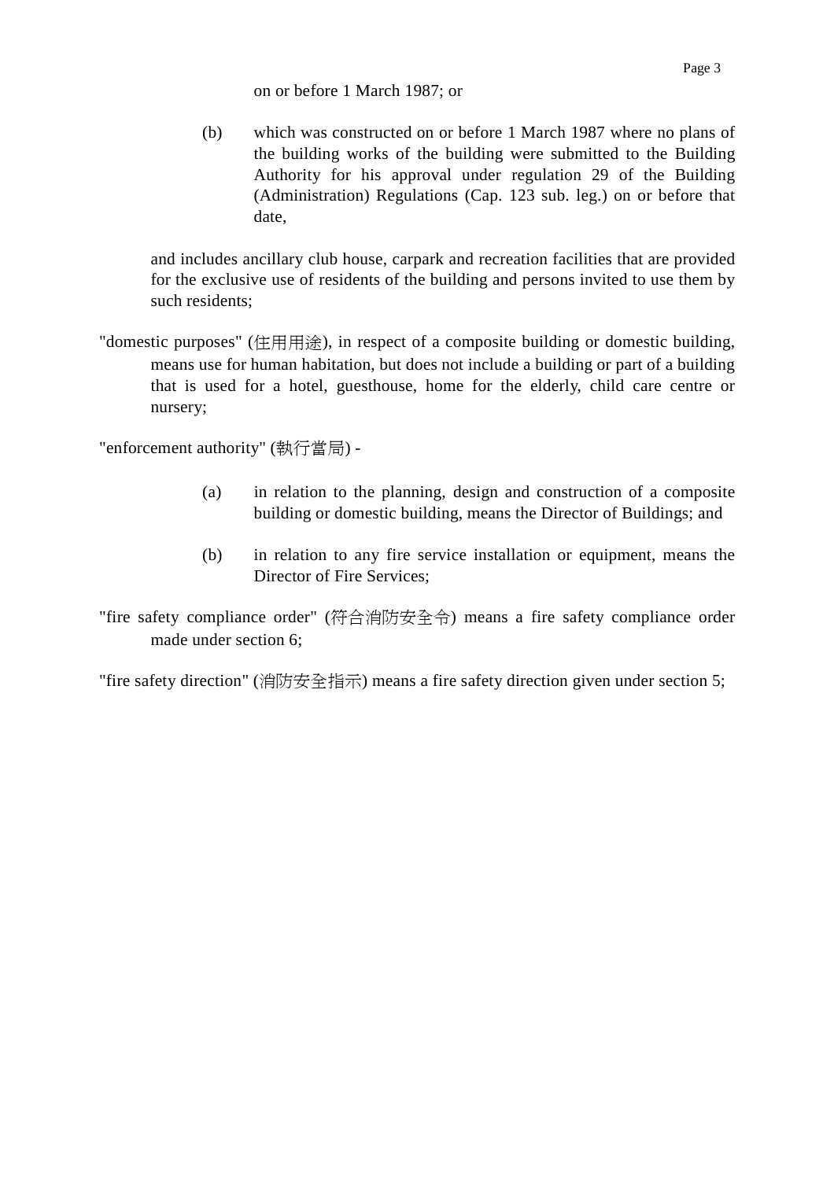on or before 1 March 1987; or

(b) which was constructed on or before 1 March 1987 where no plans of the building works of the building were submitted to the Building Authority for his approval under regulation 29 of the Building (Administration) Regulations (Cap. 123 sub. leg.) on or before that date,

and includes ancillary club house, carpark and recreation facilities that are provided for the exclusive use of residents of the building and persons invited to use them by such residents;

"domestic purposes" (住用用途), in respect of a composite building or domestic building, means use for human habitation, but does not include a building or part of a building that is used for a hotel, guesthouse, home for the elderly, child care centre or nursery;

"enforcement authority" (執行當局) -

(a) in relation to the planning, design and construction of a composite building or domestic building, means the Director of Buildings; and

(b) in relation to any fire service installation or equipment, means the Director of Fire Services;

"fire safety compliance order" (符合消防安全令) means a fire safety compliance order made under section 6;

"fire safety direction" (消防安全指示) means a fire safety direction given under section 5;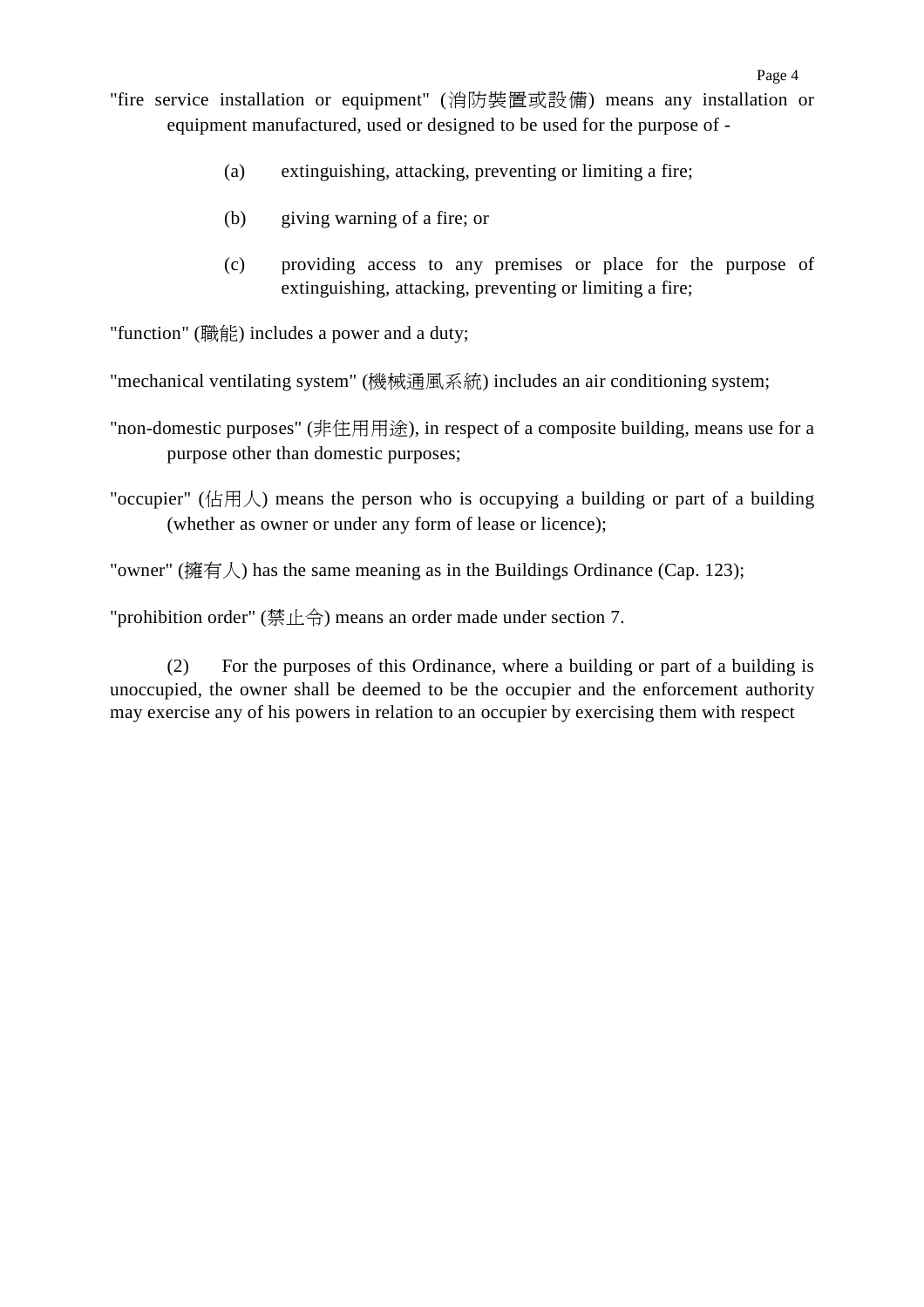"fire service installation or equipment" (消防裝置或設備) means any installation or equipment manufactured, used or designed to be used for the purpose of -

(a) extinguishing, attacking, preventing or limiting a fire;

(b) giving warning of a fire; or

(c) providing access to any premises or place for the purpose of extinguishing, attacking, preventing or limiting a fire;

"function" (職能) includes a power and a duty;

"mechanical ventilating system" (機械通風系統) includes an air conditioning system;

"non-domestic purposes" (非住用用途), in respect of a composite building, means use for a purpose other than domestic purposes;

"occupier" (佔用人) means the person who is occupying a building or part of a building (whether as owner or under any form of lease or licence);

"owner" (擁有人) has the same meaning as in the Buildings Ordinance (Cap. 123);

"prohibition order" (禁止令) means an order made under section 7.

(2) For the purposes of this Ordinance, where a building or part of a building is unoccupied, the owner shall be deemed to be the occupier and the enforcement authority may exercise any of his powers in relation to an occupier by exercising them with respect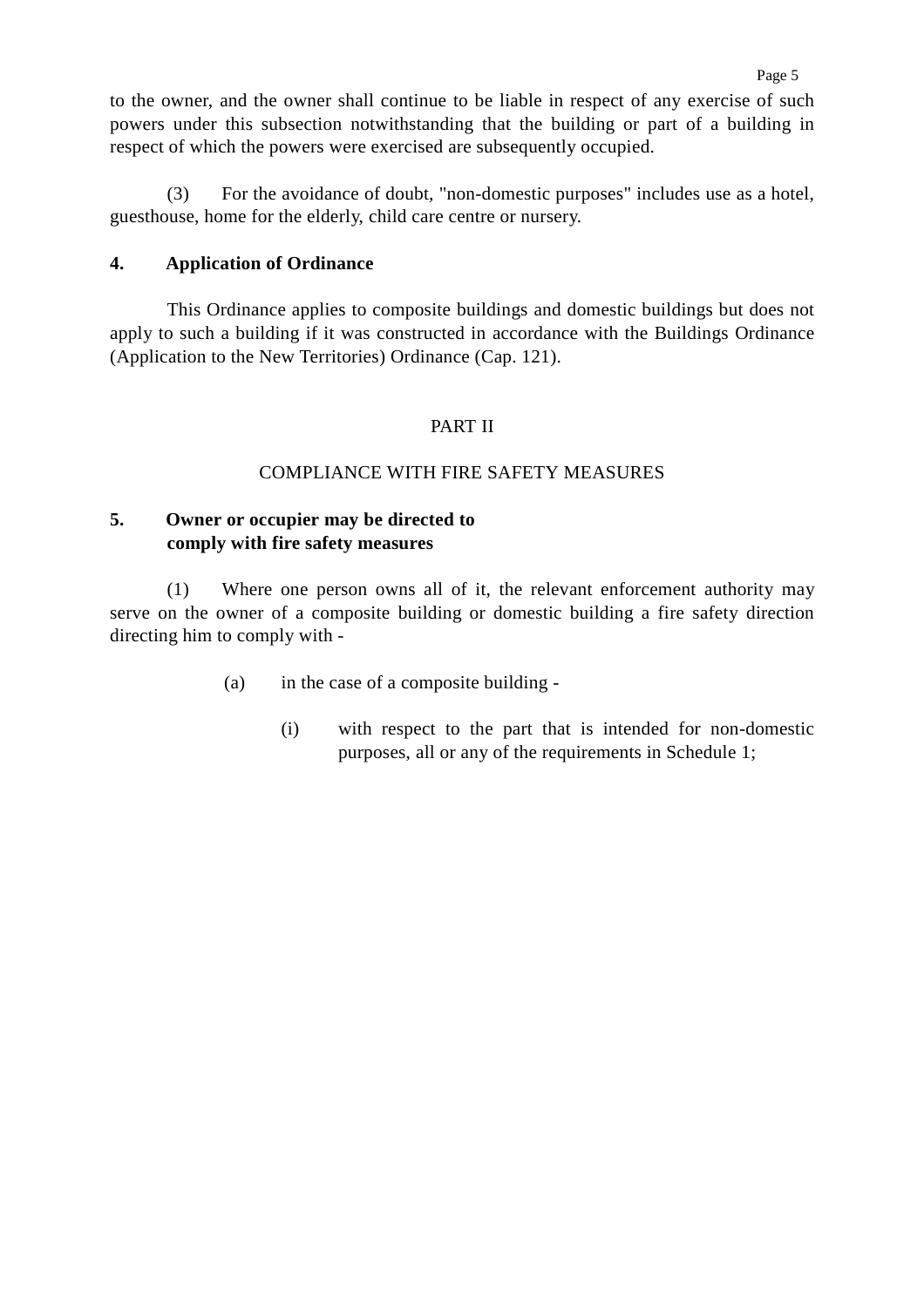to the owner, and the owner shall continue to be liable in respect of any exercise of such powers under this subsection notwithstanding that the building or part of a building in respect of which the powers were exercised are subsequently occupied.

(3) For the avoidance of doubt, "non-domestic purposes" includes use as a hotel, guesthouse, home for the elderly, child care centre or nursery.

**4. Application of Ordinance**

This Ordinance applies to composite buildings and domestic buildings but does not apply to such a building if it was constructed in accordance with the Buildings Ordinance (Application to the New Territories) Ordinance (Cap. 121).

## PART II

## COMPLIANCE WITH FIRE SAFETY MEASURES

**5. Owner or occupier may be directed to comply with fire safety measures**

(1) Where one person owns all of it, the relevant enforcement authority may serve on the owner of a composite building or domestic building a fire safety direction directing him to comply with -

(a) in the case of a composite building -

(i) with respect to the part that is intended for non-domestic purposes, all or any of the requirements in Schedule 1;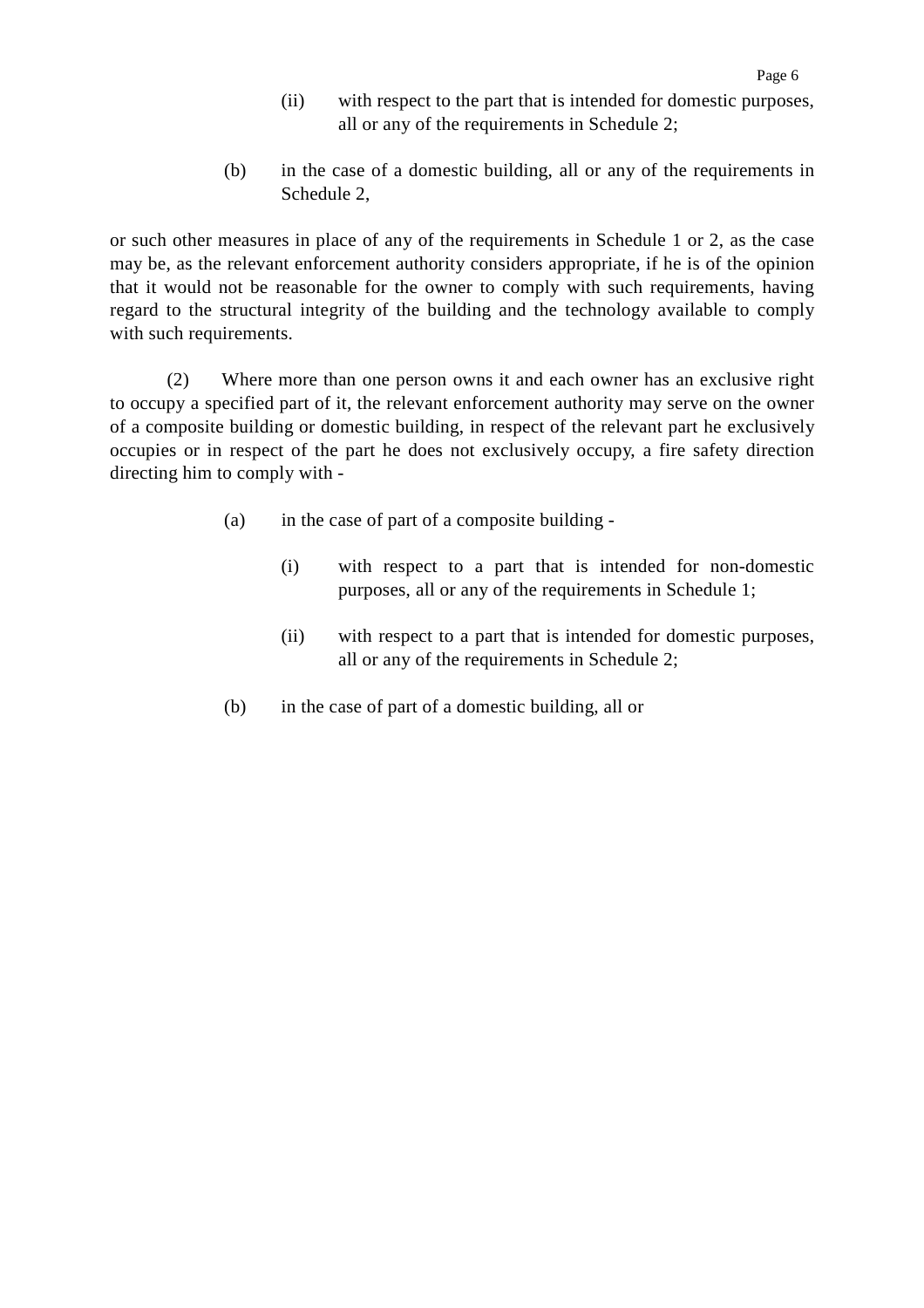(ii) with respect to the part that is intended for domestic purposes, all or any of the requirements in Schedule 2;

(b) in the case of a domestic building, all or any of the requirements in Schedule 2,

or such other measures in place of any of the requirements in Schedule 1 or 2, as the case may be, as the relevant enforcement authority considers appropriate, if he is of the opinion that it would not be reasonable for the owner to comply with such requirements, having regard to the structural integrity of the building and the technology available to comply with such requirements.

(2) Where more than one person owns it and each owner has an exclusive right to occupy a specified part of it, the relevant enforcement authority may serve on the owner of a composite building or domestic building, in respect of the relevant part he exclusively occupies or in respect of the part he does not exclusively occupy, a fire safety direction directing him to comply with -

(a) in the case of part of a composite building -

(i) with respect to a part that is intended for non-domestic purposes, all or any of the requirements in Schedule 1;

(ii) with respect to a part that is intended for domestic purposes, all or any of the requirements in Schedule 2;

(b) in the case of part of a domestic building, all or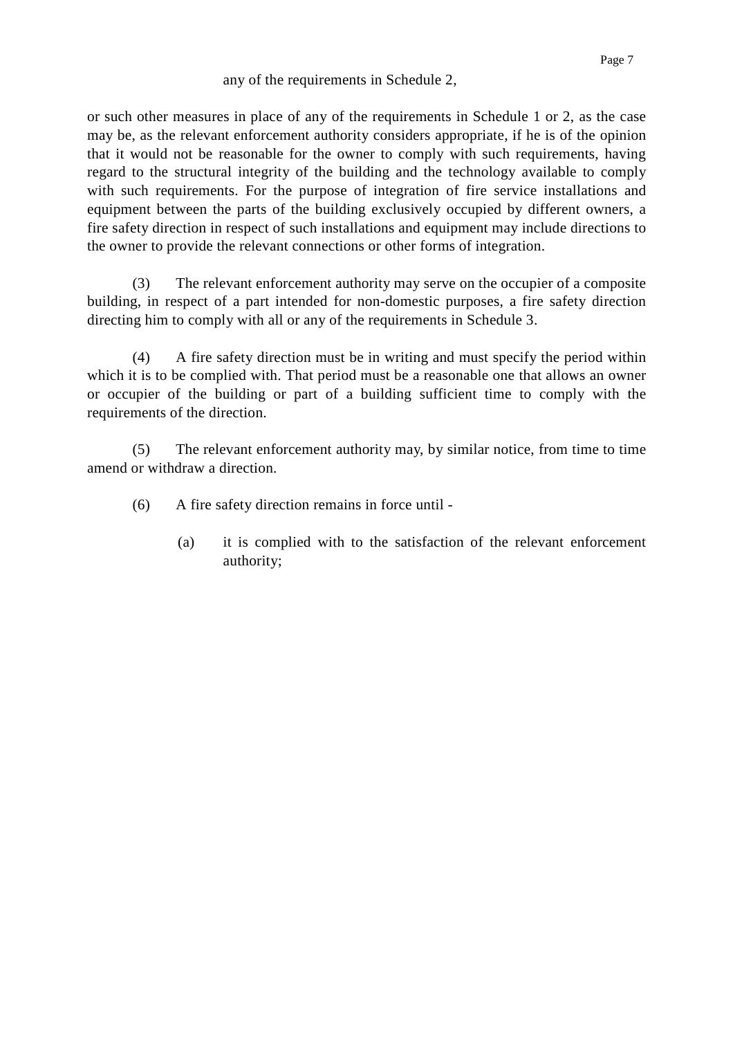any of the requirements in Schedule 2,

or such other measures in place of any of the requirements in Schedule 1 or 2, as the case may be, as the relevant enforcement authority considers appropriate, if he is of the opinion that it would not be reasonable for the owner to comply with such requirements, having regard to the structural integrity of the building and the technology available to comply with such requirements. For the purpose of integration of fire service installations and equipment between the parts of the building exclusively occupied by different owners, a fire safety direction in respect of such installations and equipment may include directions to the owner to provide the relevant connections or other forms of integration.

(3) The relevant enforcement authority may serve on the occupier of a composite building, in respect of a part intended for non-domestic purposes, a fire safety direction directing him to comply with all or any of the requirements in Schedule 3.

(4) A fire safety direction must be in writing and must specify the period within which it is to be complied with. That period must be a reasonable one that allows an owner or occupier of the building or part of a building sufficient time to comply with the requirements of the direction.

(5) The relevant enforcement authority may, by similar notice, from time to time amend or withdraw a direction.

(6) A fire safety direction remains in force until -

(a) it is complied with to the satisfaction of the relevant enforcement authority;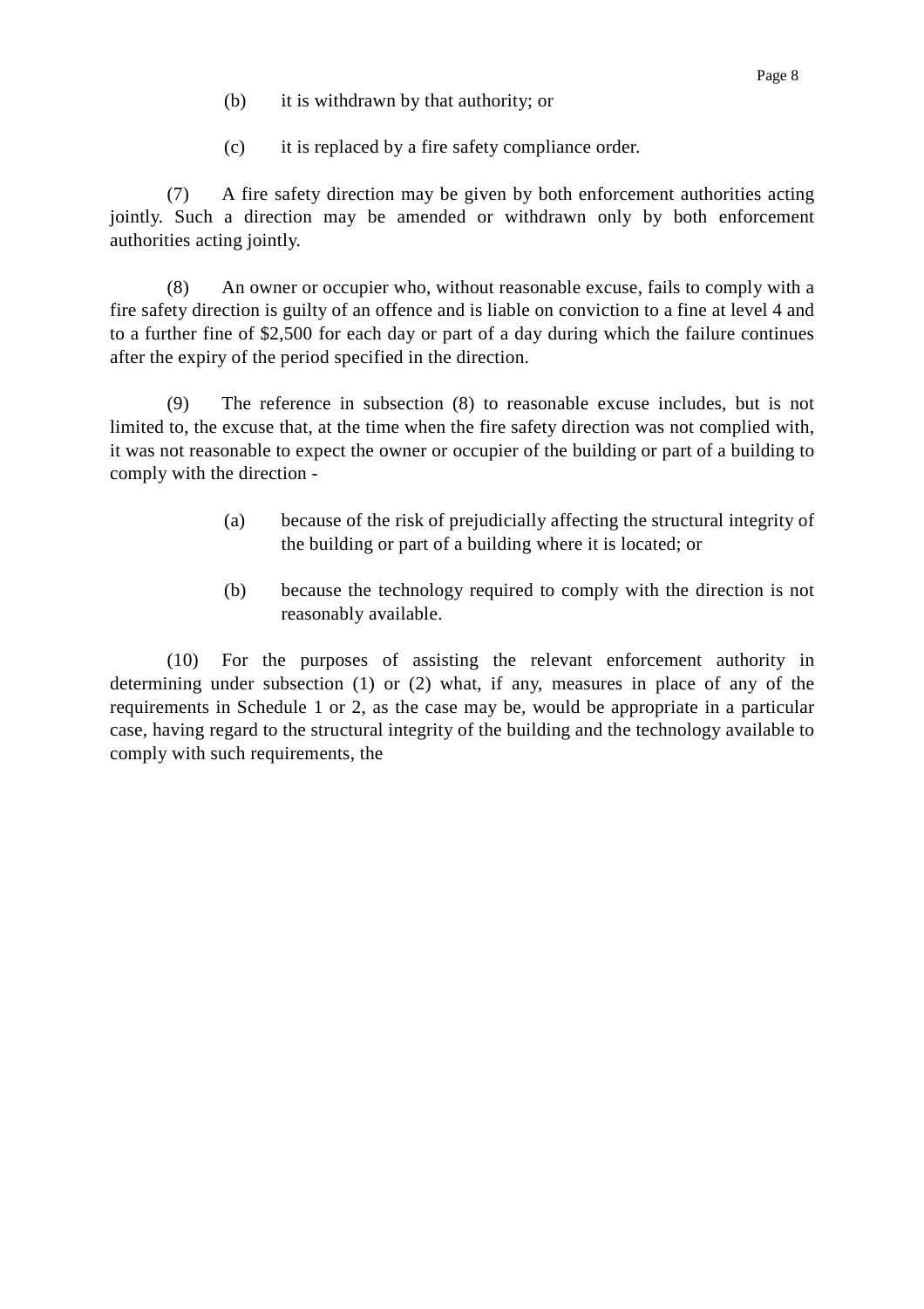(b) it is withdrawn by that authority; or

(c) it is replaced by a fire safety compliance order.

(7) A fire safety direction may be given by both enforcement authorities acting jointly. Such a direction may be amended or withdrawn only by both enforcement authorities acting jointly.

(8) An owner or occupier who, without reasonable excuse, fails to comply with a fire safety direction is guilty of an offence and is liable on conviction to a fine at level 4 and to a further fine of $2,500 for each day or part of a day during which the failure continues after the expiry of the period specified in the direction.

(9) The reference in subsection (8) to reasonable excuse includes, but is not limited to, the excuse that, at the time when the fire safety direction was not complied with, it was not reasonable to expect the owner or occupier of the building or part of a building to comply with the direction -

(a) because of the risk of prejudicially affecting the structural integrity of the building or part of a building where it is located; or

(b) because the technology required to comply with the direction is not reasonably available.

(10) For the purposes of assisting the relevant enforcement authority in determining under subsection (1) or (2) what, if any, measures in place of any of the requirements in Schedule 1 or 2, as the case may be, would be appropriate in a particular case, having regard to the structural integrity of the building and the technology available to comply with such requirements, the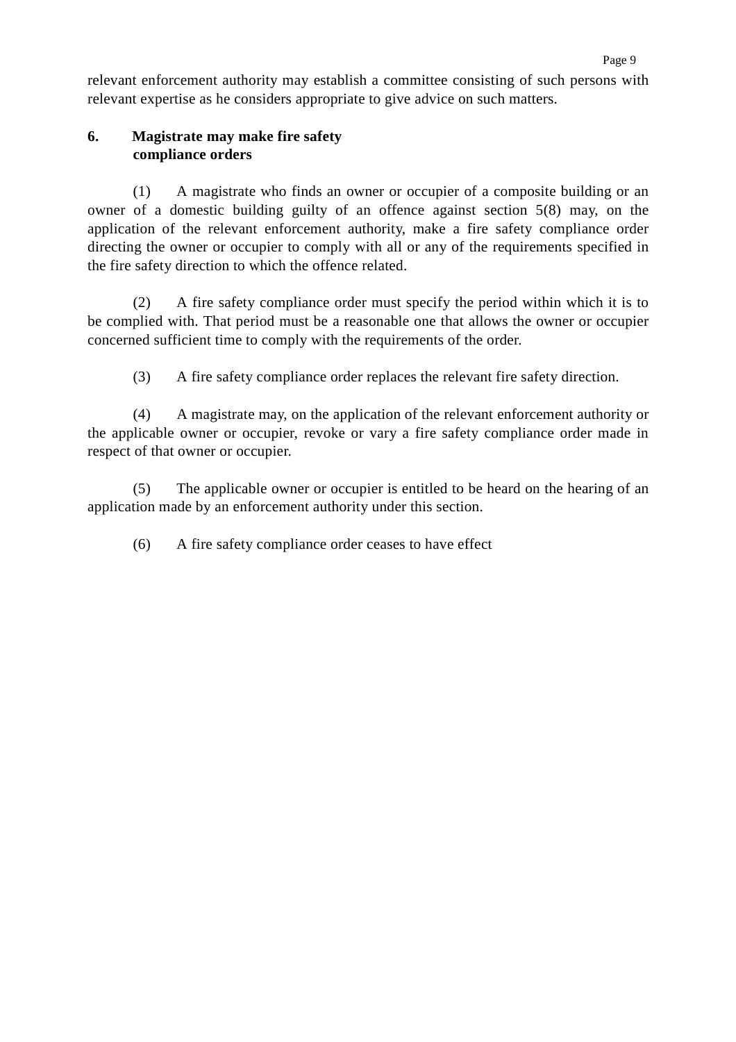relevant enforcement authority may establish a committee consisting of such persons with relevant expertise as he considers appropriate to give advice on such matters.

**6. Magistrate may make fire safety compliance orders**

(1) A magistrate who finds an owner or occupier of a composite building or an owner of a domestic building guilty of an offence against section 5(8) may, on the application of the relevant enforcement authority, make a fire safety compliance order directing the owner or occupier to comply with all or any of the requirements specified in the fire safety direction to which the offence related.

(2) A fire safety compliance order must specify the period within which it is to be complied with. That period must be a reasonable one that allows the owner or occupier concerned sufficient time to comply with the requirements of the order.

(3) A fire safety compliance order replaces the relevant fire safety direction.

(4) A magistrate may, on the application of the relevant enforcement authority or the applicable owner or occupier, revoke or vary a fire safety compliance order made in respect of that owner or occupier.

(5) The applicable owner or occupier is entitled to be heard on the hearing of an application made by an enforcement authority under this section.

(6) A fire safety compliance order ceases to have effect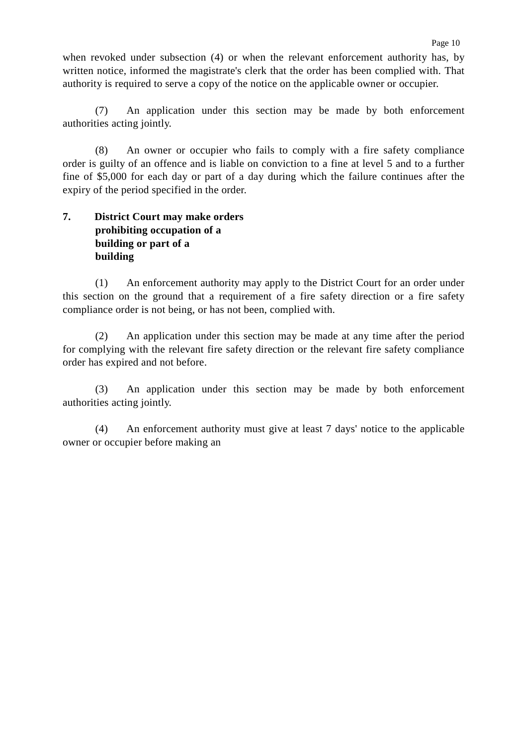when revoked under subsection (4) or when the relevant enforcement authority has, by written notice, informed the magistrate's clerk that the order has been complied with. That authority is required to serve a copy of the notice on the applicable owner or occupier.

(7) An application under this section may be made by both enforcement authorities acting jointly.

(8) An owner or occupier who fails to comply with a fire safety compliance order is guilty of an offence and is liable on conviction to a fine at level 5 and to a further fine of $5,000 for each day or part of a day during which the failure continues after the expiry of the period specified in the order.

**7. District Court may make orders prohibiting occupation of a building or part of a building**

(1) An enforcement authority may apply to the District Court for an order under this section on the ground that a requirement of a fire safety direction or a fire safety compliance order is not being, or has not been, complied with.

(2) An application under this section may be made at any time after the period for complying with the relevant fire safety direction or the relevant fire safety compliance order has expired and not before.

(3) An application under this section may be made by both enforcement authorities acting jointly.

(4) An enforcement authority must give at least 7 days' notice to the applicable owner or occupier before making an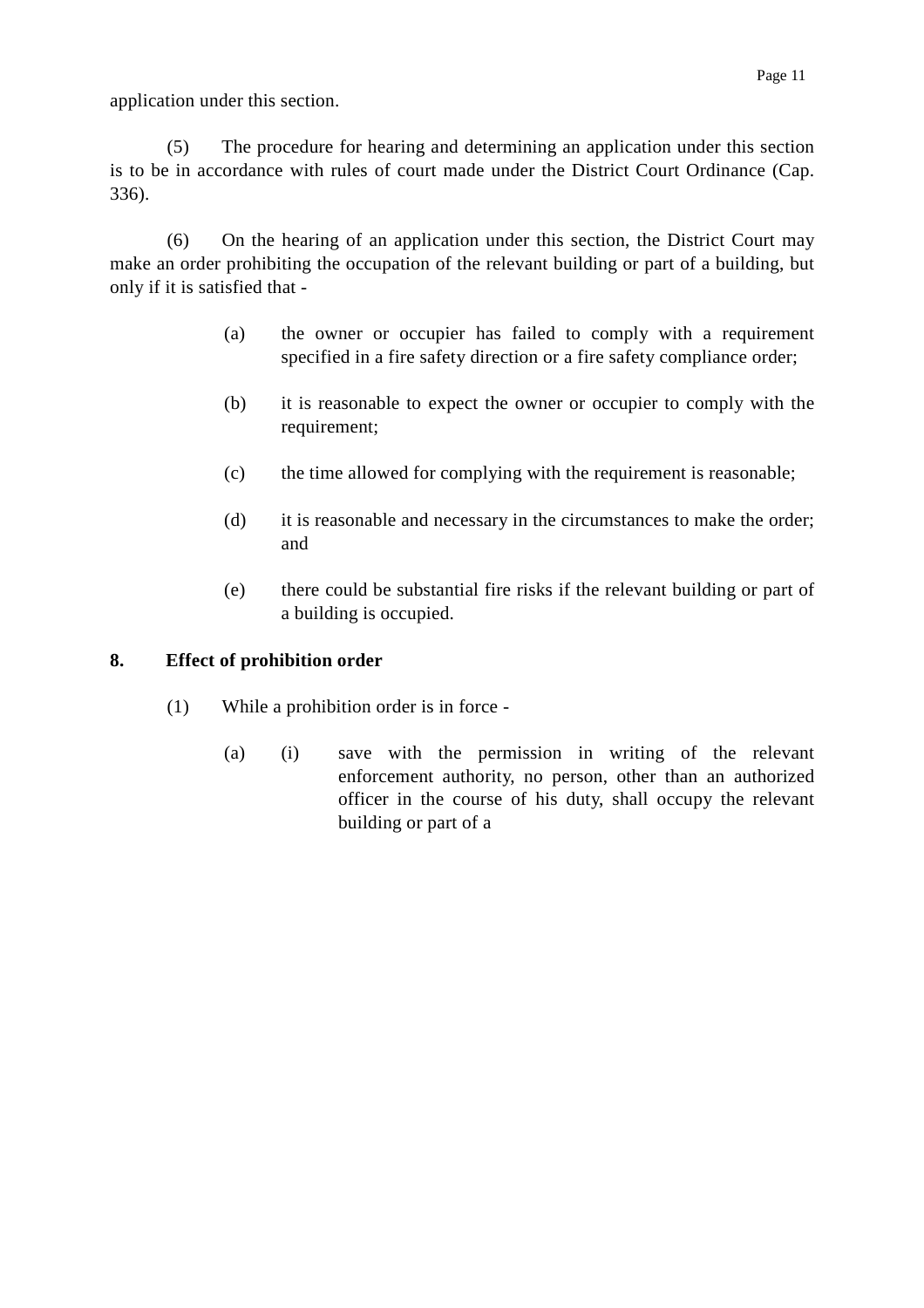application under this section.

(5) The procedure for hearing and determining an application under this section is to be in accordance with rules of court made under the District Court Ordinance (Cap. 336).

(6) On the hearing of an application under this section, the District Court may make an order prohibiting the occupation of the relevant building or part of a building, but only if it is satisfied that -

(a) the owner or occupier has failed to comply with a requirement specified in a fire safety direction or a fire safety compliance order;

(b) it is reasonable to expect the owner or occupier to comply with the requirement;

(c) the time allowed for complying with the requirement is reasonable;

(d) it is reasonable and necessary in the circumstances to make the order; and

(e) there could be substantial fire risks if the relevant building or part of a building is occupied.

**8. Effect of prohibition order**

(1) While a prohibition order is in force -

(a) (i) save with the permission in writing of the relevant enforcement authority, no person, other than an authorized officer in the course of his duty, shall occupy the relevant building or part of a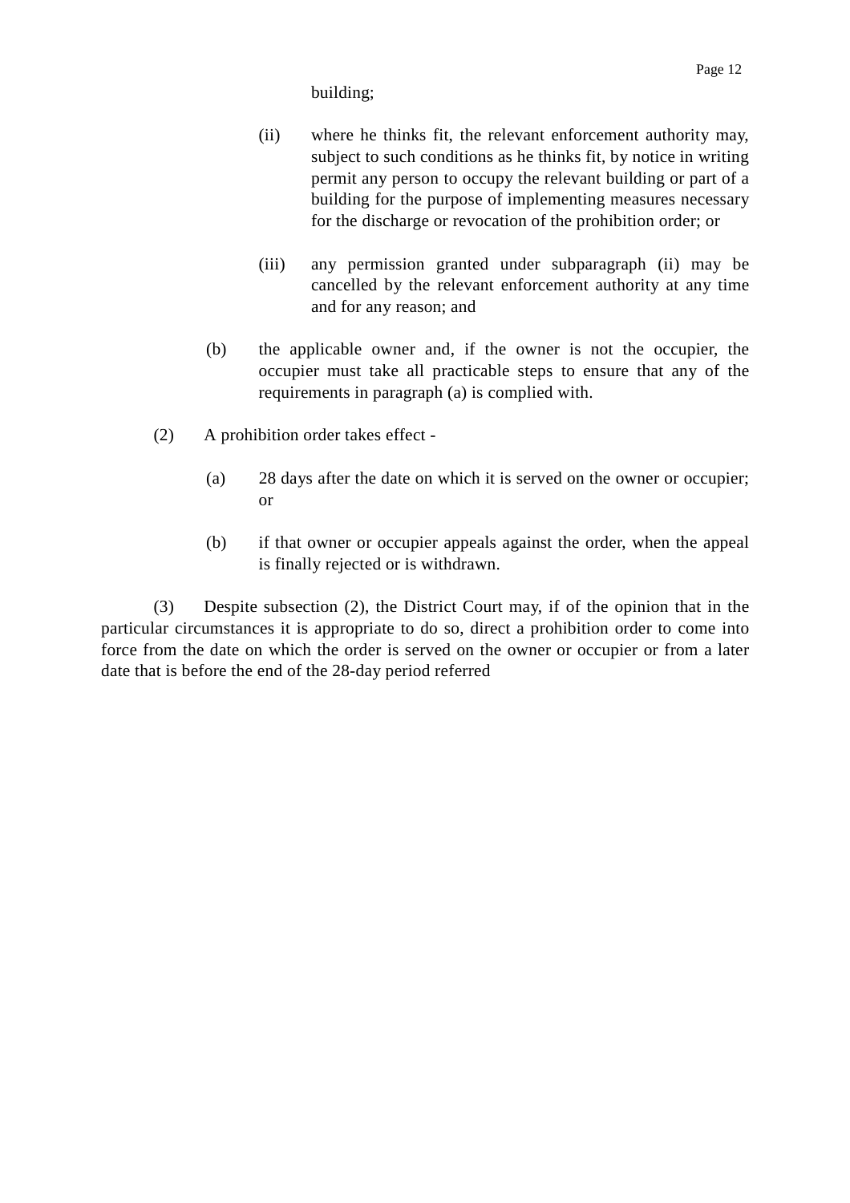building;

(ii) where he thinks fit, the relevant enforcement authority may, subject to such conditions as he thinks fit, by notice in writing permit any person to occupy the relevant building or part of a building for the purpose of implementing measures necessary for the discharge or revocation of the prohibition order; or

(iii) any permission granted under subparagraph (ii) may be cancelled by the relevant enforcement authority at any time and for any reason; and

(b) the applicable owner and, if the owner is not the occupier, the occupier must take all practicable steps to ensure that any of the requirements in paragraph (a) is complied with.

(2) A prohibition order takes effect -

(a) 28 days after the date on which it is served on the owner or occupier; or

(b) if that owner or occupier appeals against the order, when the appeal is finally rejected or is withdrawn.

(3) Despite subsection (2), the District Court may, if of the opinion that in the particular circumstances it is appropriate to do so, direct a prohibition order to come into force from the date on which the order is served on the owner or occupier or from a later date that is before the end of the 28-day period referred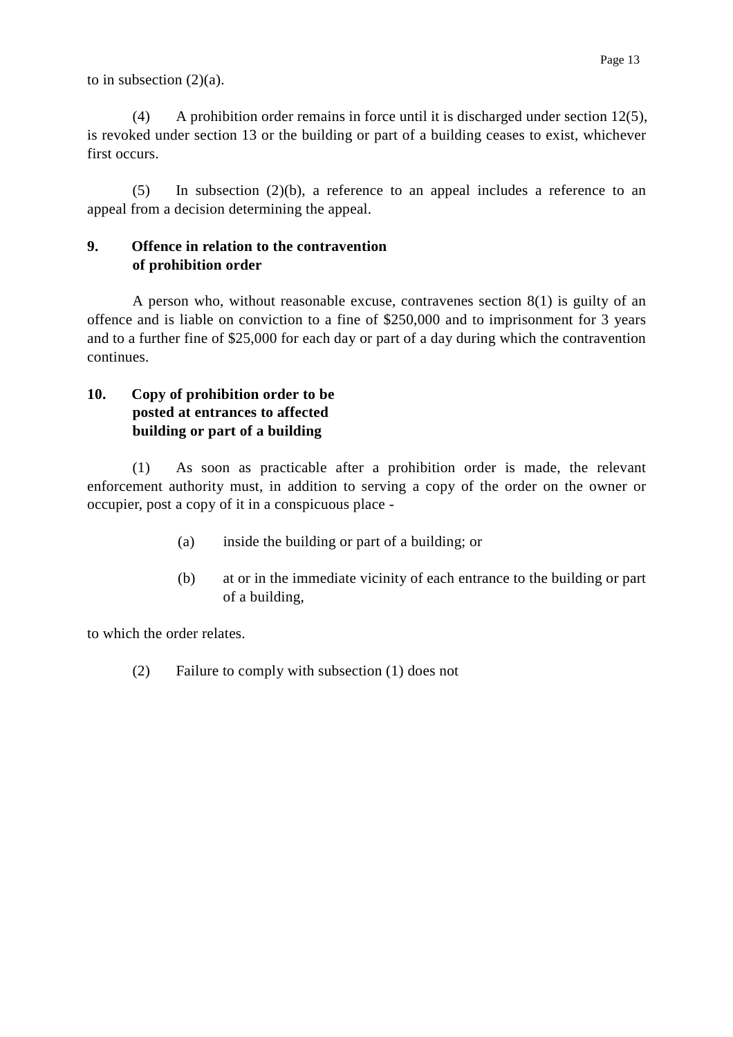to in subsection (2)(a).

(4) A prohibition order remains in force until it is discharged under section 12(5), is revoked under section 13 or the building or part of a building ceases to exist, whichever first occurs.

(5) In subsection (2)(b), a reference to an appeal includes a reference to an appeal from a decision determining the appeal.

**9. Offence in relation to the contravention of prohibition order**

A person who, without reasonable excuse, contravenes section 8(1) is guilty of an offence and is liable on conviction to a fine of $250,000 and to imprisonment for 3 years and to a further fine of $25,000 for each day or part of a day during which the contravention continues.

**10. Copy of prohibition order to be posted at entrances to affected building or part of a building**

(1) As soon as practicable after a prohibition order is made, the relevant enforcement authority must, in addition to serving a copy of the order on the owner or occupier, post a copy of it in a conspicuous place -

(a) inside the building or part of a building; or

(b) at or in the immediate vicinity of each entrance to the building or part of a building,

to which the order relates.

(2) Failure to comply with subsection (1) does not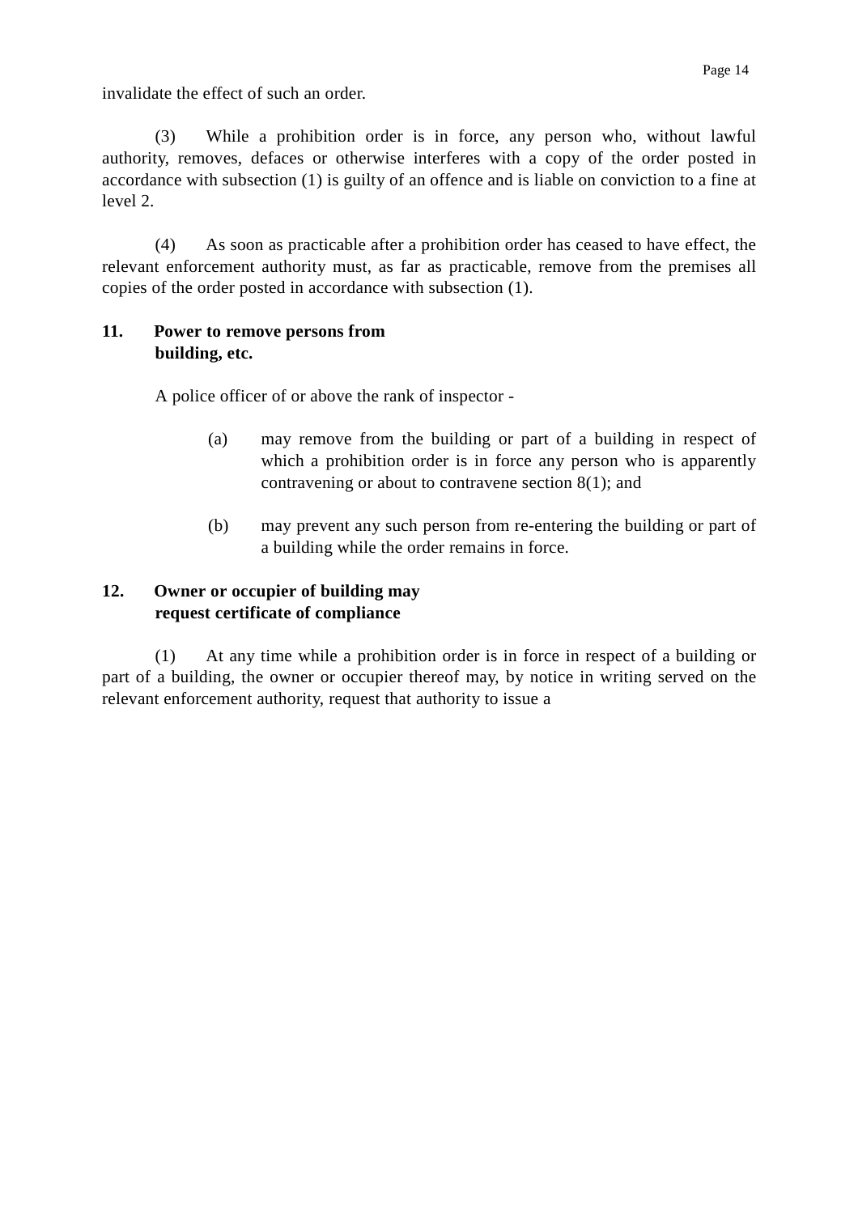invalidate the effect of such an order.

(3) While a prohibition order is in force, any person who, without lawful authority, removes, defaces or otherwise interferes with a copy of the order posted in accordance with subsection (1) is guilty of an offence and is liable on conviction to a fine at level 2.

(4) As soon as practicable after a prohibition order has ceased to have effect, the relevant enforcement authority must, as far as practicable, remove from the premises all copies of the order posted in accordance with subsection (1).

**11. Power to remove persons from building, etc.**

A police officer of or above the rank of inspector -

(a) may remove from the building or part of a building in respect of which a prohibition order is in force any person who is apparently contravening or about to contravene section 8(1); and

(b) may prevent any such person from re-entering the building or part of a building while the order remains in force.

**12. Owner or occupier of building may request certificate of compliance**

(1) At any time while a prohibition order is in force in respect of a building or part of a building, the owner or occupier thereof may, by notice in writing served on the relevant enforcement authority, request that authority to issue a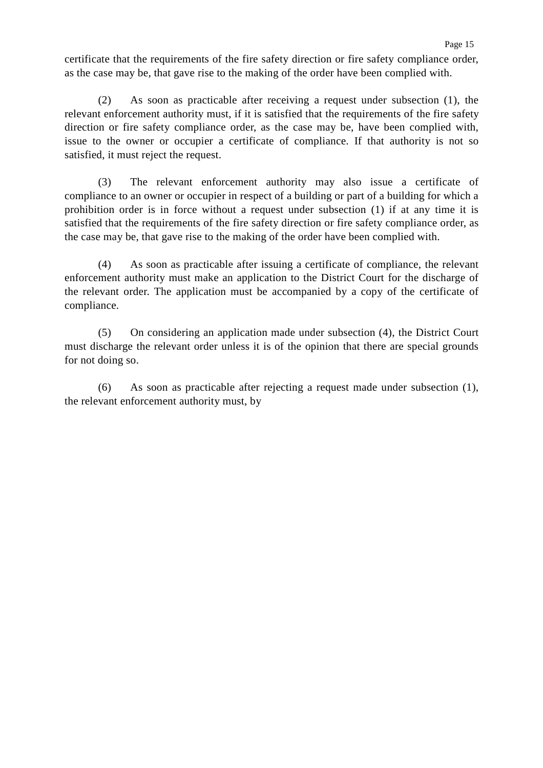certificate that the requirements of the fire safety direction or fire safety compliance order, as the case may be, that gave rise to the making of the order have been complied with.

(2) As soon as practicable after receiving a request under subsection (1), the relevant enforcement authority must, if it is satisfied that the requirements of the fire safety direction or fire safety compliance order, as the case may be, have been complied with, issue to the owner or occupier a certificate of compliance. If that authority is not so satisfied, it must reject the request.

(3) The relevant enforcement authority may also issue a certificate of compliance to an owner or occupier in respect of a building or part of a building for which a prohibition order is in force without a request under subsection (1) if at any time it is satisfied that the requirements of the fire safety direction or fire safety compliance order, as the case may be, that gave rise to the making of the order have been complied with.

(4) As soon as practicable after issuing a certificate of compliance, the relevant enforcement authority must make an application to the District Court for the discharge of the relevant order. The application must be accompanied by a copy of the certificate of compliance.

(5) On considering an application made under subsection (4), the District Court must discharge the relevant order unless it is of the opinion that there are special grounds for not doing so.

(6) As soon as practicable after rejecting a request made under subsection (1), the relevant enforcement authority must, by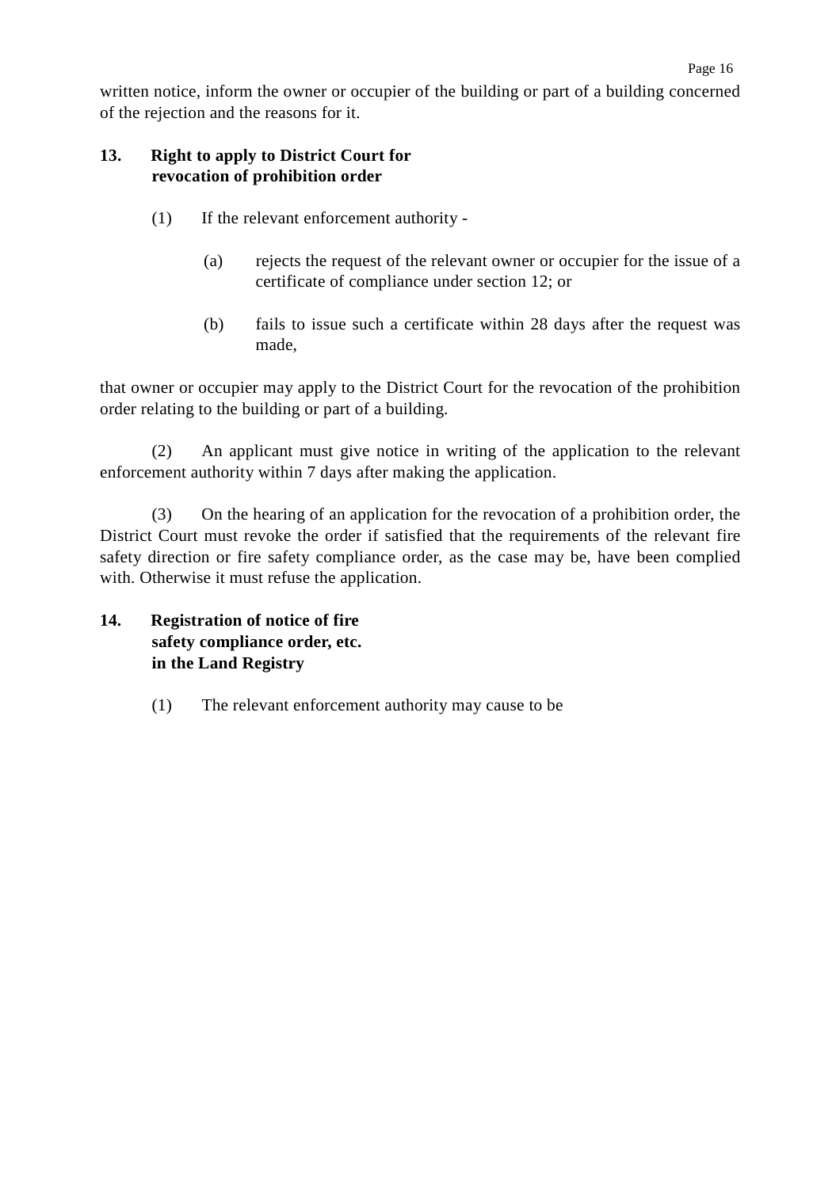written notice, inform the owner or occupier of the building or part of a building concerned of the rejection and the reasons for it.

**13. Right to apply to District Court for revocation of prohibition order**

(1) If the relevant enforcement authority -

(a) rejects the request of the relevant owner or occupier for the issue of a certificate of compliance under section 12; or

(b) fails to issue such a certificate within 28 days after the request was made,

that owner or occupier may apply to the District Court for the revocation of the prohibition order relating to the building or part of a building.

(2) An applicant must give notice in writing of the application to the relevant enforcement authority within 7 days after making the application.

(3) On the hearing of an application for the revocation of a prohibition order, the District Court must revoke the order if satisfied that the requirements of the relevant fire safety direction or fire safety compliance order, as the case may be, have been complied with. Otherwise it must refuse the application.

**14. Registration of notice of fire safety compliance order, etc. in the Land Registry**

(1) The relevant enforcement authority may cause to be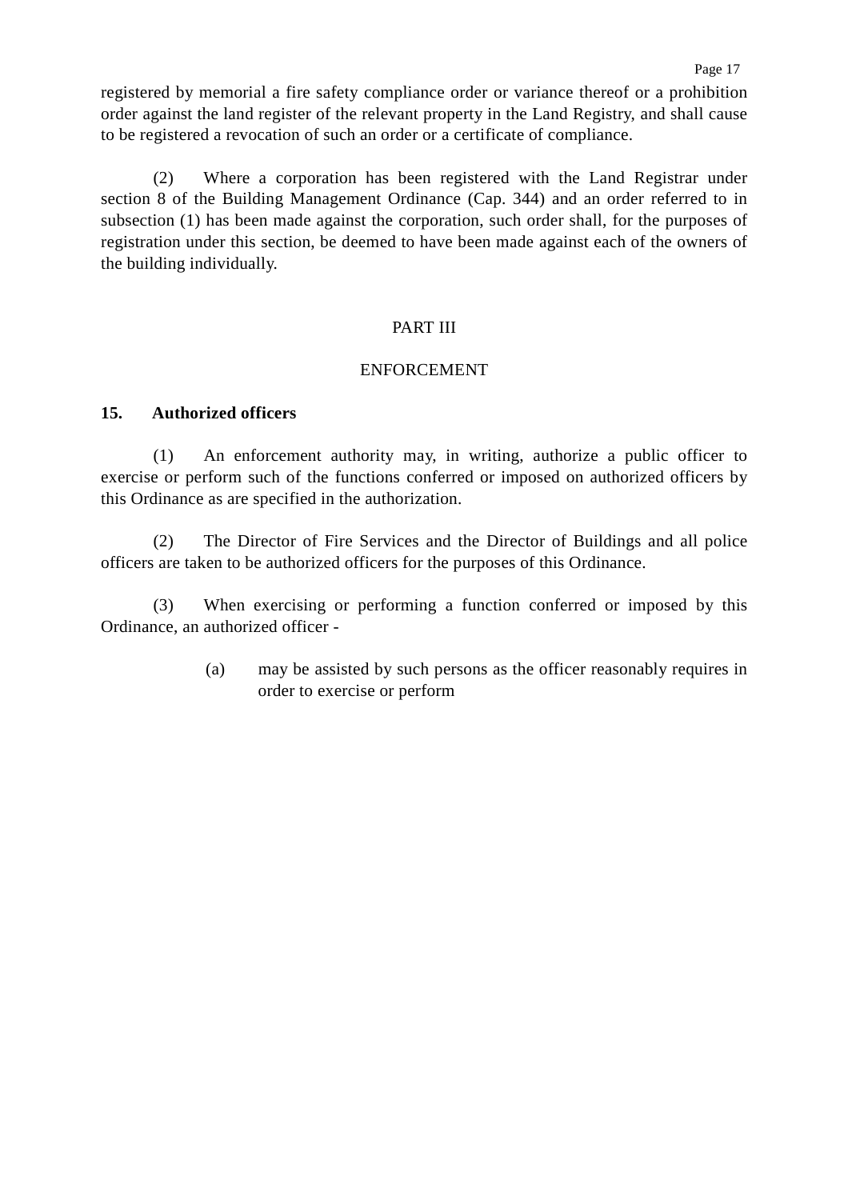registered by memorial a fire safety compliance order or variance thereof or a prohibition order against the land register of the relevant property in the Land Registry, and shall cause to be registered a revocation of such an order or a certificate of compliance.

(2) Where a corporation has been registered with the Land Registrar under section 8 of the Building Management Ordinance (Cap. 344) and an order referred to in subsection (1) has been made against the corporation, such order shall, for the purposes of registration under this section, be deemed to have been made against each of the owners of the building individually.

## PART III

## ENFORCEMENT

**15. Authorized officers**

(1) An enforcement authority may, in writing, authorize a public officer to exercise or perform such of the functions conferred or imposed on authorized officers by this Ordinance as are specified in the authorization.

(2) The Director of Fire Services and the Director of Buildings and all police officers are taken to be authorized officers for the purposes of this Ordinance.

(3) When exercising or performing a function conferred or imposed by this Ordinance, an authorized officer -

(a) may be assisted by such persons as the officer reasonably requires in order to exercise or perform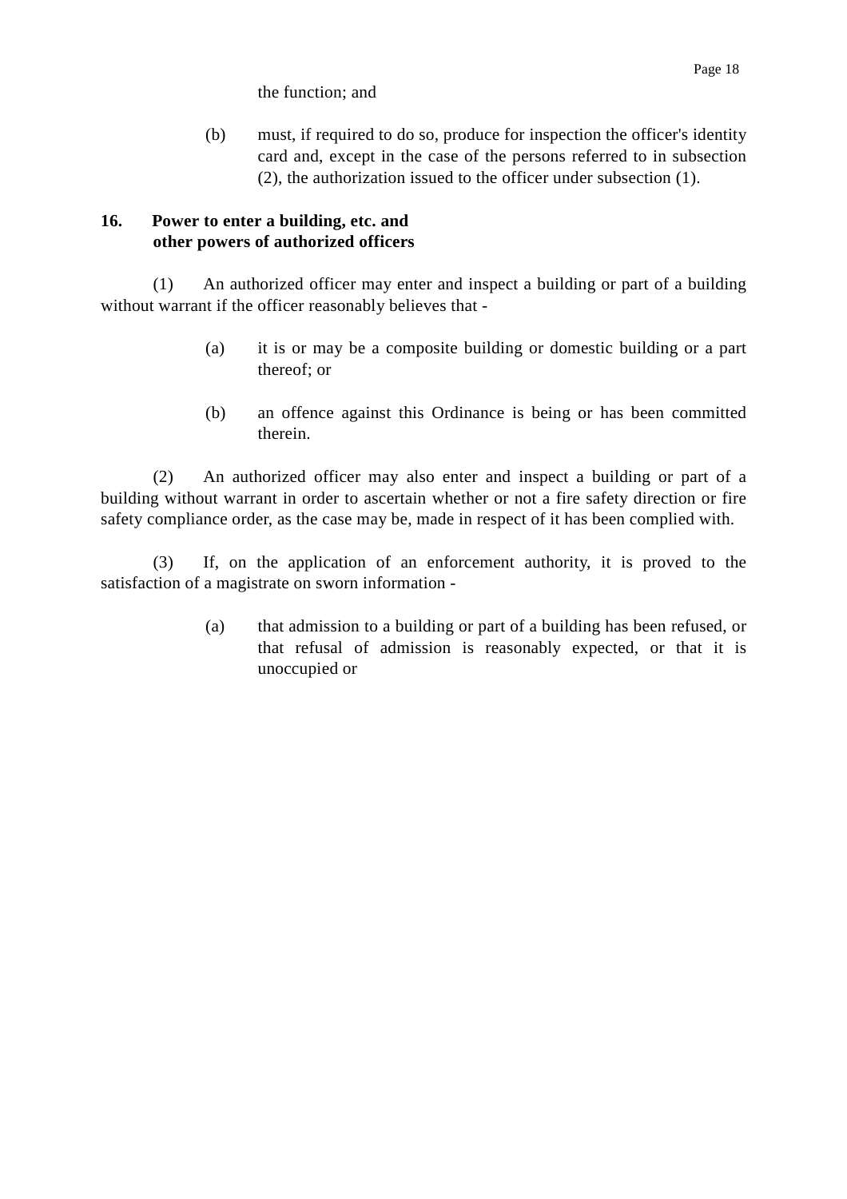the function; and

(b) must, if required to do so, produce for inspection the officer's identity card and, except in the case of the persons referred to in subsection (2), the authorization issued to the officer under subsection (1).

**16. Power to enter a building, etc. and other powers of authorized officers**

(1) An authorized officer may enter and inspect a building or part of a building without warrant if the officer reasonably believes that -

(a) it is or may be a composite building or domestic building or a part thereof; or

(b) an offence against this Ordinance is being or has been committed therein.

(2) An authorized officer may also enter and inspect a building or part of a building without warrant in order to ascertain whether or not a fire safety direction or fire safety compliance order, as the case may be, made in respect of it has been complied with.

(3) If, on the application of an enforcement authority, it is proved to the satisfaction of a magistrate on sworn information -

(a) that admission to a building or part of a building has been refused, or that refusal of admission is reasonably expected, or that it is unoccupied or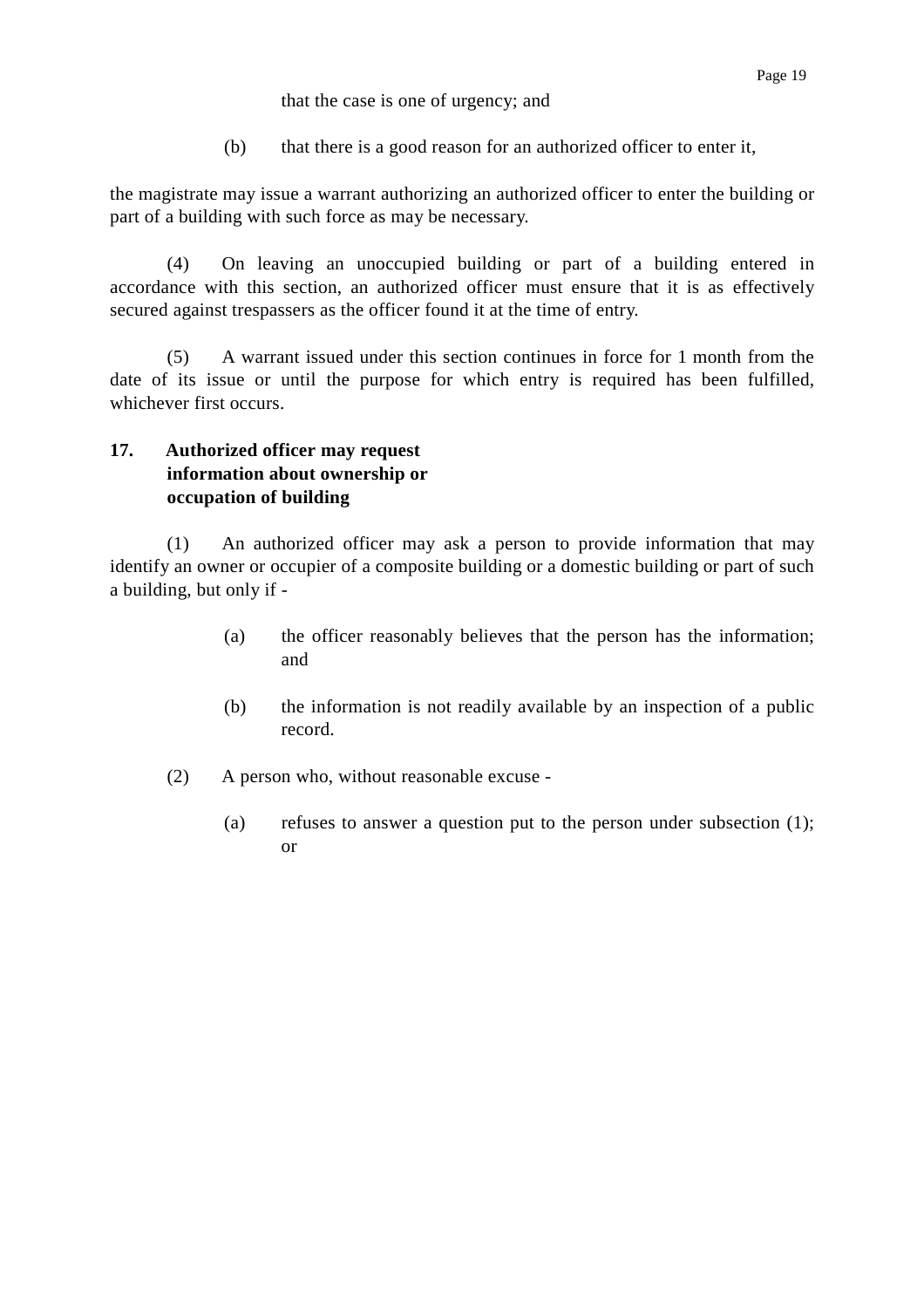that the case is one of urgency; and

(b) that there is a good reason for an authorized officer to enter it,

the magistrate may issue a warrant authorizing an authorized officer to enter the building or part of a building with such force as may be necessary.

(4) On leaving an unoccupied building or part of a building entered in accordance with this section, an authorized officer must ensure that it is as effectively secured against trespassers as the officer found it at the time of entry.

(5) A warrant issued under this section continues in force for 1 month from the date of its issue or until the purpose for which entry is required has been fulfilled, whichever first occurs.

**17. Authorized officer may request information about ownership or occupation of building**

(1) An authorized officer may ask a person to provide information that may identify an owner or occupier of a composite building or a domestic building or part of such a building, but only if -

(a) the officer reasonably believes that the person has the information; and

(b) the information is not readily available by an inspection of a public record.

(2) A person who, without reasonable excuse -

(a) refuses to answer a question put to the person under subsection (1); or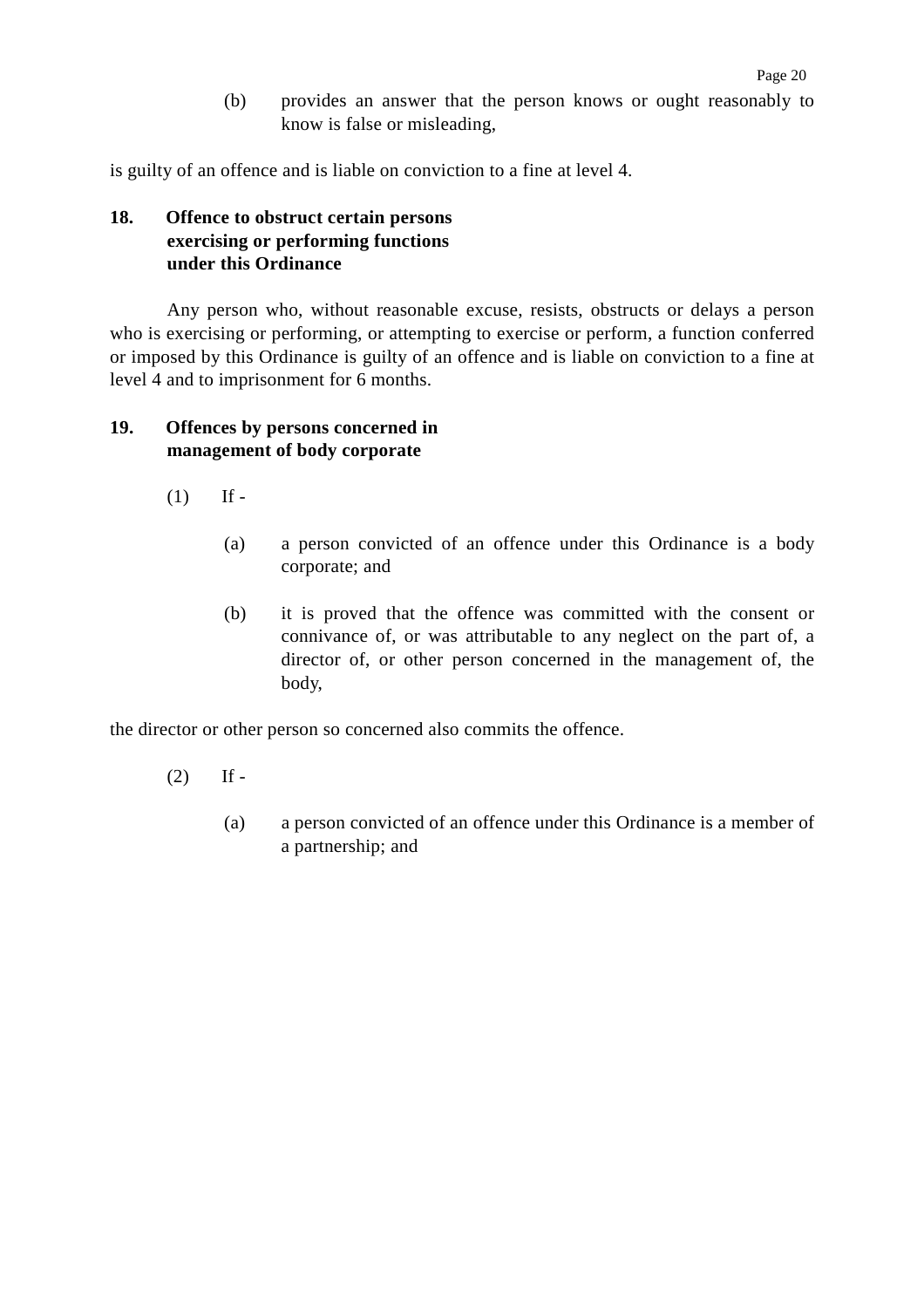(b) provides an answer that the person knows or ought reasonably to know is false or misleading,

is guilty of an offence and is liable on conviction to a fine at level 4.

### 18. Offence to obstruct certain persons exercising or performing functions under this Ordinance

Any person who, without reasonable excuse, resists, obstructs or delays a person who is exercising or performing, or attempting to exercise or perform, a function conferred or imposed by this Ordinance is guilty of an offence and is liable on conviction to a fine at level 4 and to imprisonment for 6 months.

### 19. Offences by persons concerned in management of body corporate

(1) If -

(a) a person convicted of an offence under this Ordinance is a body corporate; and

(b) it is proved that the offence was committed with the consent or connivance of, or was attributable to any neglect on the part of, a director of, or other person concerned in the management of, the body,

the director or other person so concerned also commits the offence.

(2) If -

(a) a person convicted of an offence under this Ordinance is a member of a partnership; and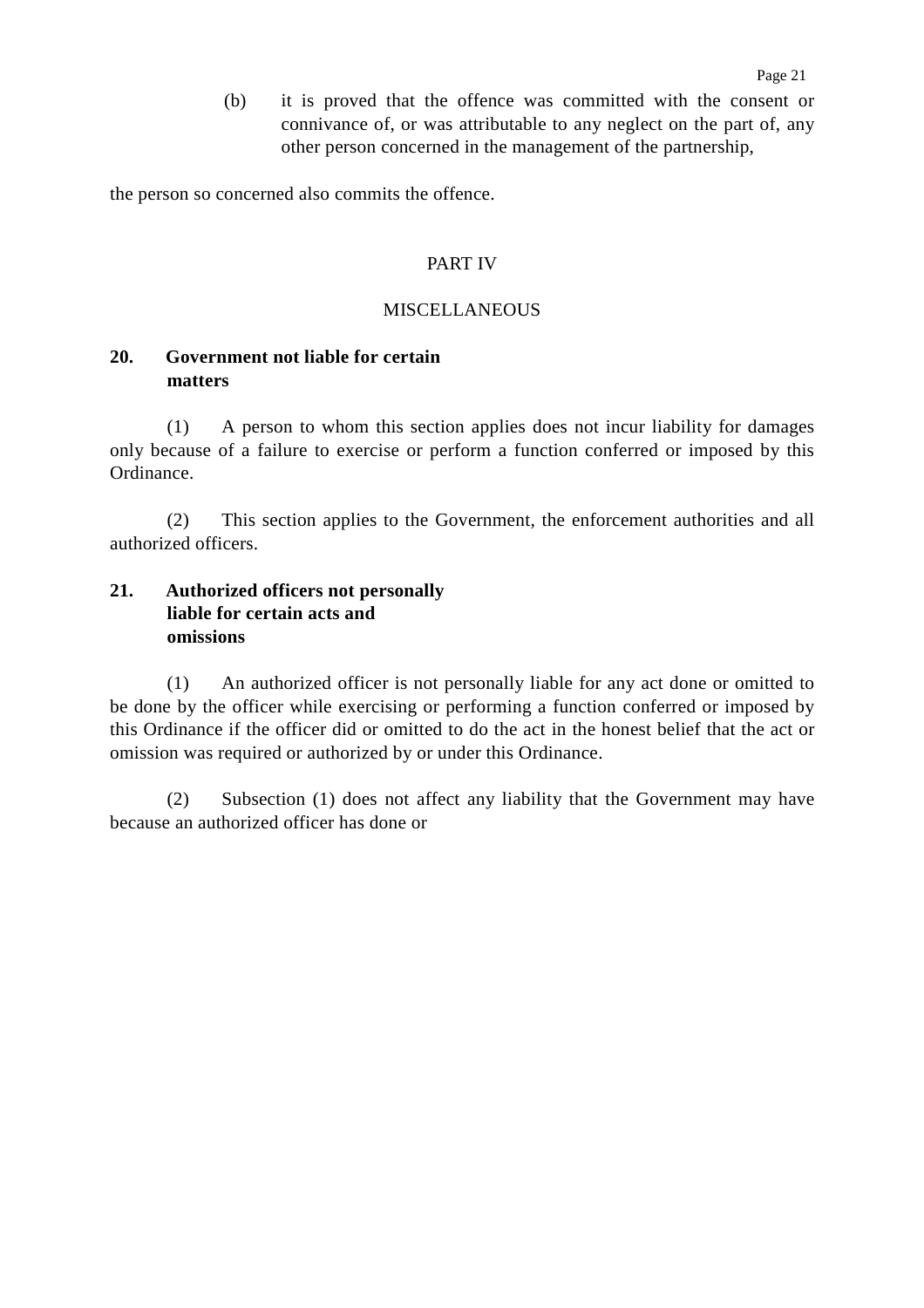(b) it is proved that the offence was committed with the consent or connivance of, or was attributable to any neglect on the part of, any other person concerned in the management of the partnership,

the person so concerned also commits the offence.

## PART IV

## MISCELLANEOUS

### 20. Government not liable for certain matters

(1) A person to whom this section applies does not incur liability for damages only because of a failure to exercise or perform a function conferred or imposed by this Ordinance.

(2) This section applies to the Government, the enforcement authorities and all authorized officers.

### 21. Authorized officers not personally liable for certain acts and omissions

(1) An authorized officer is not personally liable for any act done or omitted to be done by the officer while exercising or performing a function conferred or imposed by this Ordinance if the officer did or omitted to do the act in the honest belief that the act or omission was required or authorized by or under this Ordinance.

(2) Subsection (1) does not affect any liability that the Government may have because an authorized officer has done or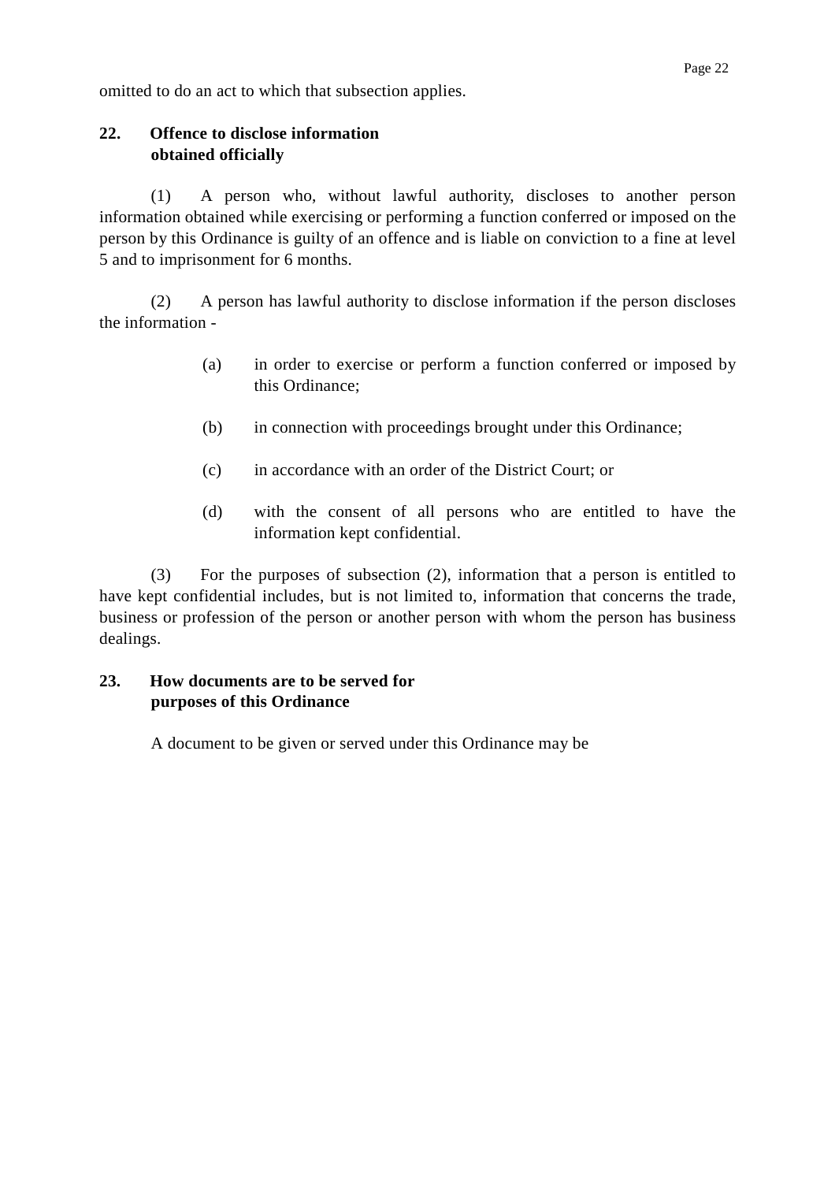omitted to do an act to which that subsection applies.

**22. Offence to disclose information obtained officially**

(1) A person who, without lawful authority, discloses to another person information obtained while exercising or performing a function conferred or imposed on the person by this Ordinance is guilty of an offence and is liable on conviction to a fine at level 5 and to imprisonment for 6 months.

(2) A person has lawful authority to disclose information if the person discloses the information -

(a) in order to exercise or perform a function conferred or imposed by this Ordinance;

(b) in connection with proceedings brought under this Ordinance;

(c) in accordance with an order of the District Court; or

(d) with the consent of all persons who are entitled to have the information kept confidential.

(3) For the purposes of subsection (2), information that a person is entitled to have kept confidential includes, but is not limited to, information that concerns the trade, business or profession of the person or another person with whom the person has business dealings.

**23. How documents are to be served for purposes of this Ordinance**

A document to be given or served under this Ordinance may be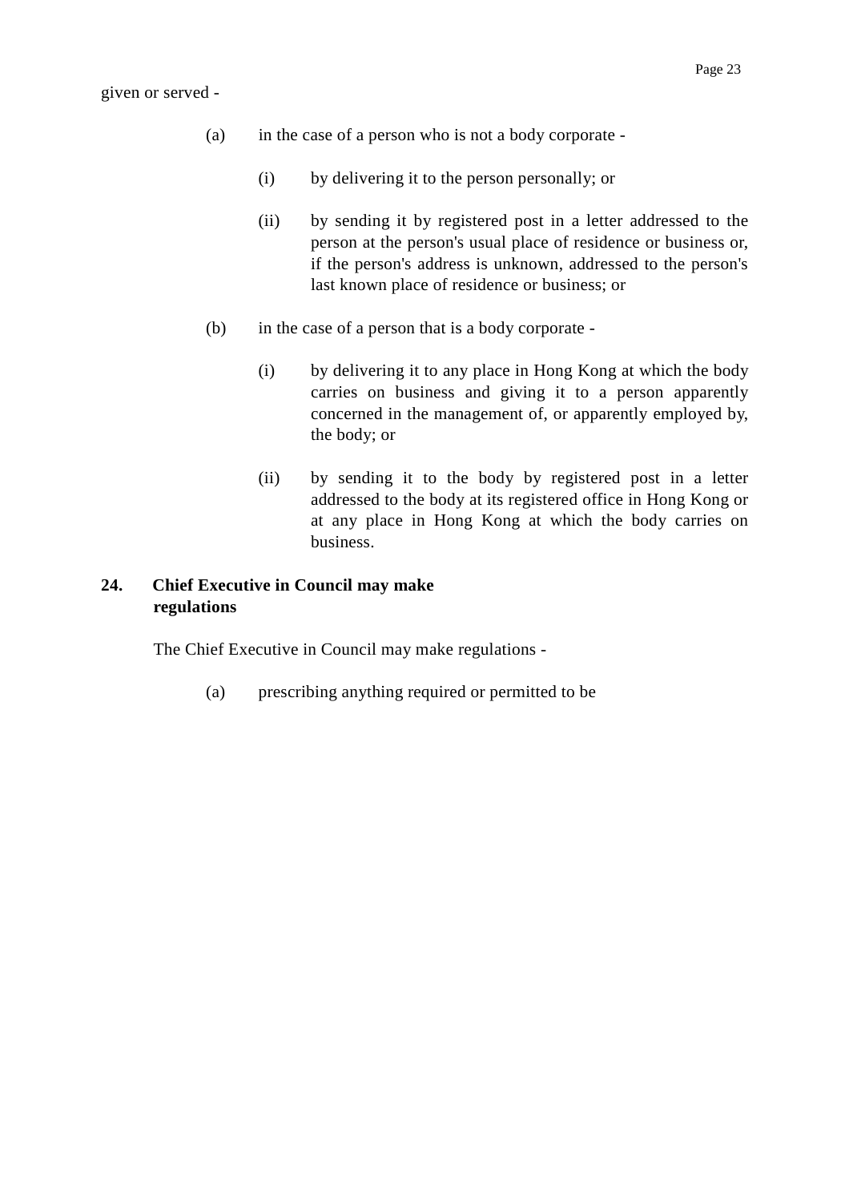given or served -

(a) in the case of a person who is not a body corporate -

(i) by delivering it to the person personally; or

(ii) by sending it by registered post in a letter addressed to the person at the person's usual place of residence or business or, if the person's address is unknown, addressed to the person's last known place of residence or business; or

(b) in the case of a person that is a body corporate -

(i) by delivering it to any place in Hong Kong at which the body carries on business and giving it to a person apparently concerned in the management of, or apparently employed by, the body; or

(ii) by sending it to the body by registered post in a letter addressed to the body at its registered office in Hong Kong or at any place in Hong Kong at which the body carries on business.

**24. Chief Executive in Council may make regulations**

The Chief Executive in Council may make regulations -

(a) prescribing anything required or permitted to be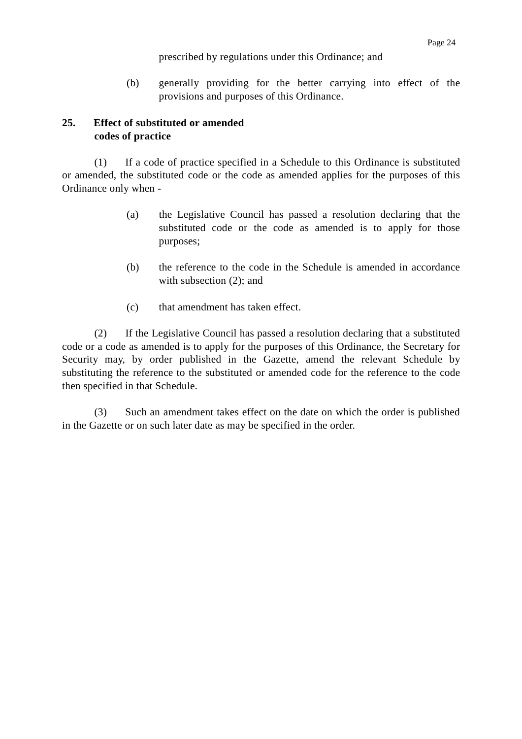prescribed by regulations under this Ordinance; and

(b) generally providing for the better carrying into effect of the provisions and purposes of this Ordinance.

**25. Effect of substituted or amended codes of practice**

(1) If a code of practice specified in a Schedule to this Ordinance is substituted or amended, the substituted code or the code as amended applies for the purposes of this Ordinance only when -

(a) the Legislative Council has passed a resolution declaring that the substituted code or the code as amended is to apply for those purposes;

(b) the reference to the code in the Schedule is amended in accordance with subsection (2); and

(c) that amendment has taken effect.

(2) If the Legislative Council has passed a resolution declaring that a substituted code or a code as amended is to apply for the purposes of this Ordinance, the Secretary for Security may, by order published in the Gazette, amend the relevant Schedule by substituting the reference to the substituted or amended code for the reference to the code then specified in that Schedule.

(3) Such an amendment takes effect on the date on which the order is published in the Gazette or on such later date as may be specified in the order.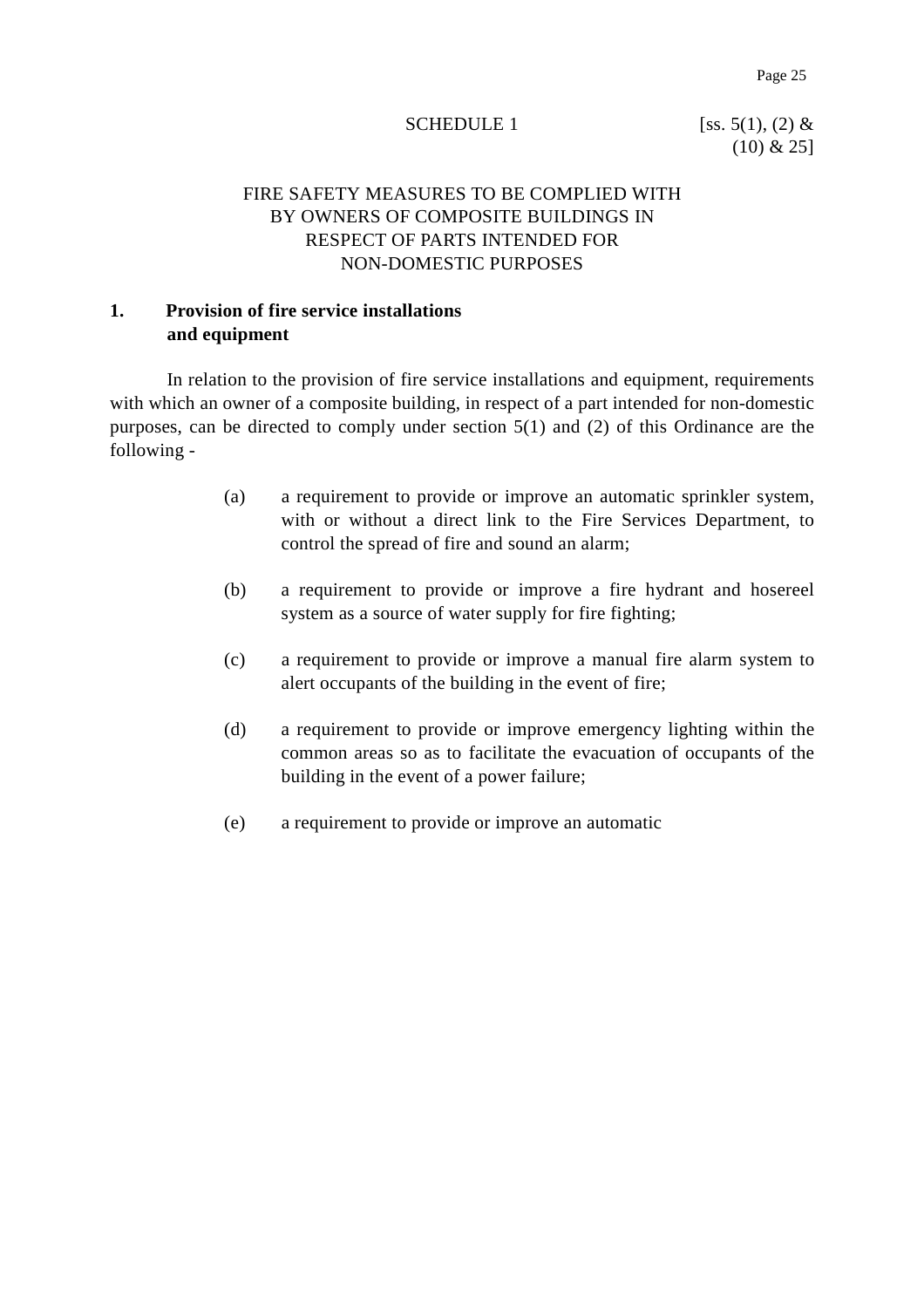SCHEDULE 1 [ss. 5(1), (2) & (10) & 25]

# FIRE SAFETY MEASURES TO BE COMPLIED WITH BY OWNERS OF COMPOSITE BUILDINGS IN RESPECT OF PARTS INTENDED FOR NON-DOMESTIC PURPOSES

## 1. Provision of fire service installations and equipment

In relation to the provision of fire service installations and equipment, requirements with which an owner of a composite building, in respect of a part intended for non-domestic purposes, can be directed to comply under section 5(1) and (2) of this Ordinance are the following -

(a) a requirement to provide or improve an automatic sprinkler system, with or without a direct link to the Fire Services Department, to control the spread of fire and sound an alarm;

(b) a requirement to provide or improve a fire hydrant and hosereel system as a source of water supply for fire fighting;

(c) a requirement to provide or improve a manual fire alarm system to alert occupants of the building in the event of fire;

(d) a requirement to provide or improve emergency lighting within the common areas so as to facilitate the evacuation of occupants of the building in the event of a power failure;

(e) a requirement to provide or improve an automatic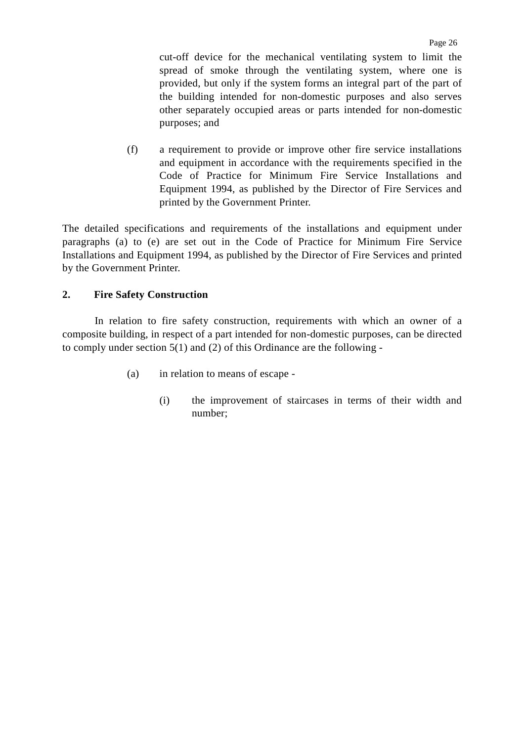cut-off device for the mechanical ventilating system to limit the spread of smoke through the ventilating system, where one is provided, but only if the system forms an integral part of the part of the building intended for non-domestic purposes and also serves other separately occupied areas or parts intended for non-domestic purposes; and

(f) a requirement to provide or improve other fire service installations and equipment in accordance with the requirements specified in the Code of Practice for Minimum Fire Service Installations and Equipment 1994, as published by the Director of Fire Services and printed by the Government Printer.

The detailed specifications and requirements of the installations and equipment under paragraphs (a) to (e) are set out in the Code of Practice for Minimum Fire Service Installations and Equipment 1994, as published by the Director of Fire Services and printed by the Government Printer.

**2. Fire Safety Construction**

In relation to fire safety construction, requirements with which an owner of a composite building, in respect of a part intended for non-domestic purposes, can be directed to comply under section 5(1) and (2) of this Ordinance are the following -

(a) in relation to means of escape -

(i) the improvement of staircases in terms of their width and number;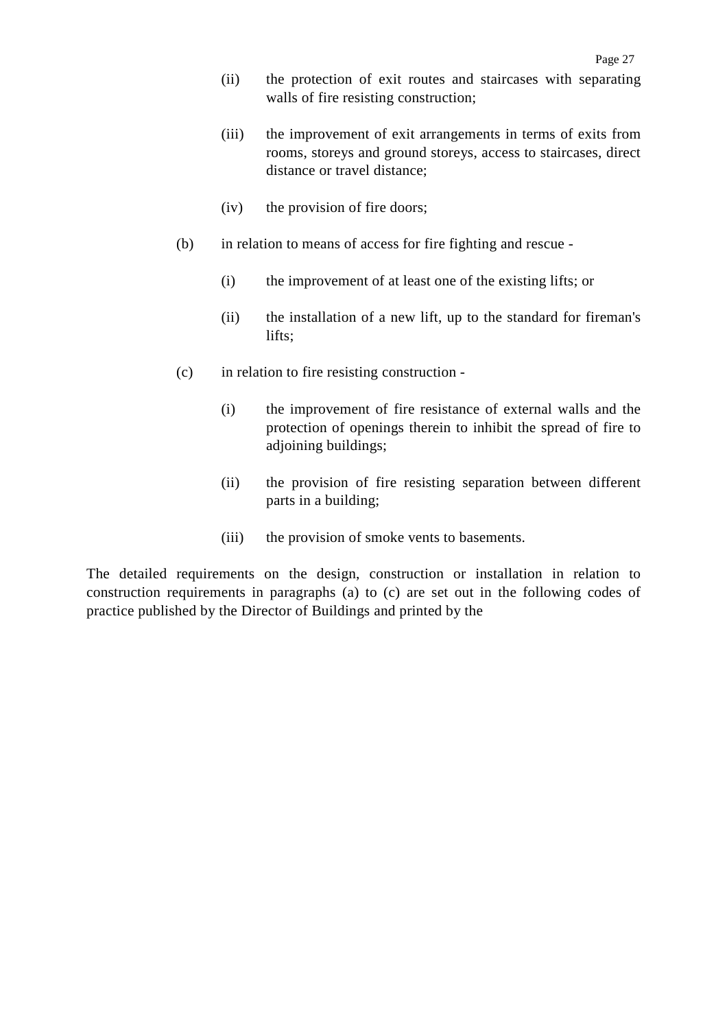(ii) the protection of exit routes and staircases with separating walls of fire resisting construction;

(iii) the improvement of exit arrangements in terms of exits from rooms, storeys and ground storeys, access to staircases, direct distance or travel distance;

(iv) the provision of fire doors;

(b) in relation to means of access for fire fighting and rescue -

(i) the improvement of at least one of the existing lifts; or

(ii) the installation of a new lift, up to the standard for fireman's lifts;

(c) in relation to fire resisting construction -

(i) the improvement of fire resistance of external walls and the protection of openings therein to inhibit the spread of fire to adjoining buildings;

(ii) the provision of fire resisting separation between different parts in a building;

(iii) the provision of smoke vents to basements.

The detailed requirements on the design, construction or installation in relation to construction requirements in paragraphs (a) to (c) are set out in the following codes of practice published by the Director of Buildings and printed by the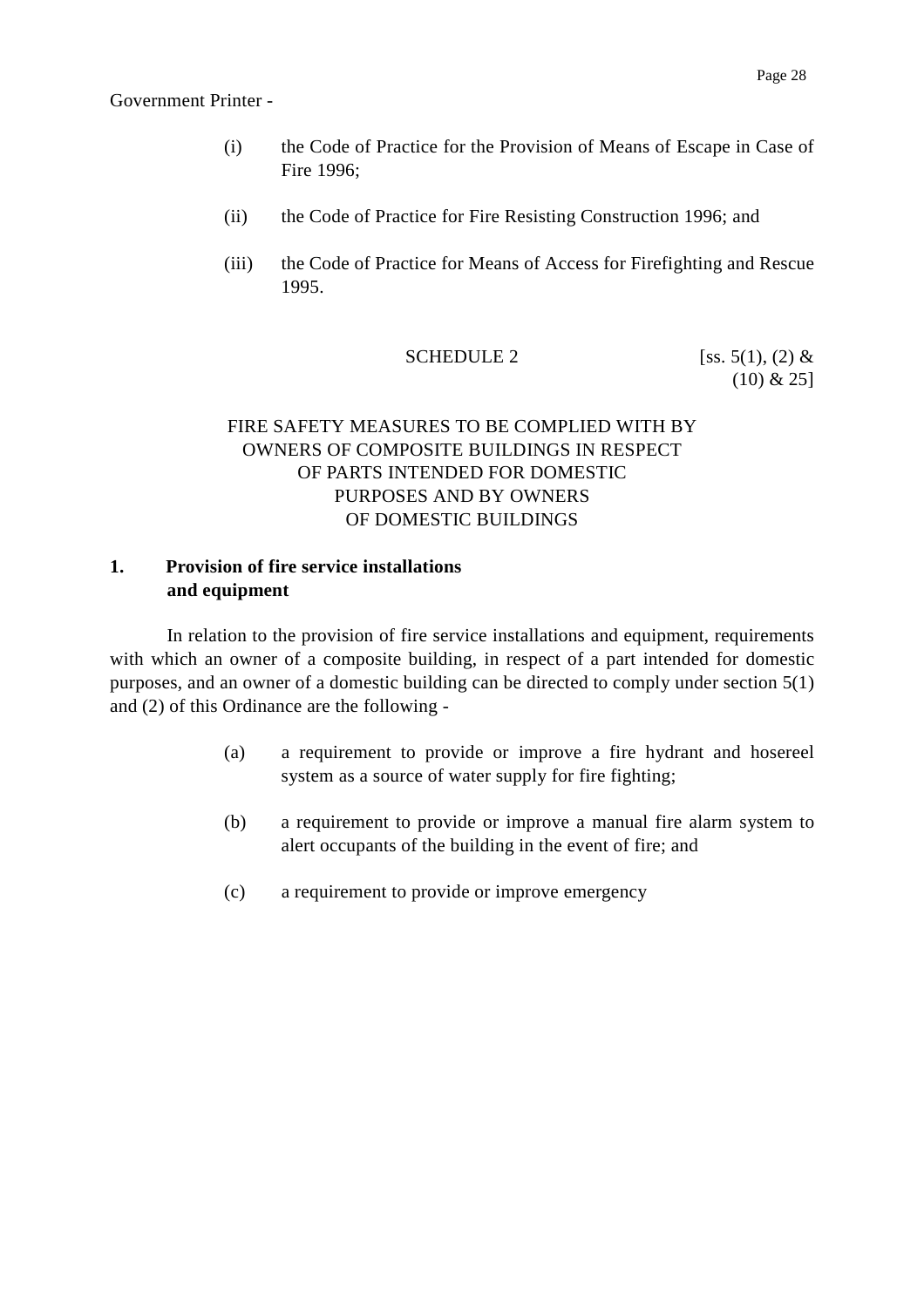Government Printer -

(i) the Code of Practice for the Provision of Means of Escape in Case of Fire 1996;

(ii) the Code of Practice for Fire Resisting Construction 1996; and

(iii) the Code of Practice for Means of Access for Firefighting and Rescue 1995.

SCHEDULE 2 [ss. 5(1), (2) & (10) & 25]

FIRE SAFETY MEASURES TO BE COMPLIED WITH BY OWNERS OF COMPOSITE BUILDINGS IN RESPECT OF PARTS INTENDED FOR DOMESTIC PURPOSES AND BY OWNERS OF DOMESTIC BUILDINGS

**1. Provision of fire service installations and equipment**

In relation to the provision of fire service installations and equipment, requirements with which an owner of a composite building, in respect of a part intended for domestic purposes, and an owner of a domestic building can be directed to comply under section 5(1) and (2) of this Ordinance are the following -

(a) a requirement to provide or improve a fire hydrant and hosereel system as a source of water supply for fire fighting;

(b) a requirement to provide or improve a manual fire alarm system to alert occupants of the building in the event of fire; and

(c) a requirement to provide or improve emergency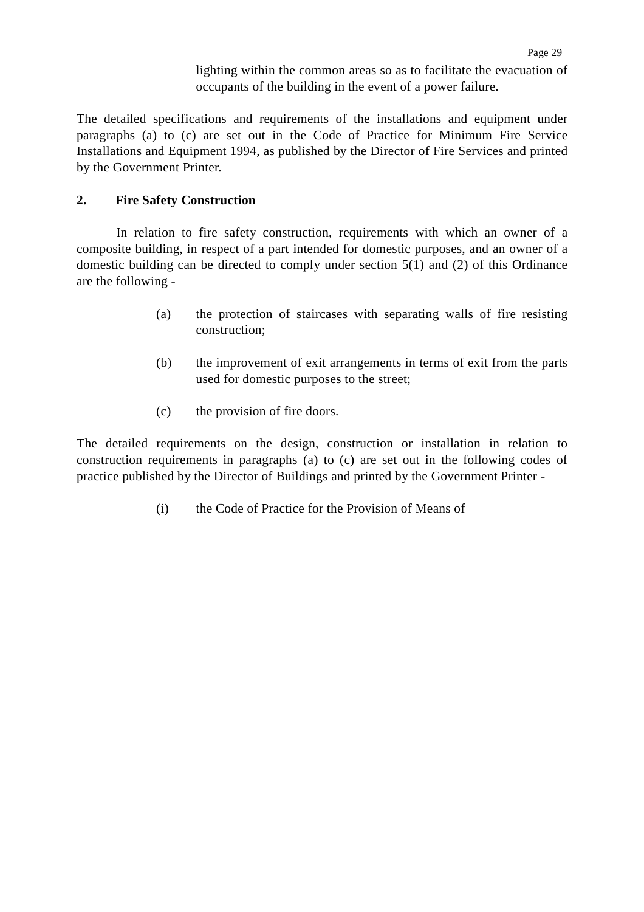lighting within the common areas so as to facilitate the evacuation of occupants of the building in the event of a power failure.

The detailed specifications and requirements of the installations and equipment under paragraphs (a) to (c) are set out in the Code of Practice for Minimum Fire Service Installations and Equipment 1994, as published by the Director of Fire Services and printed by the Government Printer.

**2. Fire Safety Construction**

In relation to fire safety construction, requirements with which an owner of a composite building, in respect of a part intended for domestic purposes, and an owner of a domestic building can be directed to comply under section 5(1) and (2) of this Ordinance are the following -

(a) the protection of staircases with separating walls of fire resisting construction;

(b) the improvement of exit arrangements in terms of exit from the parts used for domestic purposes to the street;

(c) the provision of fire doors.

The detailed requirements on the design, construction or installation in relation to construction requirements in paragraphs (a) to (c) are set out in the following codes of practice published by the Director of Buildings and printed by the Government Printer -

(i) the Code of Practice for the Provision of Means of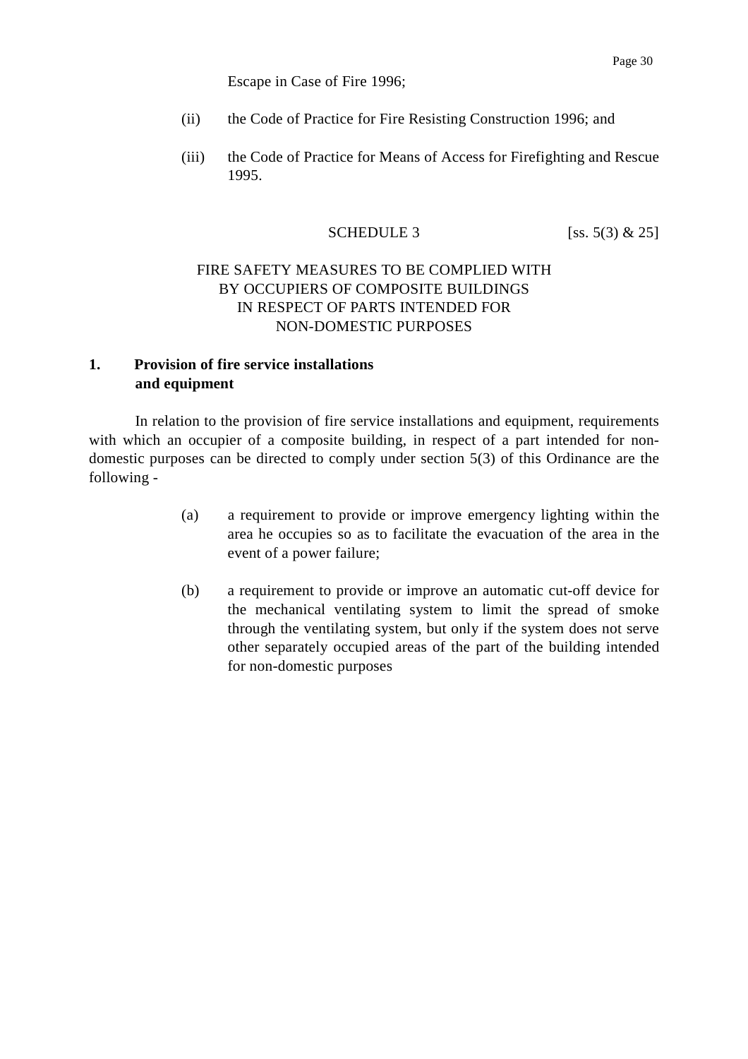Escape in Case of Fire 1996;

(ii) the Code of Practice for Fire Resisting Construction 1996; and

(iii) the Code of Practice for Means of Access for Firefighting and Rescue 1995.

SCHEDULE 3 [ss. 5(3) & 25]

FIRE SAFETY MEASURES TO BE COMPLIED WITH BY OCCUPIERS OF COMPOSITE BUILDINGS IN RESPECT OF PARTS INTENDED FOR NON-DOMESTIC PURPOSES

**1. Provision of fire service installations and equipment**

In relation to the provision of fire service installations and equipment, requirements with which an occupier of a composite building, in respect of a part intended for non-domestic purposes can be directed to comply under section 5(3) of this Ordinance are the following -

(a) a requirement to provide or improve emergency lighting within the area he occupies so as to facilitate the evacuation of the area in the event of a power failure;

(b) a requirement to provide or improve an automatic cut-off device for the mechanical ventilating system to limit the spread of smoke through the ventilating system, but only if the system does not serve other separately occupied areas of the part of the building intended for non-domestic purposes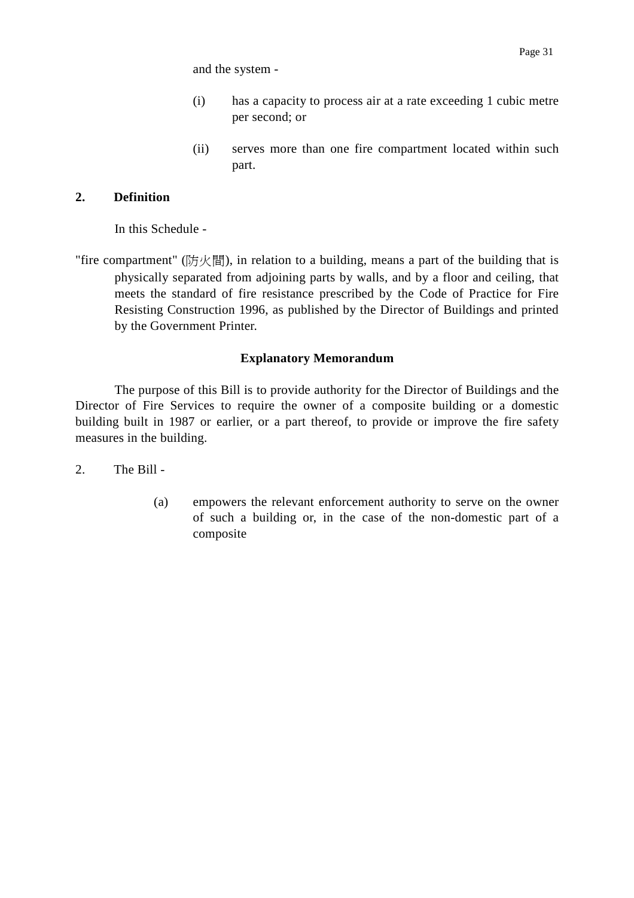and the system -

(i) has a capacity to process air at a rate exceeding 1 cubic metre per second; or

(ii) serves more than one fire compartment located within such part.

**2. Definition**

In this Schedule -

"fire compartment" (防火間), in relation to a building, means a part of the building that is physically separated from adjoining parts by walls, and by a floor and ceiling, that meets the standard of fire resistance prescribed by the Code of Practice for Fire Resisting Construction 1996, as published by the Director of Buildings and printed by the Government Printer.

**Explanatory Memorandum**

The purpose of this Bill is to provide authority for the Director of Buildings and the Director of Fire Services to require the owner of a composite building or a domestic building built in 1987 or earlier, or a part thereof, to provide or improve the fire safety measures in the building.

2. The Bill -

(a) empowers the relevant enforcement authority to serve on the owner of such a building or, in the case of the non-domestic part of a composite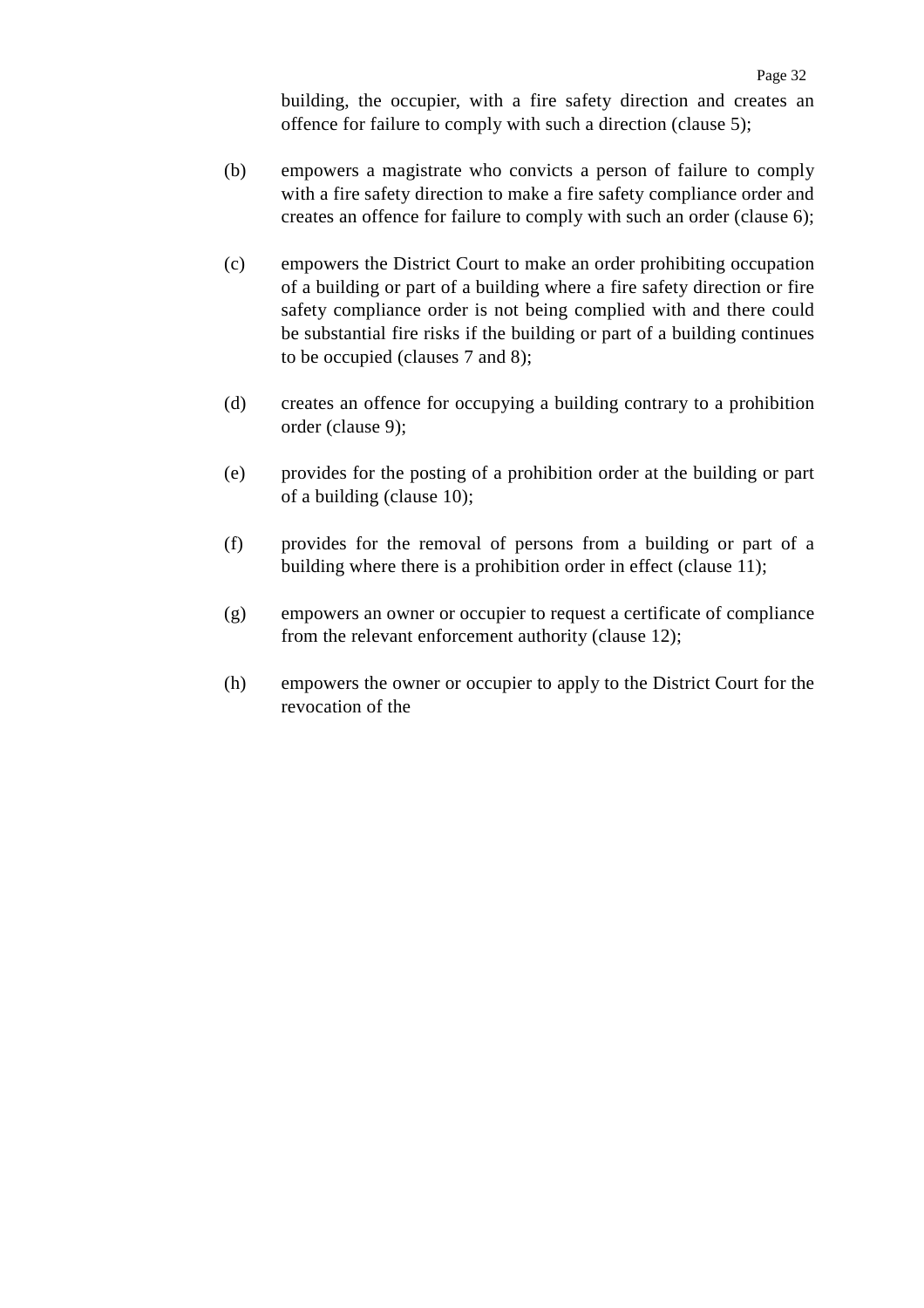building, the occupier, with a fire safety direction and creates an offence for failure to comply with such a direction (clause 5);

(b) empowers a magistrate who convicts a person of failure to comply with a fire safety direction to make a fire safety compliance order and creates an offence for failure to comply with such an order (clause 6);

(c) empowers the District Court to make an order prohibiting occupation of a building or part of a building where a fire safety direction or fire safety compliance order is not being complied with and there could be substantial fire risks if the building or part of a building continues to be occupied (clauses 7 and 8);

(d) creates an offence for occupying a building contrary to a prohibition order (clause 9);

(e) provides for the posting of a prohibition order at the building or part of a building (clause 10);

(f) provides for the removal of persons from a building or part of a building where there is a prohibition order in effect (clause 11);

(g) empowers an owner or occupier to request a certificate of compliance from the relevant enforcement authority (clause 12);

(h) empowers the owner or occupier to apply to the District Court for the revocation of the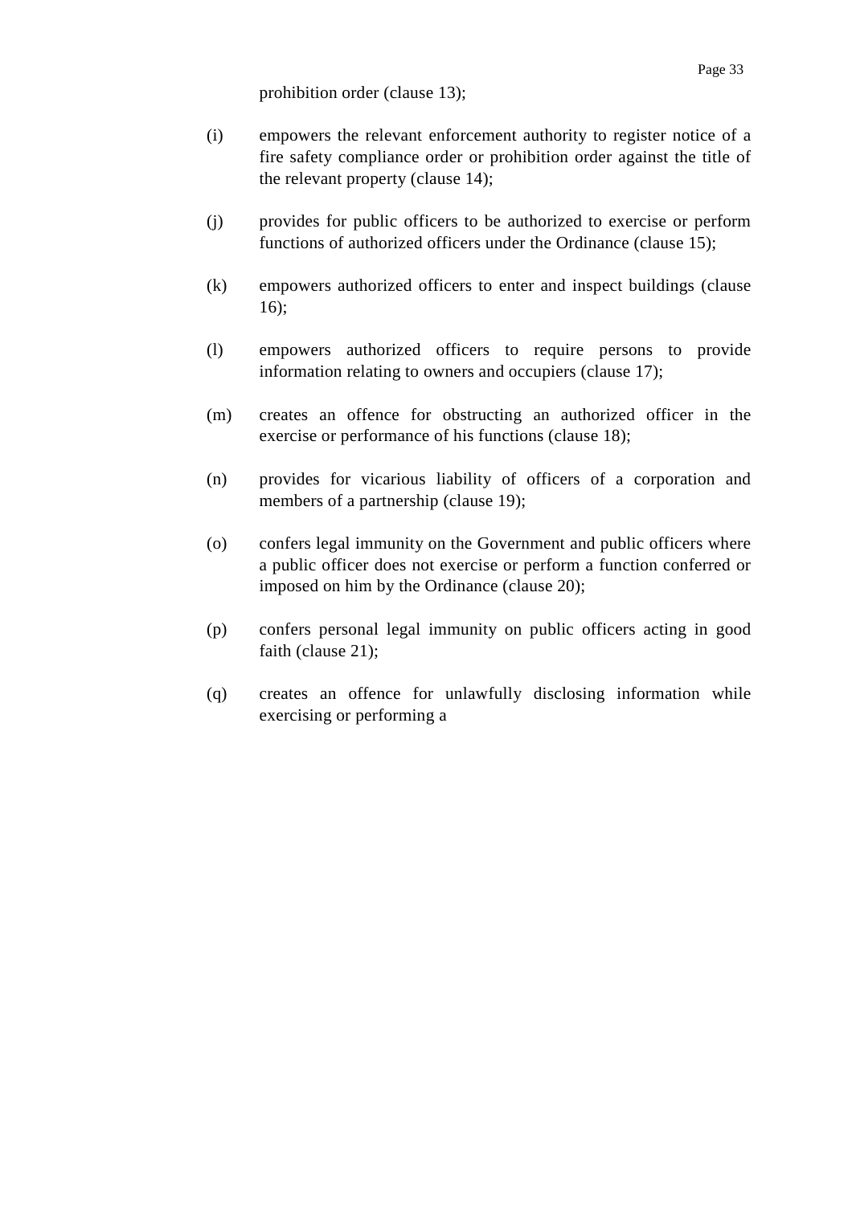prohibition order (clause 13);

(i) empowers the relevant enforcement authority to register notice of a fire safety compliance order or prohibition order against the title of the relevant property (clause 14);

(j) provides for public officers to be authorized to exercise or perform functions of authorized officers under the Ordinance (clause 15);

(k) empowers authorized officers to enter and inspect buildings (clause 16);

(l) empowers authorized officers to require persons to provide information relating to owners and occupiers (clause 17);

(m) creates an offence for obstructing an authorized officer in the exercise or performance of his functions (clause 18);

(n) provides for vicarious liability of officers of a corporation and members of a partnership (clause 19);

(o) confers legal immunity on the Government and public officers where a public officer does not exercise or perform a function conferred or imposed on him by the Ordinance (clause 20);

(p) confers personal legal immunity on public officers acting in good faith (clause 21);

(q) creates an offence for unlawfully disclosing information while exercising or performing a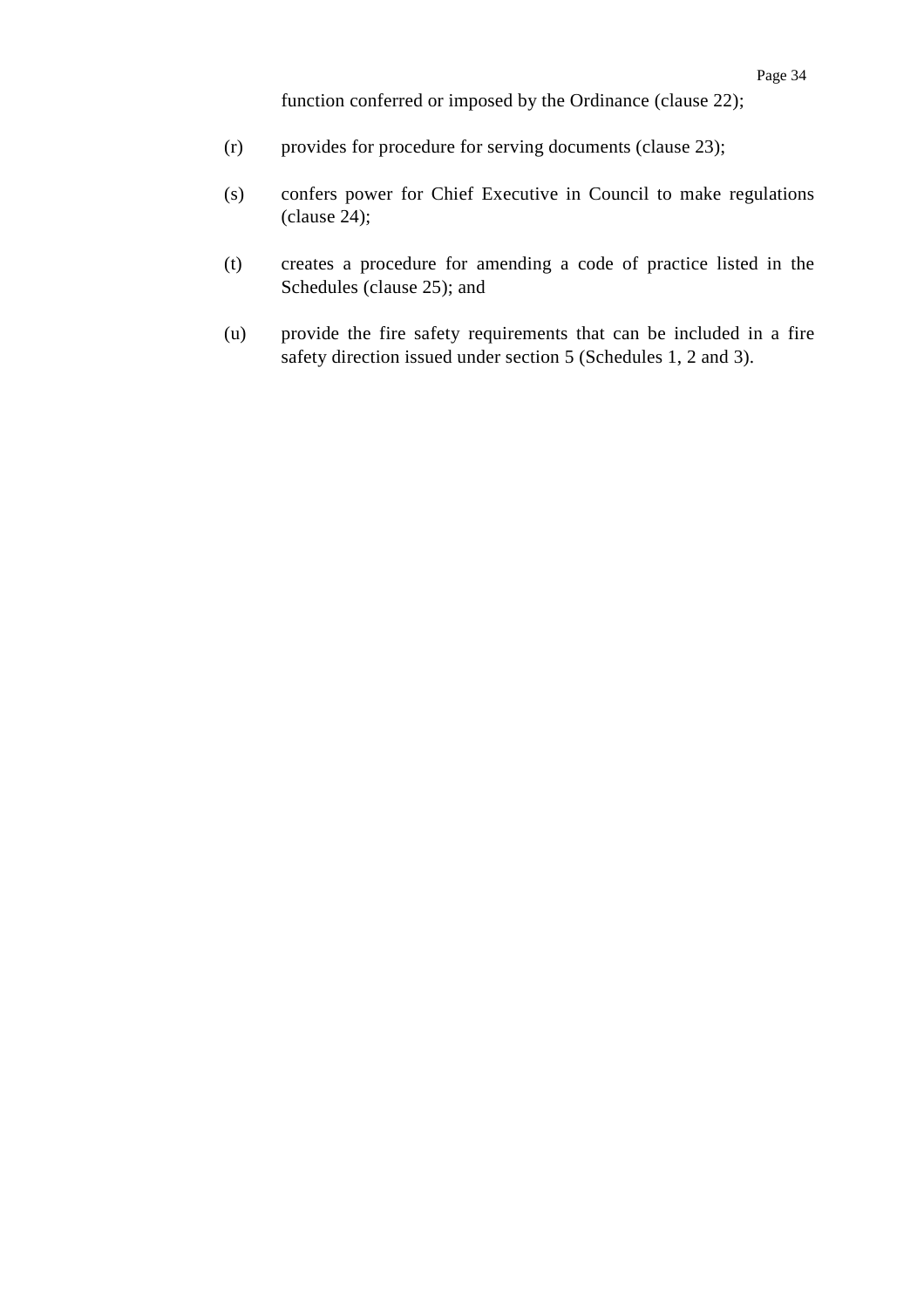function conferred or imposed by the Ordinance (clause 22);

(r) provides for procedure for serving documents (clause 23);

(s) confers power for Chief Executive in Council to make regulations (clause 24);

(t) creates a procedure for amending a code of practice listed in the Schedules (clause 25); and

(u) provide the fire safety requirements that can be included in a fire safety direction issued under section 5 (Schedules 1, 2 and 3).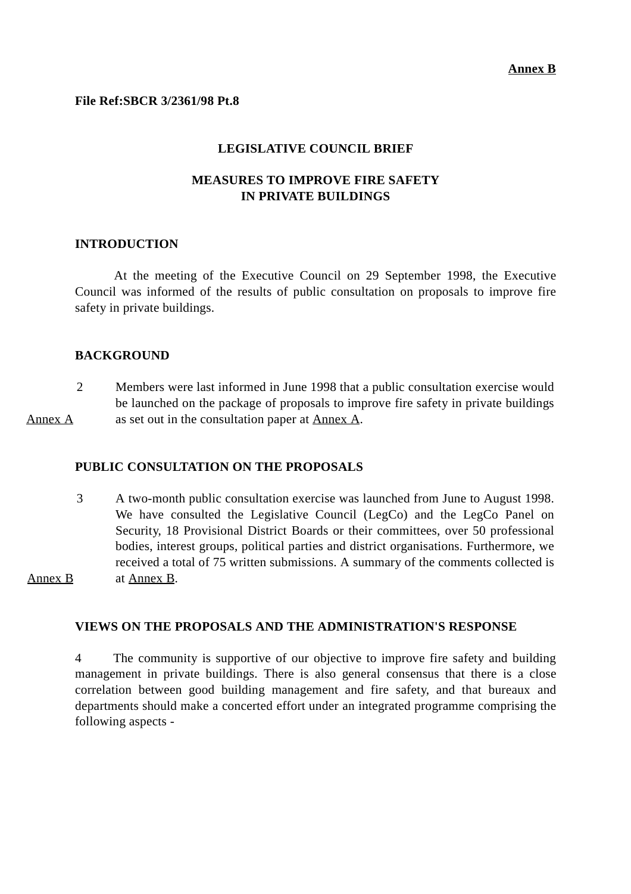**Annex B**

**File Ref:SBCR 3/2361/98 Pt.8**

**LEGISLATIVE COUNCIL BRIEF**

**MEASURES TO IMPROVE FIRE SAFETY IN PRIVATE BUILDINGS**

**INTRODUCTION**

At the meeting of the Executive Council on 29 September 1998, the Executive Council was informed of the results of public consultation on proposals to improve fire safety in private buildings.

**BACKGROUND**

2 Members were last informed in June 1998 that a public consultation exercise would be launched on the package of proposals to improve fire safety in private buildings as set out in the consultation paper at Annex A. (Annex A)

**PUBLIC CONSULTATION ON THE PROPOSALS**

3 A two-month public consultation exercise was launched from June to August 1998. We have consulted the Legislative Council (LegCo) and the LegCo Panel on Security, 18 Provisional District Boards or their committees, over 50 professional bodies, interest groups, political parties and district organisations. Furthermore, we received a total of 75 written submissions. A summary of the comments collected is at Annex B. (Annex B)

**VIEWS ON THE PROPOSALS AND THE ADMINISTRATION'S RESPONSE**

4 The community is supportive of our objective to improve fire safety and building management in private buildings. There is also general consensus that there is a close correlation between good building management and fire safety, and that bureaux and departments should make a concerted effort under an integrated programme comprising the following aspects -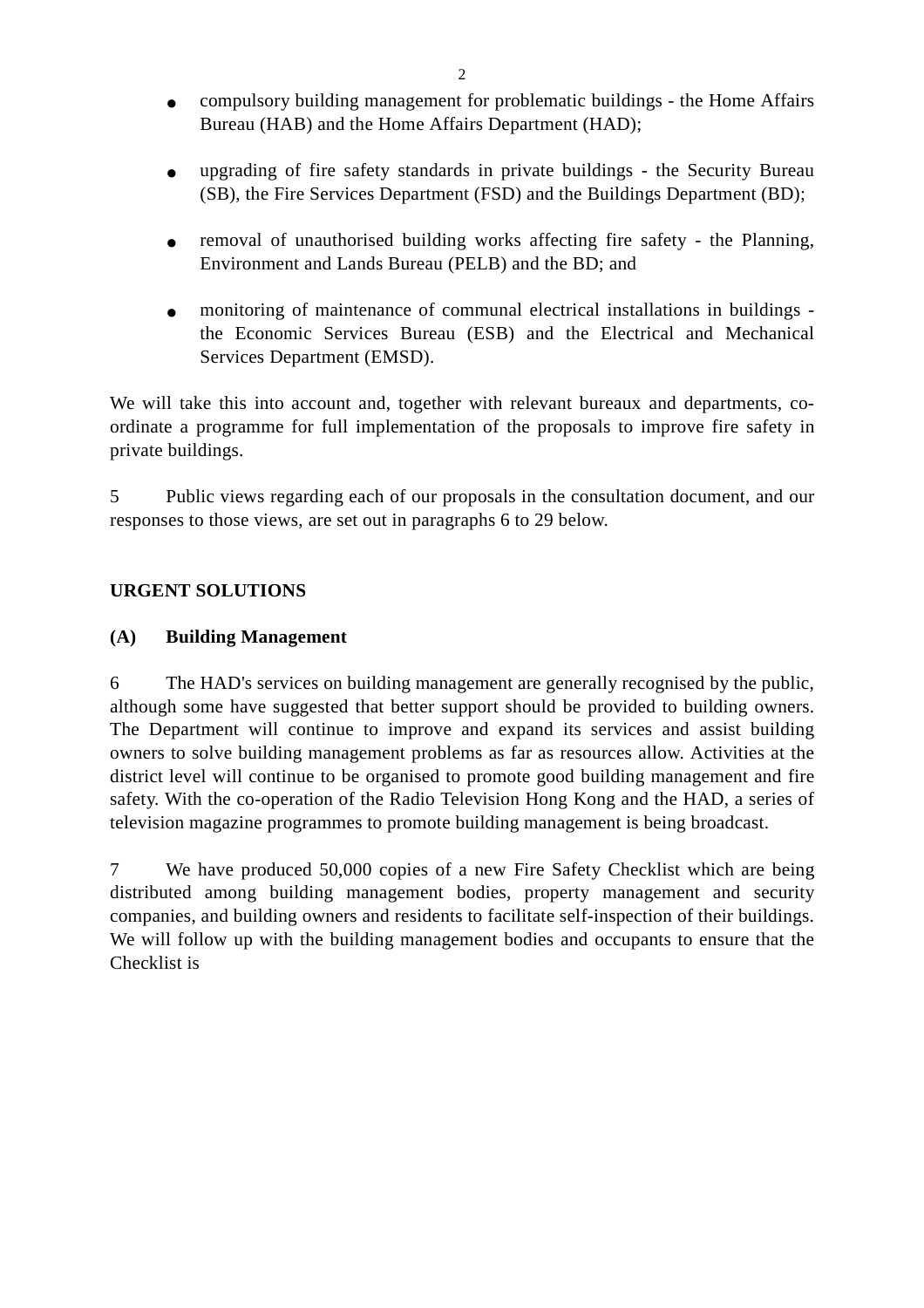- compulsory building management for problematic buildings - the Home Affairs Bureau (HAB) and the Home Affairs Department (HAD);
- upgrading of fire safety standards in private buildings - the Security Bureau (SB), the Fire Services Department (FSD) and the Buildings Department (BD);
- removal of unauthorised building works affecting fire safety - the Planning, Environment and Lands Bureau (PELB) and the BD; and
- monitoring of maintenance of communal electrical installations in buildings - the Economic Services Bureau (ESB) and the Electrical and Mechanical Services Department (EMSD).

We will take this into account and, together with relevant bureaux and departments, co-ordinate a programme for full implementation of the proposals to improve fire safety in private buildings.

5 Public views regarding each of our proposals in the consultation document, and our responses to those views, are set out in paragraphs 6 to 29 below.

**URGENT SOLUTIONS**

**(A) Building Management**

6 The HAD's services on building management are generally recognised by the public, although some have suggested that better support should be provided to building owners. The Department will continue to improve and expand its services and assist building owners to solve building management problems as far as resources allow. Activities at the district level will continue to be organised to promote good building management and fire safety. With the co-operation of the Radio Television Hong Kong and the HAD, a series of television magazine programmes to promote building management is being broadcast.

7 We have produced 50,000 copies of a new Fire Safety Checklist which are being distributed among building management bodies, property management and security companies, and building owners and residents to facilitate self-inspection of their buildings. We will follow up with the building management bodies and occupants to ensure that the Checklist is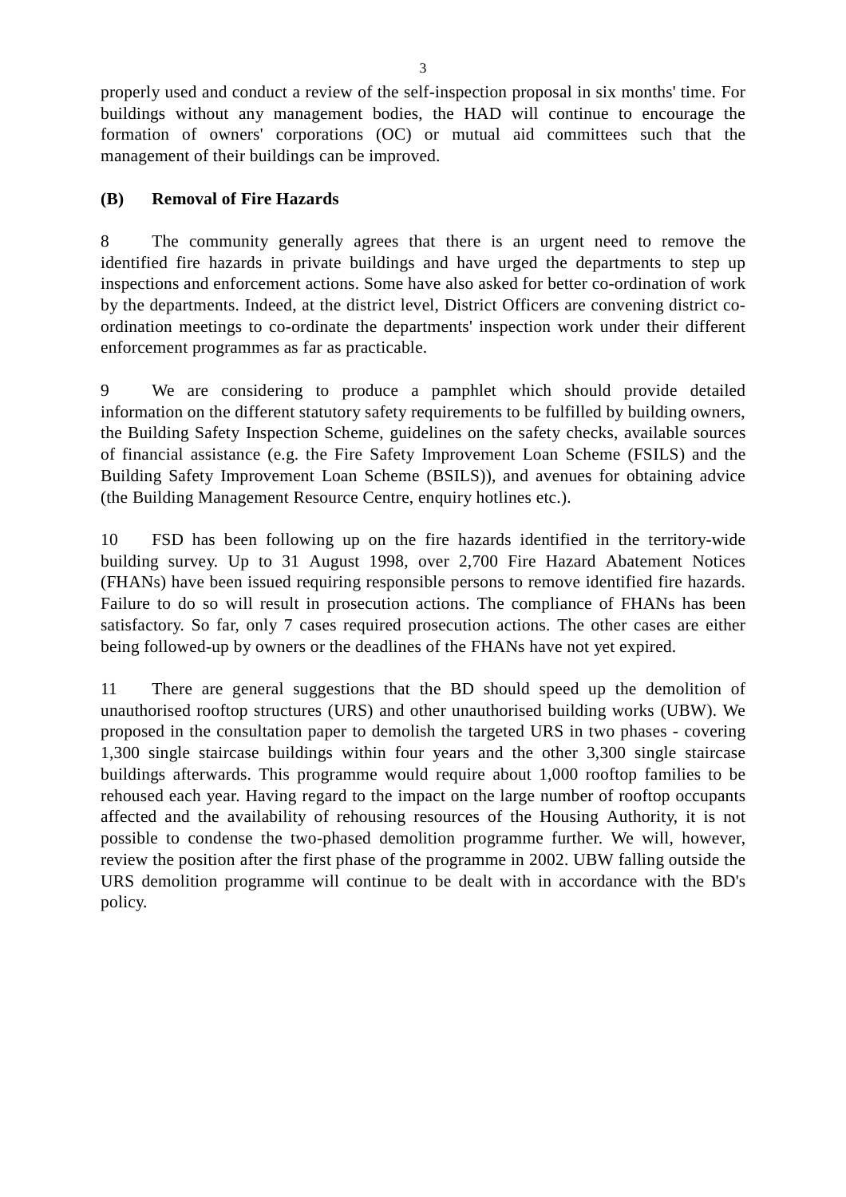properly used and conduct a review of the self-inspection proposal in six months' time. For buildings without any management bodies, the HAD will continue to encourage the formation of owners' corporations (OC) or mutual aid committees such that the management of their buildings can be improved.

**(B) Removal of Fire Hazards**

8 The community generally agrees that there is an urgent need to remove the identified fire hazards in private buildings and have urged the departments to step up inspections and enforcement actions. Some have also asked for better co-ordination of work by the departments. Indeed, at the district level, District Officers are convening district co-ordination meetings to co-ordinate the departments' inspection work under their different enforcement programmes as far as practicable.

9 We are considering to produce a pamphlet which should provide detailed information on the different statutory safety requirements to be fulfilled by building owners, the Building Safety Inspection Scheme, guidelines on the safety checks, available sources of financial assistance (e.g. the Fire Safety Improvement Loan Scheme (FSILS) and the Building Safety Improvement Loan Scheme (BSILS)), and avenues for obtaining advice (the Building Management Resource Centre, enquiry hotlines etc.).

10 FSD has been following up on the fire hazards identified in the territory-wide building survey. Up to 31 August 1998, over 2,700 Fire Hazard Abatement Notices (FHANs) have been issued requiring responsible persons to remove identified fire hazards. Failure to do so will result in prosecution actions. The compliance of FHANs has been satisfactory. So far, only 7 cases required prosecution actions. The other cases are either being followed-up by owners or the deadlines of the FHANs have not yet expired.

11 There are general suggestions that the BD should speed up the demolition of unauthorised rooftop structures (URS) and other unauthorised building works (UBW). We proposed in the consultation paper to demolish the targeted URS in two phases - covering 1,300 single staircase buildings within four years and the other 3,300 single staircase buildings afterwards. This programme would require about 1,000 rooftop families to be rehoused each year. Having regard to the impact on the large number of rooftop occupants affected and the availability of rehousing resources of the Housing Authority, it is not possible to condense the two-phased demolition programme further. We will, however, review the position after the first phase of the programme in 2002. UBW falling outside the URS demolition programme will continue to be dealt with in accordance with the BD's policy.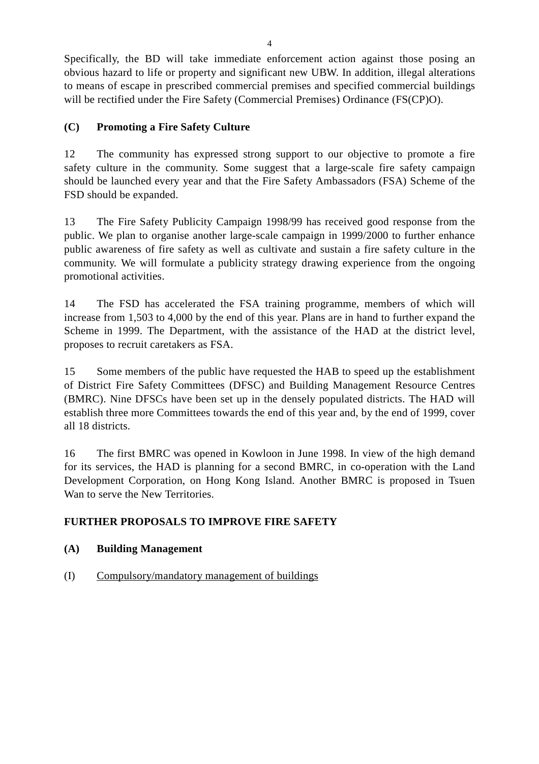Specifically, the BD will take immediate enforcement action against those posing an obvious hazard to life or property and significant new UBW. In addition, illegal alterations to means of escape in prescribed commercial premises and specified commercial buildings will be rectified under the Fire Safety (Commercial Premises) Ordinance (FS(CP)O).

**(C) Promoting a Fire Safety Culture**

12 The community has expressed strong support to our objective to promote a fire safety culture in the community. Some suggest that a large-scale fire safety campaign should be launched every year and that the Fire Safety Ambassadors (FSA) Scheme of the FSD should be expanded.

13 The Fire Safety Publicity Campaign 1998/99 has received good response from the public. We plan to organise another large-scale campaign in 1999/2000 to further enhance public awareness of fire safety as well as cultivate and sustain a fire safety culture in the community. We will formulate a publicity strategy drawing experience from the ongoing promotional activities.

14 The FSD has accelerated the FSA training programme, members of which will increase from 1,503 to 4,000 by the end of this year. Plans are in hand to further expand the Scheme in 1999. The Department, with the assistance of the HAD at the district level, proposes to recruit caretakers as FSA.

15 Some members of the public have requested the HAB to speed up the establishment of District Fire Safety Committees (DFSC) and Building Management Resource Centres (BMRC). Nine DFSCs have been set up in the densely populated districts. The HAD will establish three more Committees towards the end of this year and, by the end of 1999, cover all 18 districts.

16 The first BMRC was opened in Kowloon in June 1998. In view of the high demand for its services, the HAD is planning for a second BMRC, in co-operation with the Land Development Corporation, on Hong Kong Island. Another BMRC is proposed in Tsuen Wan to serve the New Territories.

**FURTHER PROPOSALS TO IMPROVE FIRE SAFETY**

**(A) Building Management**

(I) Compulsory/mandatory management of buildings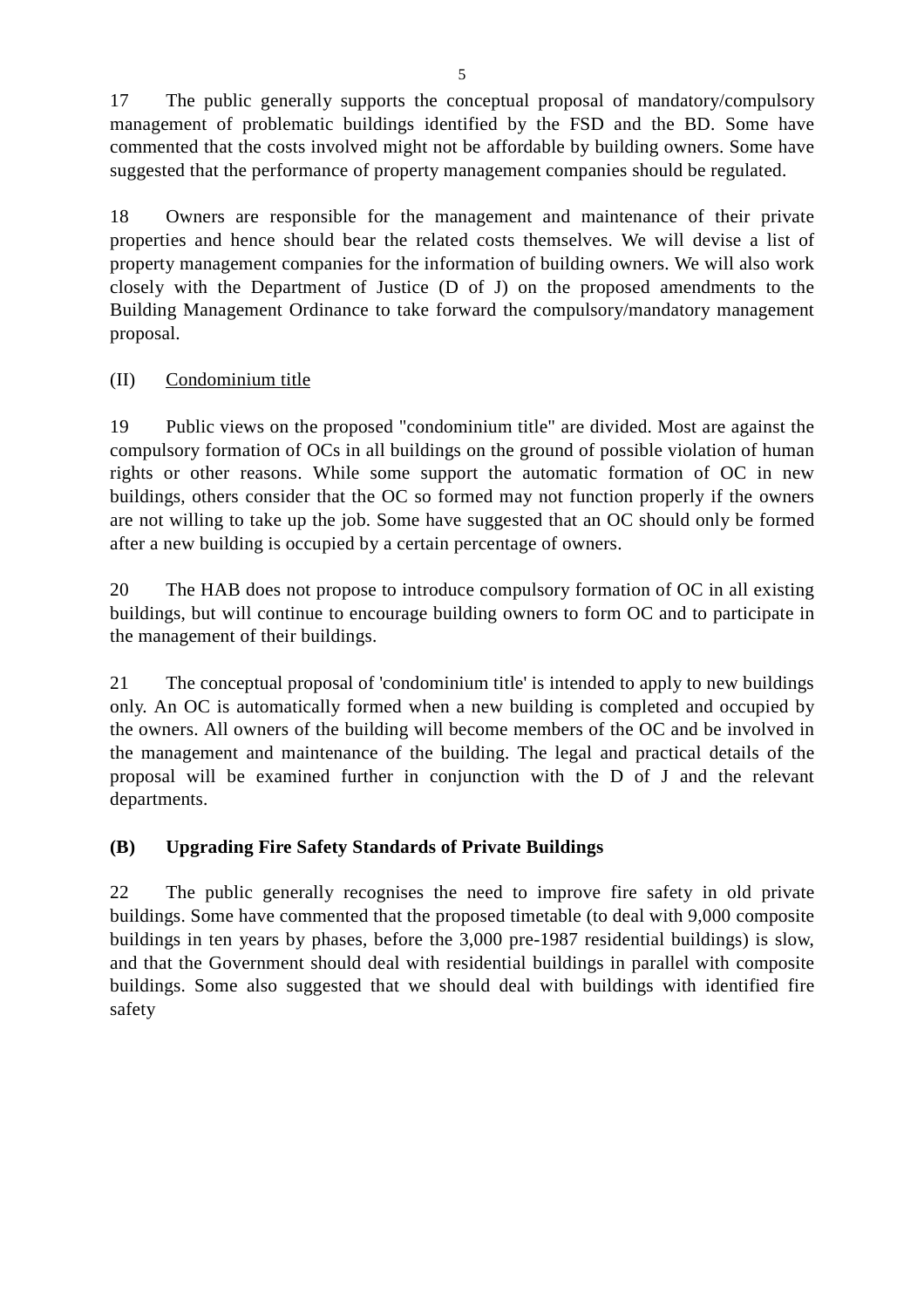17 The public generally supports the conceptual proposal of mandatory/compulsory management of problematic buildings identified by the FSD and the BD. Some have commented that the costs involved might not be affordable by building owners. Some have suggested that the performance of property management companies should be regulated.

18 Owners are responsible for the management and maintenance of their private properties and hence should bear the related costs themselves. We will devise a list of property management companies for the information of building owners. We will also work closely with the Department of Justice (D of J) on the proposed amendments to the Building Management Ordinance to take forward the compulsory/mandatory management proposal.

(II) Condominium title

19 Public views on the proposed "condominium title" are divided. Most are against the compulsory formation of OCs in all buildings on the ground of possible violation of human rights or other reasons. While some support the automatic formation of OC in new buildings, others consider that the OC so formed may not function properly if the owners are not willing to take up the job. Some have suggested that an OC should only be formed after a new building is occupied by a certain percentage of owners.

20 The HAB does not propose to introduce compulsory formation of OC in all existing buildings, but will continue to encourage building owners to form OC and to participate in the management of their buildings.

21 The conceptual proposal of 'condominium title' is intended to apply to new buildings only. An OC is automatically formed when a new building is completed and occupied by the owners. All owners of the building will become members of the OC and be involved in the management and maintenance of the building. The legal and practical details of the proposal will be examined further in conjunction with the D of J and the relevant departments.

**(B) Upgrading Fire Safety Standards of Private Buildings**

22 The public generally recognises the need to improve fire safety in old private buildings. Some have commented that the proposed timetable (to deal with 9,000 composite buildings in ten years by phases, before the 3,000 pre-1987 residential buildings) is slow, and that the Government should deal with residential buildings in parallel with composite buildings. Some also suggested that we should deal with buildings with identified fire safety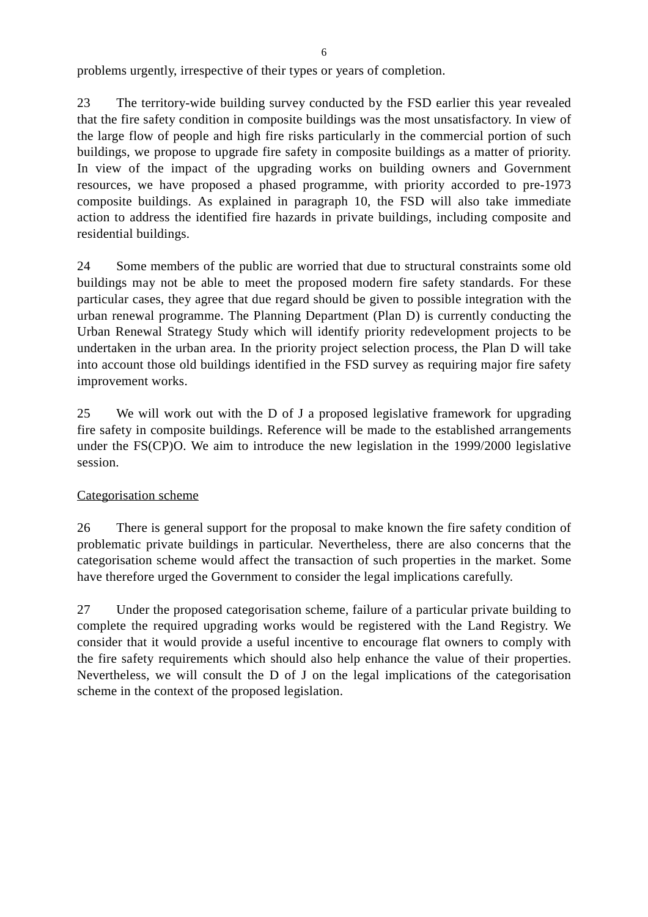problems urgently, irrespective of their types or years of completion.

23 The territory-wide building survey conducted by the FSD earlier this year revealed that the fire safety condition in composite buildings was the most unsatisfactory. In view of the large flow of people and high fire risks particularly in the commercial portion of such buildings, we propose to upgrade fire safety in composite buildings as a matter of priority. In view of the impact of the upgrading works on building owners and Government resources, we have proposed a phased programme, with priority accorded to pre-1973 composite buildings. As explained in paragraph 10, the FSD will also take immediate action to address the identified fire hazards in private buildings, including composite and residential buildings.

24 Some members of the public are worried that due to structural constraints some old buildings may not be able to meet the proposed modern fire safety standards. For these particular cases, they agree that due regard should be given to possible integration with the urban renewal programme. The Planning Department (Plan D) is currently conducting the Urban Renewal Strategy Study which will identify priority redevelopment projects to be undertaken in the urban area. In the priority project selection process, the Plan D will take into account those old buildings identified in the FSD survey as requiring major fire safety improvement works.

25 We will work out with the D of J a proposed legislative framework for upgrading fire safety in composite buildings. Reference will be made to the established arrangements under the FS(CP)O. We aim to introduce the new legislation in the 1999/2000 legislative session.

<u>Categorisation scheme</u>

26 There is general support for the proposal to make known the fire safety condition of problematic private buildings in particular. Nevertheless, there are also concerns that the categorisation scheme would affect the transaction of such properties in the market. Some have therefore urged the Government to consider the legal implications carefully.

27 Under the proposed categorisation scheme, failure of a particular private building to complete the required upgrading works would be registered with the Land Registry. We consider that it would provide a useful incentive to encourage flat owners to comply with the fire safety requirements which should also help enhance the value of their properties. Nevertheless, we will consult the D of J on the legal implications of the categorisation scheme in the context of the proposed legislation.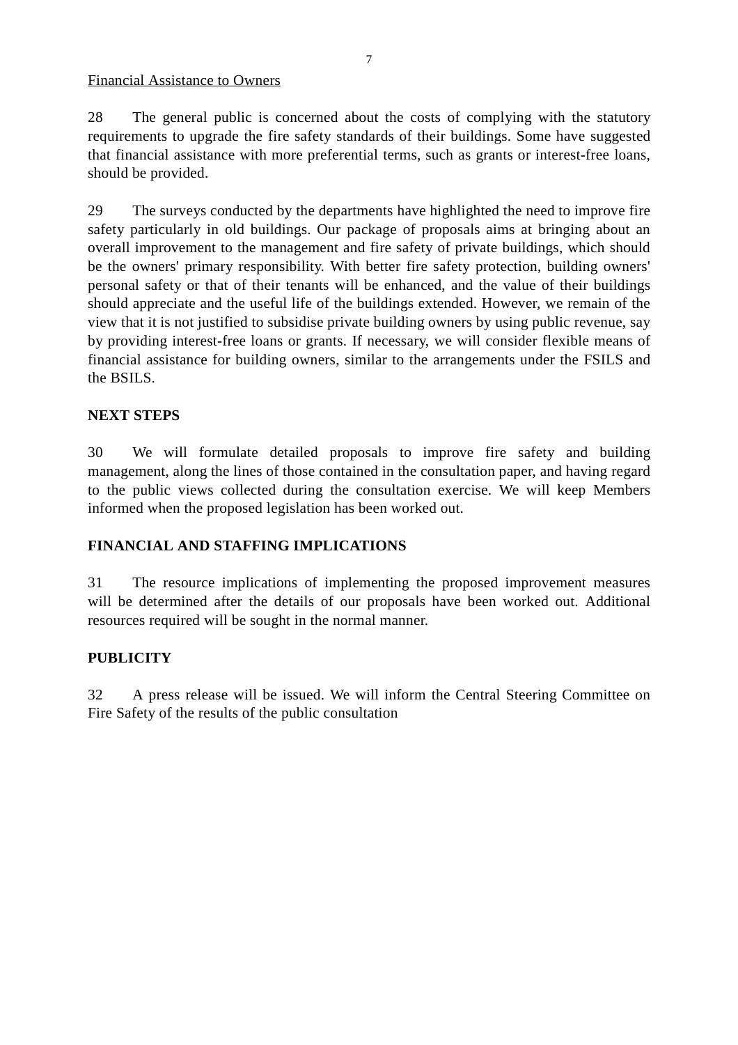<u>Financial Assistance to Owners</u>

28 The general public is concerned about the costs of complying with the statutory requirements to upgrade the fire safety standards of their buildings. Some have suggested that financial assistance with more preferential terms, such as grants or interest-free loans, should be provided.

29 The surveys conducted by the departments have highlighted the need to improve fire safety particularly in old buildings. Our package of proposals aims at bringing about an overall improvement to the management and fire safety of private buildings, which should be the owners' primary responsibility. With better fire safety protection, building owners' personal safety or that of their tenants will be enhanced, and the value of their buildings should appreciate and the useful life of the buildings extended. However, we remain of the view that it is not justified to subsidise private building owners by using public revenue, say by providing interest-free loans or grants. If necessary, we will consider flexible means of financial assistance for building owners, similar to the arrangements under the FSILS and the BSILS.

**NEXT STEPS**

30 We will formulate detailed proposals to improve fire safety and building management, along the lines of those contained in the consultation paper, and having regard to the public views collected during the consultation exercise. We will keep Members informed when the proposed legislation has been worked out.

**FINANCIAL AND STAFFING IMPLICATIONS**

31 The resource implications of implementing the proposed improvement measures will be determined after the details of our proposals have been worked out. Additional resources required will be sought in the normal manner.

**PUBLICITY**

32 A press release will be issued. We will inform the Central Steering Committee on Fire Safety of the results of the public consultation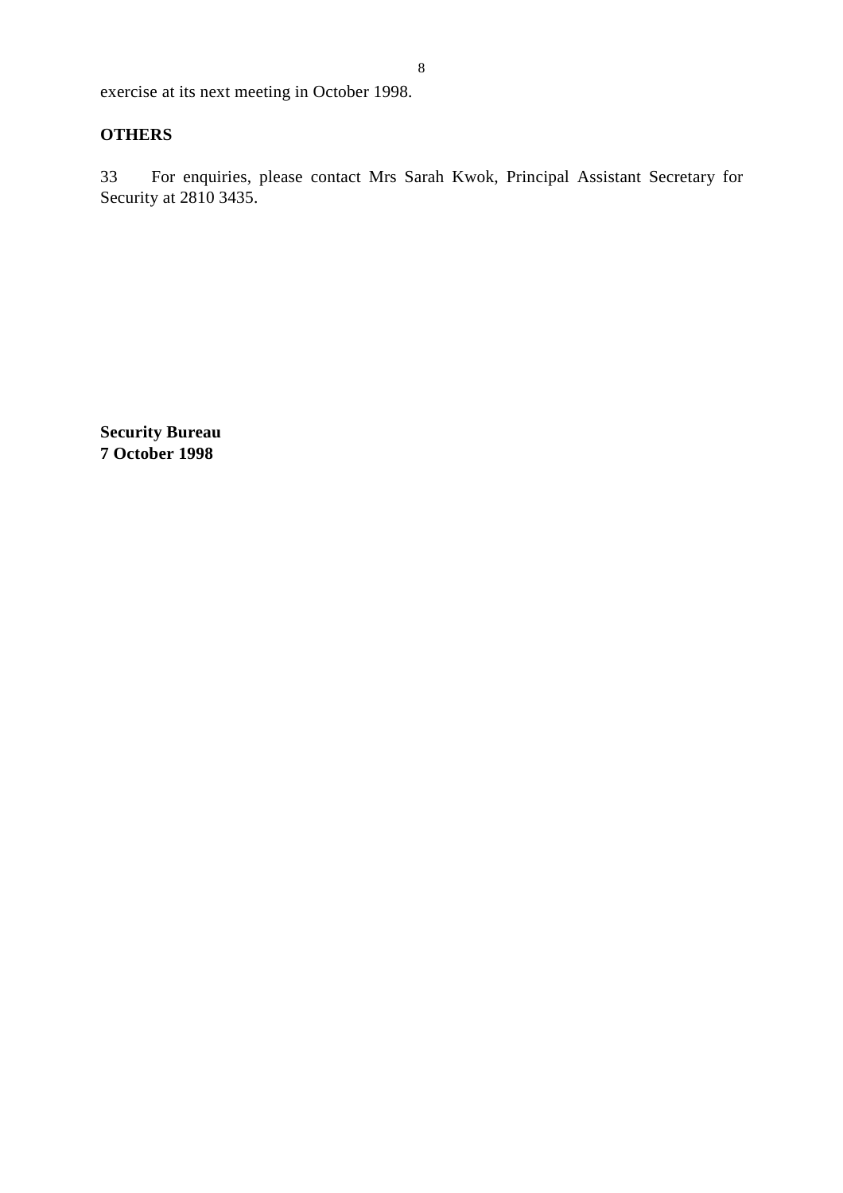exercise at its next meeting in October 1998.

**OTHERS**

33 For enquiries, please contact Mrs Sarah Kwok, Principal Assistant Secretary for Security at 2810 3435.

**Security Bureau**
**7 October 1998**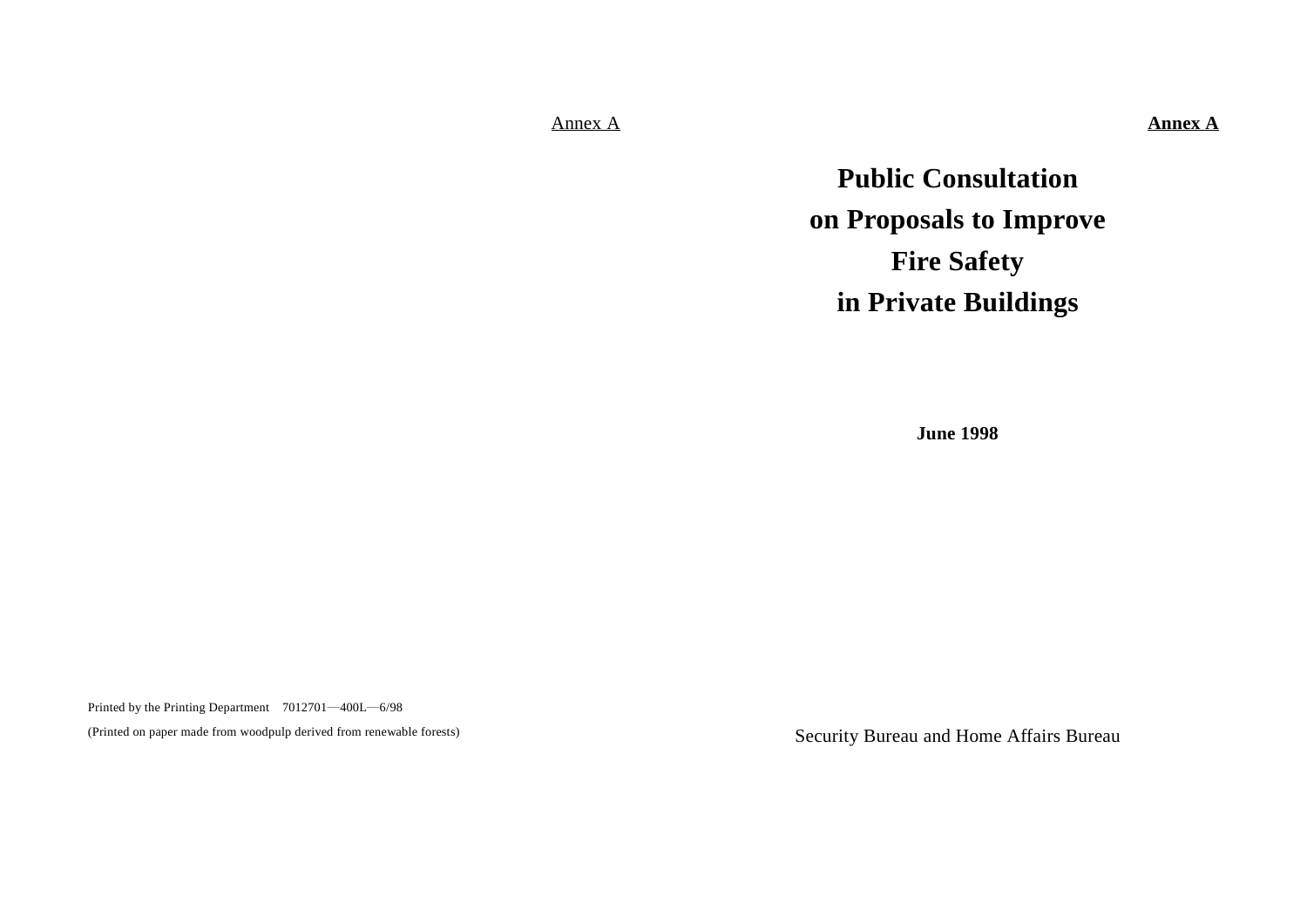Annex A

Printed by the Printing Department 7012701—400L—6/98

(Printed on paper made from woodpulp derived from renewable forests)

**Annex A**

# Public Consultation on Proposals to Improve Fire Safety in Private Buildings

**June 1998**

Security Bureau and Home Affairs Bureau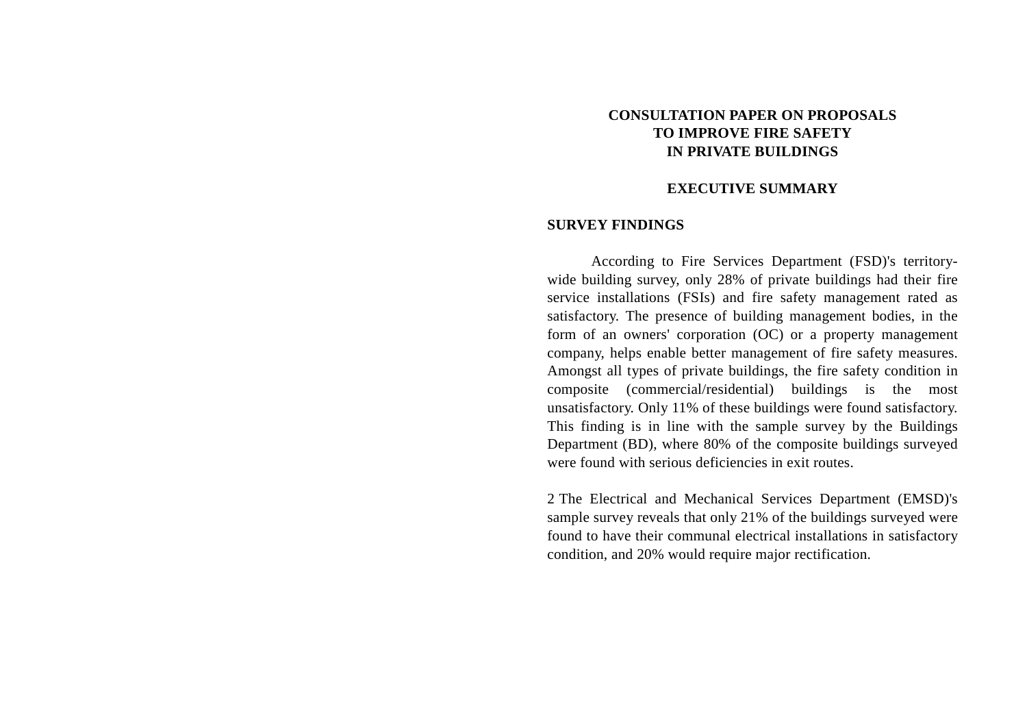# CONSULTATION PAPER ON PROPOSALS TO IMPROVE FIRE SAFETY IN PRIVATE BUILDINGS

## EXECUTIVE SUMMARY

### SURVEY FINDINGS

According to Fire Services Department (FSD)'s territory-wide building survey, only 28% of private buildings had their fire service installations (FSIs) and fire safety management rated as satisfactory. The presence of building management bodies, in the form of an owners' corporation (OC) or a property management company, helps enable better management of fire safety measures. Amongst all types of private buildings, the fire safety condition in composite (commercial/residential) buildings is the most unsatisfactory. Only 11% of these buildings were found satisfactory. This finding is in line with the sample survey by the Buildings Department (BD), where 80% of the composite buildings surveyed were found with serious deficiencies in exit routes.

2 The Electrical and Mechanical Services Department (EMSD)'s sample survey reveals that only 21% of the buildings surveyed were found to have their communal electrical installations in satisfactory condition, and 20% would require major rectification.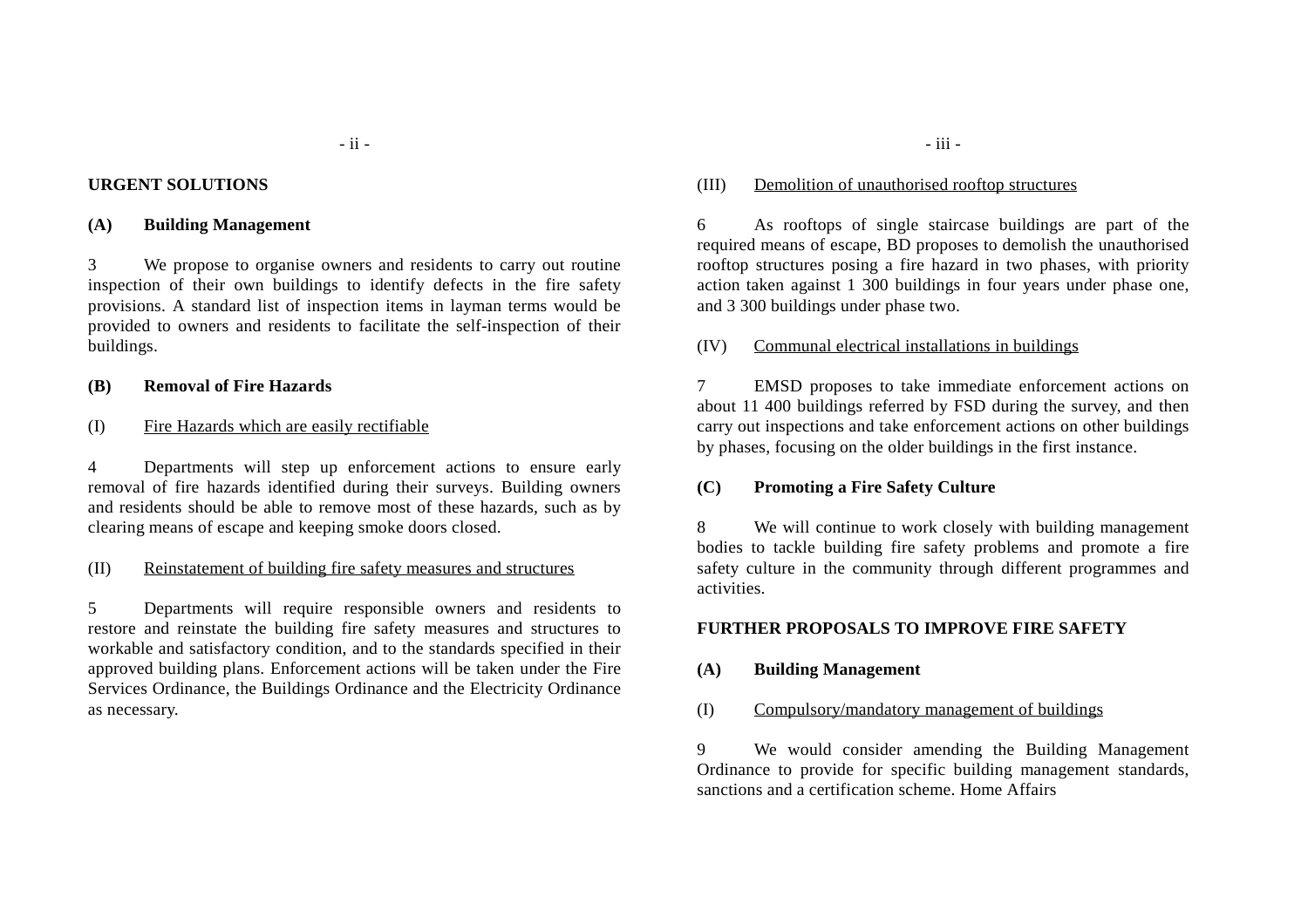**URGENT SOLUTIONS**

**(A) Building Management**

3 We propose to organise owners and residents to carry out routine inspection of their own buildings to identify defects in the fire safety provisions. A standard list of inspection items in layman terms would be provided to owners and residents to facilitate the self-inspection of their buildings.

**(B) Removal of Fire Hazards**

(I) Fire Hazards which are easily rectifiable

4 Departments will step up enforcement actions to ensure early removal of fire hazards identified during their surveys. Building owners and residents should be able to remove most of these hazards, such as by clearing means of escape and keeping smoke doors closed.

(II) Reinstatement of building fire safety measures and structures

5 Departments will require responsible owners and residents to restore and reinstate the building fire safety measures and structures to workable and satisfactory condition, and to the standards specified in their approved building plans. Enforcement actions will be taken under the Fire Services Ordinance, the Buildings Ordinance and the Electricity Ordinance as necessary.

(III) Demolition of unauthorised rooftop structures

6 As rooftops of single staircase buildings are part of the required means of escape, BD proposes to demolish the unauthorised rooftop structures posing a fire hazard in two phases, with priority action taken against 1 300 buildings in four years under phase one, and 3 300 buildings under phase two.

(IV) Communal electrical installations in buildings

7 EMSD proposes to take immediate enforcement actions on about 11 400 buildings referred by FSD during the survey, and then carry out inspections and take enforcement actions on other buildings by phases, focusing on the older buildings in the first instance.

**(C) Promoting a Fire Safety Culture**

8 We will continue to work closely with building management bodies to tackle building fire safety problems and promote a fire safety culture in the community through different programmes and activities.

**FURTHER PROPOSALS TO IMPROVE FIRE SAFETY**

**(A) Building Management**

(I) Compulsory/mandatory management of buildings

9 We would consider amending the Building Management Ordinance to provide for specific building management standards, sanctions and a certification scheme. Home Affairs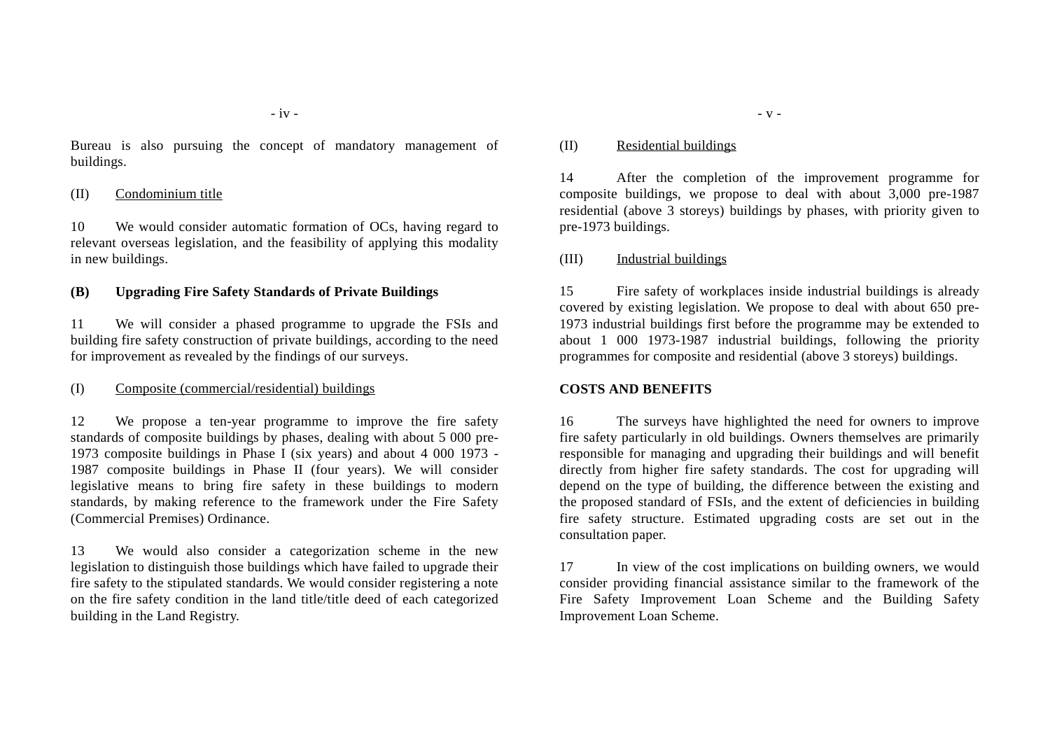Bureau is also pursuing the concept of mandatory management of buildings.

(II) Condominium title

10 We would consider automatic formation of OCs, having regard to relevant overseas legislation, and the feasibility of applying this modality in new buildings.

**(B) Upgrading Fire Safety Standards of Private Buildings**

11 We will consider a phased programme to upgrade the FSIs and building fire safety construction of private buildings, according to the need for improvement as revealed by the findings of our surveys.

(I) Composite (commercial/residential) buildings

12 We propose a ten-year programme to improve the fire safety standards of composite buildings by phases, dealing with about 5 000 pre-1973 composite buildings in Phase I (six years) and about 4 000 1973 - 1987 composite buildings in Phase II (four years). We will consider legislative means to bring fire safety in these buildings to modern standards, by making reference to the framework under the Fire Safety (Commercial Premises) Ordinance.

13 We would also consider a categorization scheme in the new legislation to distinguish those buildings which have failed to upgrade their fire safety to the stipulated standards. We would consider registering a note on the fire safety condition in the land title/title deed of each categorized building in the Land Registry.

(II) Residential buildings

14 After the completion of the improvement programme for composite buildings, we propose to deal with about 3,000 pre-1987 residential (above 3 storeys) buildings by phases, with priority given to pre-1973 buildings.

(III) Industrial buildings

15 Fire safety of workplaces inside industrial buildings is already covered by existing legislation. We propose to deal with about 650 pre-1973 industrial buildings first before the programme may be extended to about 1 000 1973-1987 industrial buildings, following the priority programmes for composite and residential (above 3 storeys) buildings.

**COSTS AND BENEFITS**

16 The surveys have highlighted the need for owners to improve fire safety particularly in old buildings. Owners themselves are primarily responsible for managing and upgrading their buildings and will benefit directly from higher fire safety standards. The cost for upgrading will depend on the type of building, the difference between the existing and the proposed standard of FSIs, and the extent of deficiencies in building fire safety structure. Estimated upgrading costs are set out in the consultation paper.

17 In view of the cost implications on building owners, we would consider providing financial assistance similar to the framework of the Fire Safety Improvement Loan Scheme and the Building Safety Improvement Loan Scheme.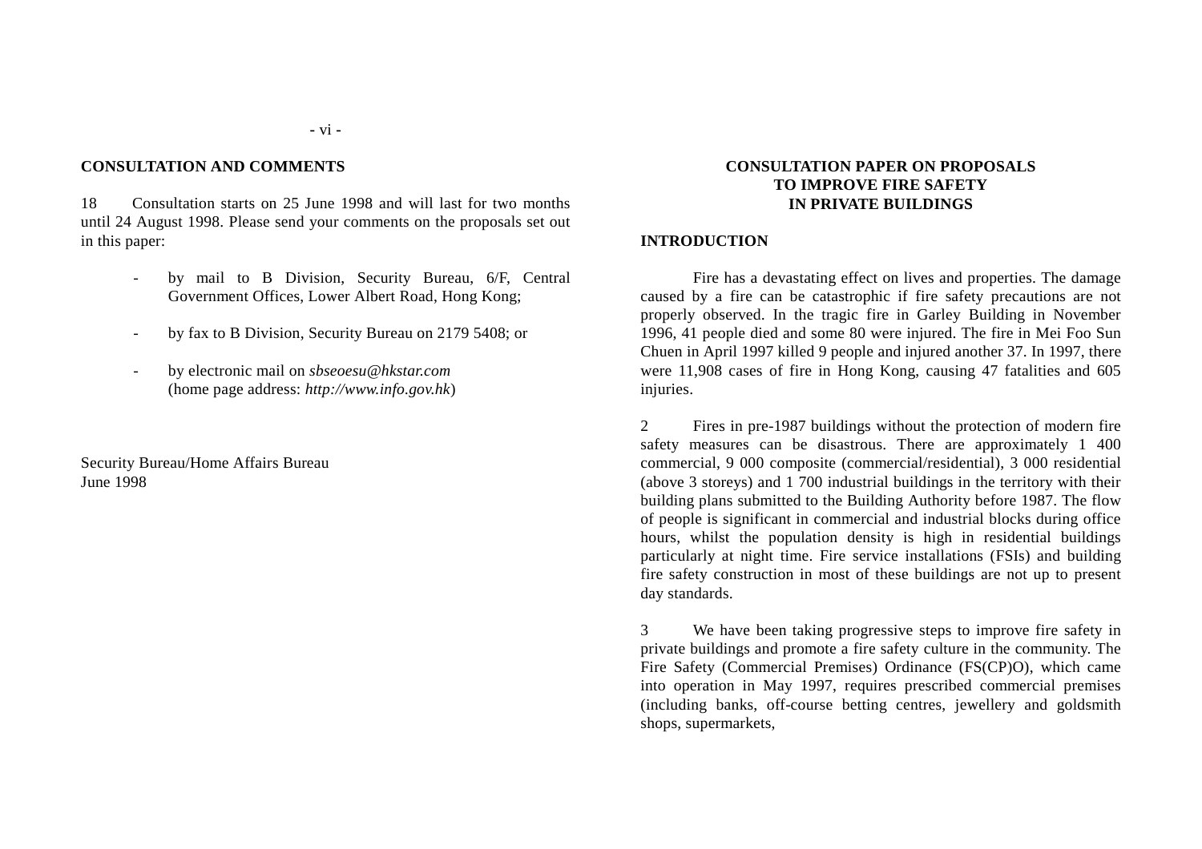## CONSULTATION AND COMMENTS

18 Consultation starts on 25 June 1998 and will last for two months until 24 August 1998. Please send your comments on the proposals set out in this paper:

- by mail to B Division, Security Bureau, 6/F, Central Government Offices, Lower Albert Road, Hong Kong;
- by fax to B Division, Security Bureau on 2179 5408; or
- by electronic mail on *sbseoesu@hkstar.com* (home page address: *http://www.info.gov.hk*)

Security Bureau/Home Affairs Bureau
June 1998

# CONSULTATION PAPER ON PROPOSALS TO IMPROVE FIRE SAFETY IN PRIVATE BUILDINGS

## INTRODUCTION

Fire has a devastating effect on lives and properties. The damage caused by a fire can be catastrophic if fire safety precautions are not properly observed. In the tragic fire in Garley Building in November 1996, 41 people died and some 80 were injured. The fire in Mei Foo Sun Chuen in April 1997 killed 9 people and injured another 37. In 1997, there were 11,908 cases of fire in Hong Kong, causing 47 fatalities and 605 injuries.

2 Fires in pre-1987 buildings without the protection of modern fire safety measures can be disastrous. There are approximately 1 400 commercial, 9 000 composite (commercial/residential), 3 000 residential (above 3 storeys) and 1 700 industrial buildings in the territory with their building plans submitted to the Building Authority before 1987. The flow of people is significant in commercial and industrial blocks during office hours, whilst the population density is high in residential buildings particularly at night time. Fire service installations (FSIs) and building fire safety construction in most of these buildings are not up to present day standards.

3 We have been taking progressive steps to improve fire safety in private buildings and promote a fire safety culture in the community. The Fire Safety (Commercial Premises) Ordinance (FS(CP)O), which came into operation in May 1997, requires prescribed commercial premises (including banks, off-course betting centres, jewellery and goldsmith shops, supermarkets,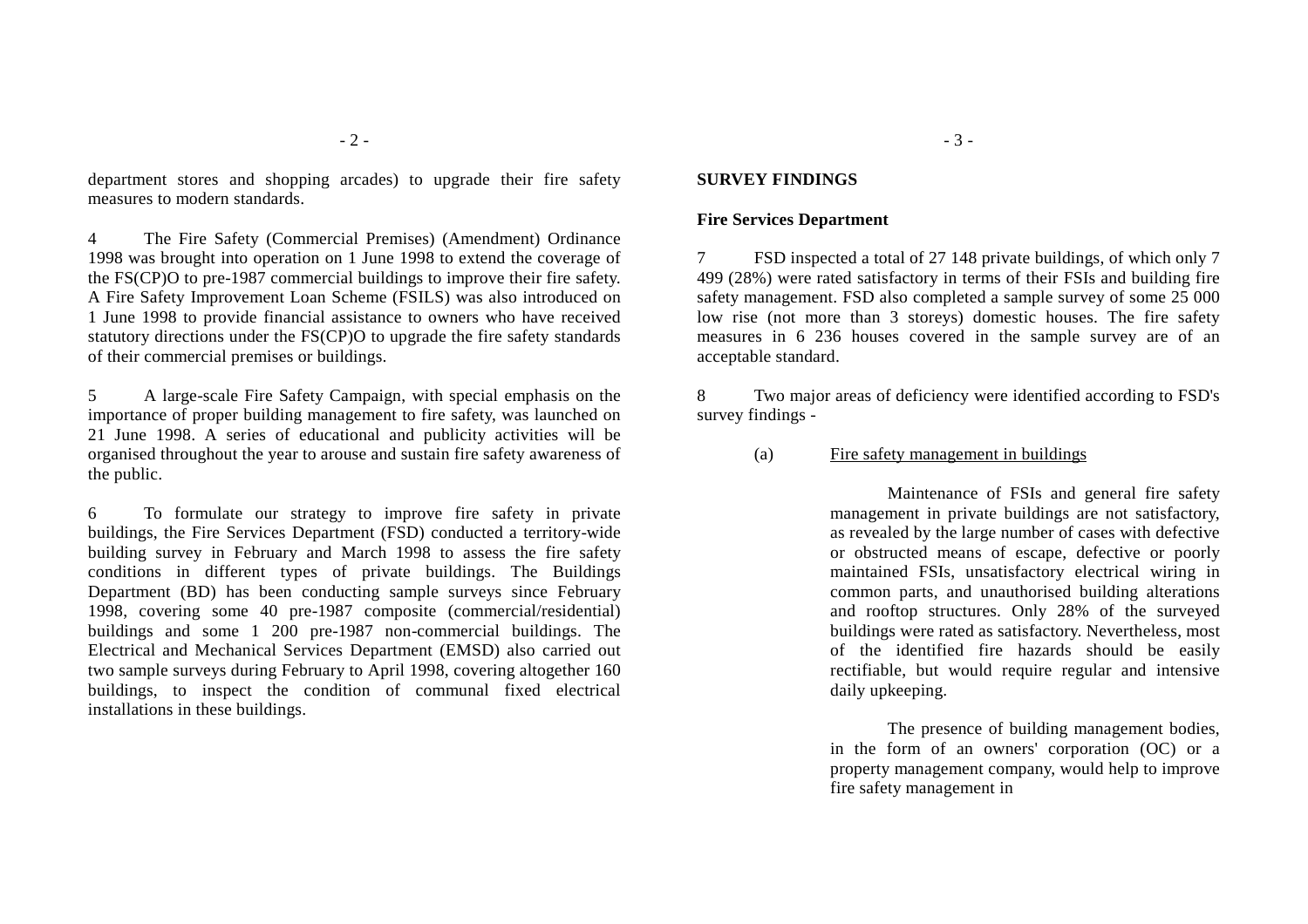department stores and shopping arcades) to upgrade their fire safety measures to modern standards.

4 The Fire Safety (Commercial Premises) (Amendment) Ordinance 1998 was brought into operation on 1 June 1998 to extend the coverage of the FS(CP)O to pre-1987 commercial buildings to improve their fire safety. A Fire Safety Improvement Loan Scheme (FSILS) was also introduced on 1 June 1998 to provide financial assistance to owners who have received statutory directions under the FS(CP)O to upgrade the fire safety standards of their commercial premises or buildings.

5 A large-scale Fire Safety Campaign, with special emphasis on the importance of proper building management to fire safety, was launched on 21 June 1998. A series of educational and publicity activities will be organised throughout the year to arouse and sustain fire safety awareness of the public.

6 To formulate our strategy to improve fire safety in private buildings, the Fire Services Department (FSD) conducted a territory-wide building survey in February and March 1998 to assess the fire safety conditions in different types of private buildings. The Buildings Department (BD) has been conducting sample surveys since February 1998, covering some 40 pre-1987 composite (commercial/residential) buildings and some 1 200 pre-1987 non-commercial buildings. The Electrical and Mechanical Services Department (EMSD) also carried out two sample surveys during February to April 1998, covering altogether 160 buildings, to inspect the condition of communal fixed electrical installations in these buildings.

**SURVEY FINDINGS**

**Fire Services Department**

7 FSD inspected a total of 27 148 private buildings, of which only 7 499 (28%) were rated satisfactory in terms of their FSIs and building fire safety management. FSD also completed a sample survey of some 25 000 low rise (not more than 3 storeys) domestic houses. The fire safety measures in 6 236 houses covered in the sample survey are of an acceptable standard.

8 Two major areas of deficiency were identified according to FSD's survey findings -

(a) Fire safety management in buildings

Maintenance of FSIs and general fire safety management in private buildings are not satisfactory, as revealed by the large number of cases with defective or obstructed means of escape, defective or poorly maintained FSIs, unsatisfactory electrical wiring in common parts, and unauthorised building alterations and rooftop structures. Only 28% of the surveyed buildings were rated as satisfactory. Nevertheless, most of the identified fire hazards should be easily rectifiable, but would require regular and intensive daily upkeeping.

The presence of building management bodies, in the form of an owners' corporation (OC) or a property management company, would help to improve fire safety management in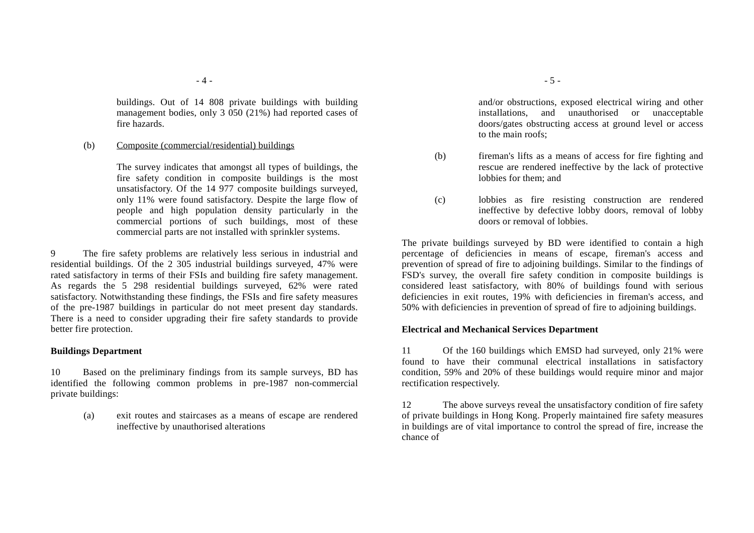buildings. Out of 14 808 private buildings with building management bodies, only 3 050 (21%) had reported cases of fire hazards.

(b) Composite (commercial/residential) buildings

The survey indicates that amongst all types of buildings, the fire safety condition in composite buildings is the most unsatisfactory. Of the 14 977 composite buildings surveyed, only 11% were found satisfactory. Despite the large flow of people and high population density particularly in the commercial portions of such buildings, most of these commercial parts are not installed with sprinkler systems.

9 The fire safety problems are relatively less serious in industrial and residential buildings. Of the 2 305 industrial buildings surveyed, 47% were rated satisfactory in terms of their FSIs and building fire safety management. As regards the 5 298 residential buildings surveyed, 62% were rated satisfactory. Notwithstanding these findings, the FSIs and fire safety measures of the pre-1987 buildings in particular do not meet present day standards. There is a need to consider upgrading their fire safety standards to provide better fire protection.

**Buildings Department**

10 Based on the preliminary findings from its sample surveys, BD has identified the following common problems in pre-1987 non-commercial private buildings:

(a) exit routes and staircases as a means of escape are rendered ineffective by unauthorised alterations and/or obstructions, exposed electrical wiring and other installations, and unauthorised or unacceptable doors/gates obstructing access at ground level or access to the main roofs;

(b) fireman's lifts as a means of access for fire fighting and rescue are rendered ineffective by the lack of protective lobbies for them; and

(c) lobbies as fire resisting construction are rendered ineffective by defective lobby doors, removal of lobby doors or removal of lobbies.

The private buildings surveyed by BD were identified to contain a high percentage of deficiencies in means of escape, fireman's access and prevention of spread of fire to adjoining buildings. Similar to the findings of FSD's survey, the overall fire safety condition in composite buildings is considered least satisfactory, with 80% of buildings found with serious deficiencies in exit routes, 19% with deficiencies in fireman's access, and 50% with deficiencies in prevention of spread of fire to adjoining buildings.

**Electrical and Mechanical Services Department**

11 Of the 160 buildings which EMSD had surveyed, only 21% were found to have their communal electrical installations in satisfactory condition, 59% and 20% of these buildings would require minor and major rectification respectively.

12 The above surveys reveal the unsatisfactory condition of fire safety of private buildings in Hong Kong. Properly maintained fire safety measures in buildings are of vital importance to control the spread of fire, increase the chance of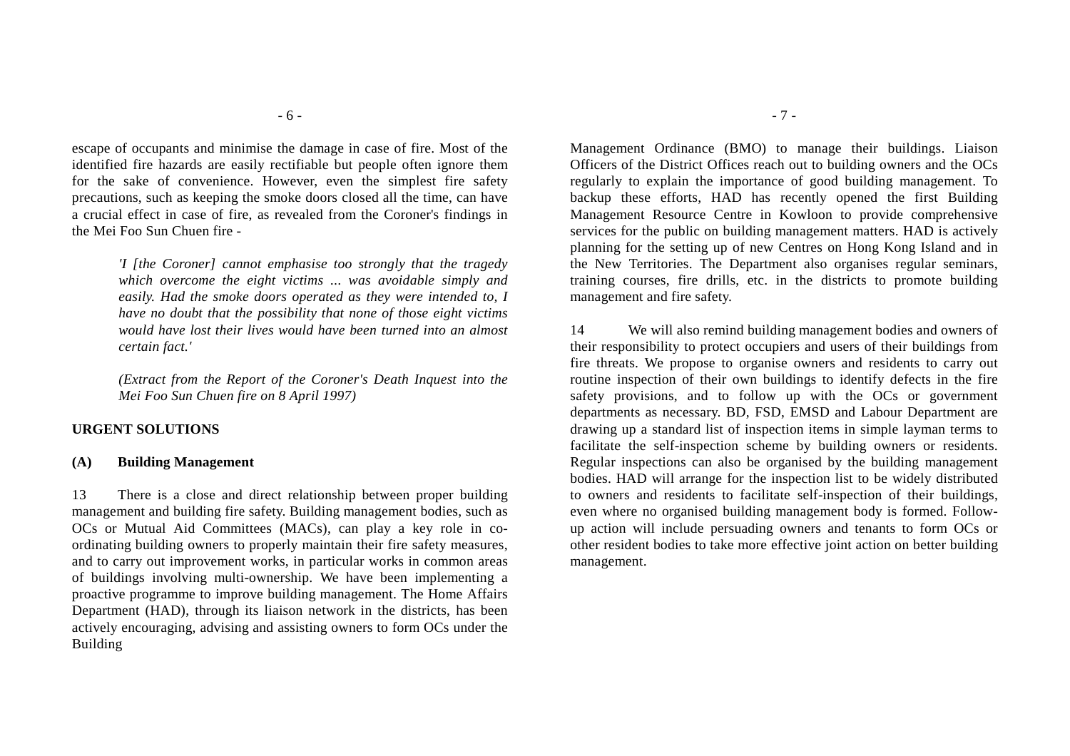escape of occupants and minimise the damage in case of fire. Most of the identified fire hazards are easily rectifiable but people often ignore them for the sake of convenience. However, even the simplest fire safety precautions, such as keeping the smoke doors closed all the time, can have a crucial effect in case of fire, as revealed from the Coroner's findings in the Mei Foo Sun Chuen fire -

> *'I [the Coroner] cannot emphasise too strongly that the tragedy which overcome the eight victims ... was avoidable simply and easily. Had the smoke doors operated as they were intended to, I have no doubt that the possibility that none of those eight victims would have lost their lives would have been turned into an almost certain fact.'*
>
> *(Extract from the Report of the Coroner's Death Inquest into the Mei Foo Sun Chuen fire on 8 April 1997)*

**URGENT SOLUTIONS**

**(A) Building Management**

13 There is a close and direct relationship between proper building management and building fire safety. Building management bodies, such as OCs or Mutual Aid Committees (MACs), can play a key role in co-ordinating building owners to properly maintain their fire safety measures, and to carry out improvement works, in particular works in common areas of buildings involving multi-ownership. We have been implementing a proactive programme to improve building management. The Home Affairs Department (HAD), through its liaison network in the districts, has been actively encouraging, advising and assisting owners to form OCs under the Building Management Ordinance (BMO) to manage their buildings. Liaison Officers of the District Offices reach out to building owners and the OCs regularly to explain the importance of good building management. To backup these efforts, HAD has recently opened the first Building Management Resource Centre in Kowloon to provide comprehensive services for the public on building management matters. HAD is actively planning for the setting up of new Centres on Hong Kong Island and in the New Territories. The Department also organises regular seminars, training courses, fire drills, etc. in the districts to promote building management and fire safety.

14 We will also remind building management bodies and owners of their responsibility to protect occupiers and users of their buildings from fire threats. We propose to organise owners and residents to carry out routine inspection of their own buildings to identify defects in the fire safety provisions, and to follow up with the OCs or government departments as necessary. BD, FSD, EMSD and Labour Department are drawing up a standard list of inspection items in simple layman terms to facilitate the self-inspection scheme by building owners or residents. Regular inspections can also be organised by the building management bodies. HAD will arrange for the inspection list to be widely distributed to owners and residents to facilitate self-inspection of their buildings, even where no organised building management body is formed. Follow-up action will include persuading owners and tenants to form OCs or other resident bodies to take more effective joint action on better building management.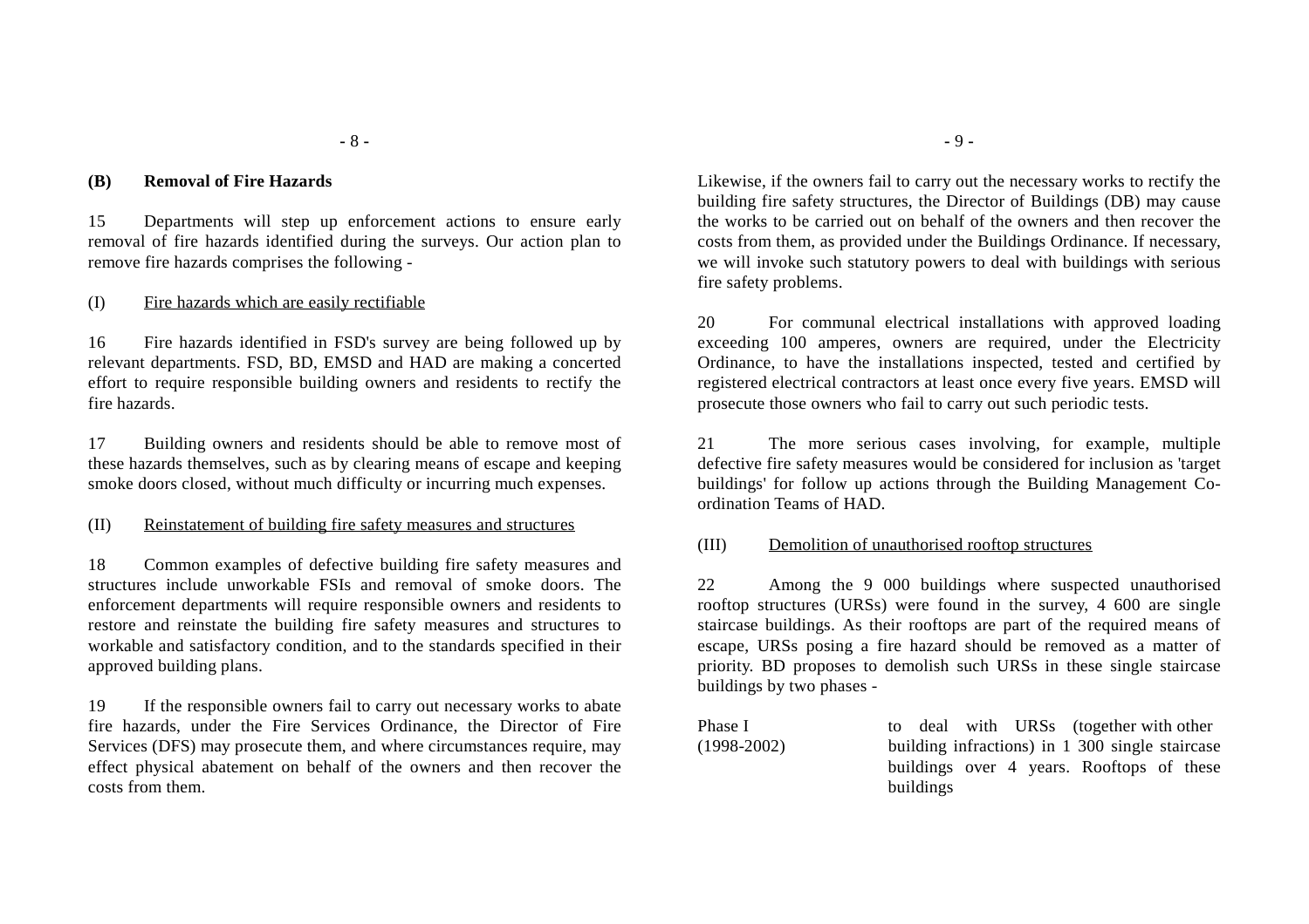### (B) Removal of Fire Hazards

15 Departments will step up enforcement actions to ensure early removal of fire hazards identified during the surveys. Our action plan to remove fire hazards comprises the following -

(I) Fire hazards which are easily rectifiable

16 Fire hazards identified in FSD's survey are being followed up by relevant departments. FSD, BD, EMSD and HAD are making a concerted effort to require responsible building owners and residents to rectify the fire hazards.

17 Building owners and residents should be able to remove most of these hazards themselves, such as by clearing means of escape and keeping smoke doors closed, without much difficulty or incurring much expenses.

(II) Reinstatement of building fire safety measures and structures

18 Common examples of defective building fire safety measures and structures include unworkable FSIs and removal of smoke doors. The enforcement departments will require responsible owners and residents to restore and reinstate the building fire safety measures and structures to workable and satisfactory condition, and to the standards specified in their approved building plans.

19 If the responsible owners fail to carry out necessary works to abate fire hazards, under the Fire Services Ordinance, the Director of Fire Services (DFS) may prosecute them, and where circumstances require, may effect physical abatement on behalf of the owners and then recover the costs from them.

Likewise, if the owners fail to carry out the necessary works to rectify the building fire safety structures, the Director of Buildings (DB) may cause the works to be carried out on behalf of the owners and then recover the costs from them, as provided under the Buildings Ordinance. If necessary, we will invoke such statutory powers to deal with buildings with serious fire safety problems.

20 For communal electrical installations with approved loading exceeding 100 amperes, owners are required, under the Electricity Ordinance, to have the installations inspected, tested and certified by registered electrical contractors at least once every five years. EMSD will prosecute those owners who fail to carry out such periodic tests.

21 The more serious cases involving, for example, multiple defective fire safety measures would be considered for inclusion as 'target buildings' for follow up actions through the Building Management Co-ordination Teams of HAD.

(III) Demolition of unauthorised rooftop structures

22 Among the 9 000 buildings where suspected unauthorised rooftop structures (URSs) were found in the survey, 4 600 are single staircase buildings. As their rooftops are part of the required means of escape, URSs posing a fire hazard should be removed as a matter of priority. BD proposes to demolish such URSs in these single staircase buildings by two phases -

Phase I (1998-2002) to deal with URSs (together with other building infractions) in 1 300 single staircase buildings over 4 years. Rooftops of these buildings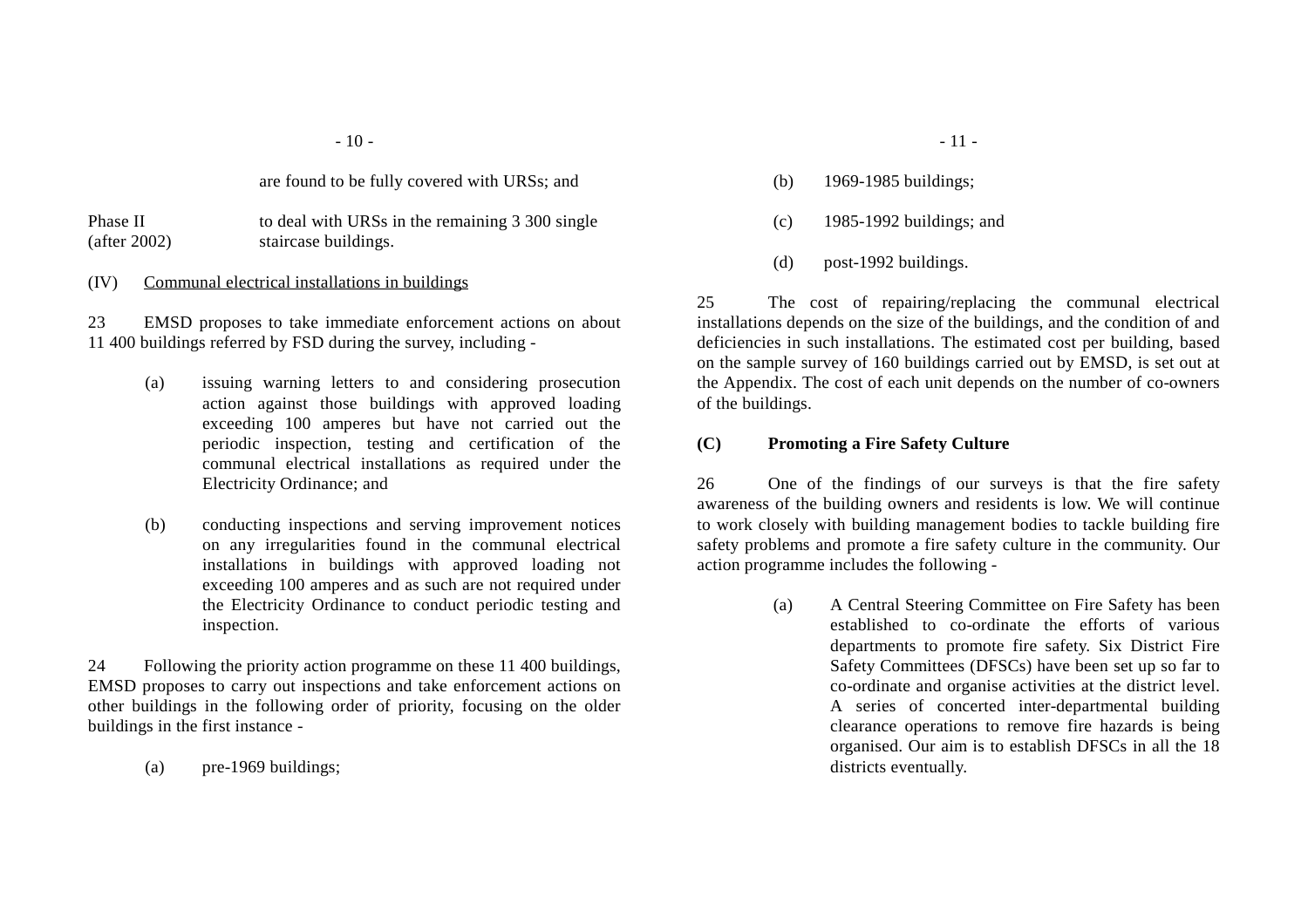are found to be fully covered with URSs; and

Phase II (after 2002) to deal with URSs in the remaining 3 300 single staircase buildings.

(IV) Communal electrical installations in buildings

23 EMSD proposes to take immediate enforcement actions on about 11 400 buildings referred by FSD during the survey, including -

(a) issuing warning letters to and considering prosecution action against those buildings with approved loading exceeding 100 amperes but have not carried out the periodic inspection, testing and certification of the communal electrical installations as required under the Electricity Ordinance; and

(b) conducting inspections and serving improvement notices on any irregularities found in the communal electrical installations in buildings with approved loading not exceeding 100 amperes and as such are not required under the Electricity Ordinance to conduct periodic testing and inspection.

24 Following the priority action programme on these 11 400 buildings, EMSD proposes to carry out inspections and take enforcement actions on other buildings in the following order of priority, focusing on the older buildings in the first instance -

(a) pre-1969 buildings;

(b) 1969-1985 buildings;

(c) 1985-1992 buildings; and

(d) post-1992 buildings.

25 The cost of repairing/replacing the communal electrical installations depends on the size of the buildings, and the condition of and deficiencies in such installations. The estimated cost per building, based on the sample survey of 160 buildings carried out by EMSD, is set out at the Appendix. The cost of each unit depends on the number of co-owners of the buildings.

**(C) Promoting a Fire Safety Culture**

26 One of the findings of our surveys is that the fire safety awareness of the building owners and residents is low. We will continue to work closely with building management bodies to tackle building fire safety problems and promote a fire safety culture in the community. Our action programme includes the following -

(a) A Central Steering Committee on Fire Safety has been established to co-ordinate the efforts of various departments to promote fire safety. Six District Fire Safety Committees (DFSCs) have been set up so far to co-ordinate and organise activities at the district level. A series of concerted inter-departmental building clearance operations to remove fire hazards is being organised. Our aim is to establish DFSCs in all the 18 districts eventually.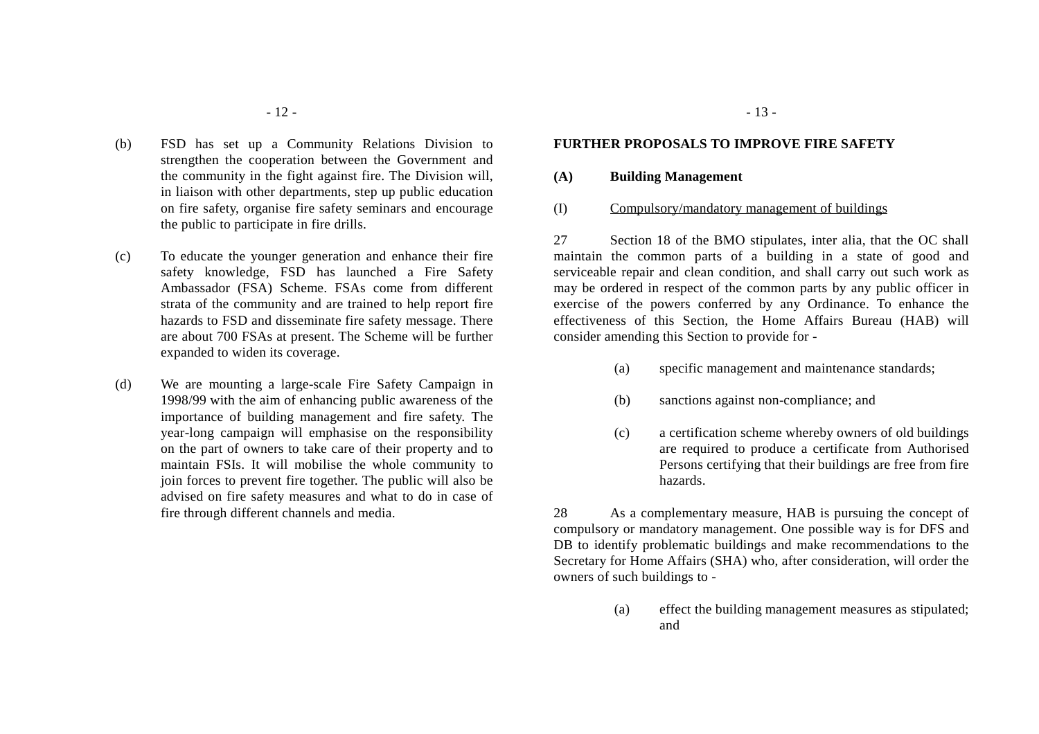(b) FSD has set up a Community Relations Division to strengthen the cooperation between the Government and the community in the fight against fire. The Division will, in liaison with other departments, step up public education on fire safety, organise fire safety seminars and encourage the public to participate in fire drills.

(c) To educate the younger generation and enhance their fire safety knowledge, FSD has launched a Fire Safety Ambassador (FSA) Scheme. FSAs come from different strata of the community and are trained to help report fire hazards to FSD and disseminate fire safety message. There are about 700 FSAs at present. The Scheme will be further expanded to widen its coverage.

(d) We are mounting a large-scale Fire Safety Campaign in 1998/99 with the aim of enhancing public awareness of the importance of building management and fire safety. The year-long campaign will emphasise on the responsibility on the part of owners to take care of their property and to maintain FSIs. It will mobilise the whole community to join forces to prevent fire together. The public will also be advised on fire safety measures and what to do in case of fire through different channels and media.

## FURTHER PROPOSALS TO IMPROVE FIRE SAFETY

### (A) Building Management

(I) Compulsory/mandatory management of buildings

27 Section 18 of the BMO stipulates, inter alia, that the OC shall maintain the common parts of a building in a state of good and serviceable repair and clean condition, and shall carry out such work as may be ordered in respect of the common parts by any public officer in exercise of the powers conferred by any Ordinance. To enhance the effectiveness of this Section, the Home Affairs Bureau (HAB) will consider amending this Section to provide for -

(a) specific management and maintenance standards;

(b) sanctions against non-compliance; and

(c) a certification scheme whereby owners of old buildings are required to produce a certificate from Authorised Persons certifying that their buildings are free from fire hazards.

28 As a complementary measure, HAB is pursuing the concept of compulsory or mandatory management. One possible way is for DFS and DB to identify problematic buildings and make recommendations to the Secretary for Home Affairs (SHA) who, after consideration, will order the owners of such buildings to -

(a) effect the building management measures as stipulated; and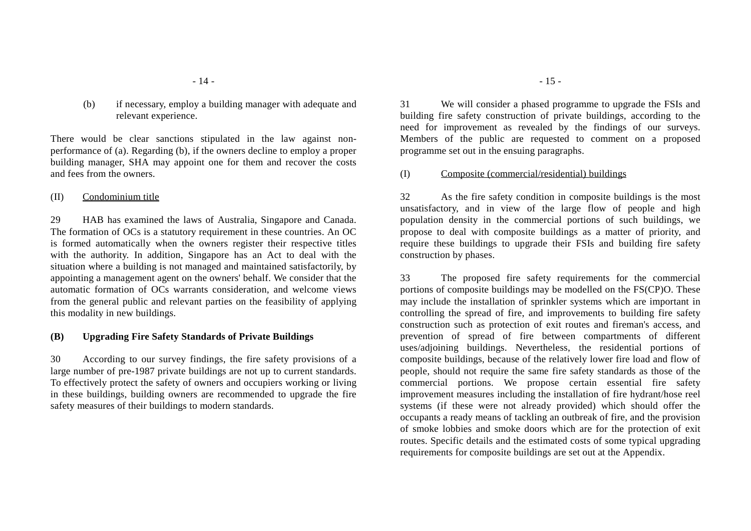(b) if necessary, employ a building manager with adequate and relevant experience.

There would be clear sanctions stipulated in the law against non-performance of (a). Regarding (b), if the owners decline to employ a proper building manager, SHA may appoint one for them and recover the costs and fees from the owners.

(II) <u>Condominium title</u>

29 HAB has examined the laws of Australia, Singapore and Canada. The formation of OCs is a statutory requirement in these countries. An OC is formed automatically when the owners register their respective titles with the authority. In addition, Singapore has an Act to deal with the situation where a building is not managed and maintained satisfactorily, by appointing a management agent on the owners' behalf. We consider that the automatic formation of OCs warrants consideration, and welcome views from the general public and relevant parties on the feasibility of applying this modality in new buildings.

### (B) Upgrading Fire Safety Standards of Private Buildings

30 According to our survey findings, the fire safety provisions of a large number of pre-1987 private buildings are not up to current standards. To effectively protect the safety of owners and occupiers working or living in these buildings, building owners are recommended to upgrade the fire safety measures of their buildings to modern standards.

31 We will consider a phased programme to upgrade the FSIs and building fire safety construction of private buildings, according to the need for improvement as revealed by the findings of our surveys. Members of the public are requested to comment on a proposed programme set out in the ensuing paragraphs.

(I) <u>Composite (commercial/residential) buildings</u>

32 As the fire safety condition in composite buildings is the most unsatisfactory, and in view of the large flow of people and high population density in the commercial portions of such buildings, we propose to deal with composite buildings as a matter of priority, and require these buildings to upgrade their FSIs and building fire safety construction by phases.

33 The proposed fire safety requirements for the commercial portions of composite buildings may be modelled on the FS(CP)O. These may include the installation of sprinkler systems which are important in controlling the spread of fire, and improvements to building fire safety construction such as protection of exit routes and fireman's access, and prevention of spread of fire between compartments of different uses/adjoining buildings. Nevertheless, the residential portions of composite buildings, because of the relatively lower fire load and flow of people, should not require the same fire safety standards as those of the commercial portions. We propose certain essential fire safety improvement measures including the installation of fire hydrant/hose reel systems (if these were not already provided) which should offer the occupants a ready means of tackling an outbreak of fire, and the provision of smoke lobbies and smoke doors which are for the protection of exit routes. Specific details and the estimated costs of some typical upgrading requirements for composite buildings are set out at the Appendix.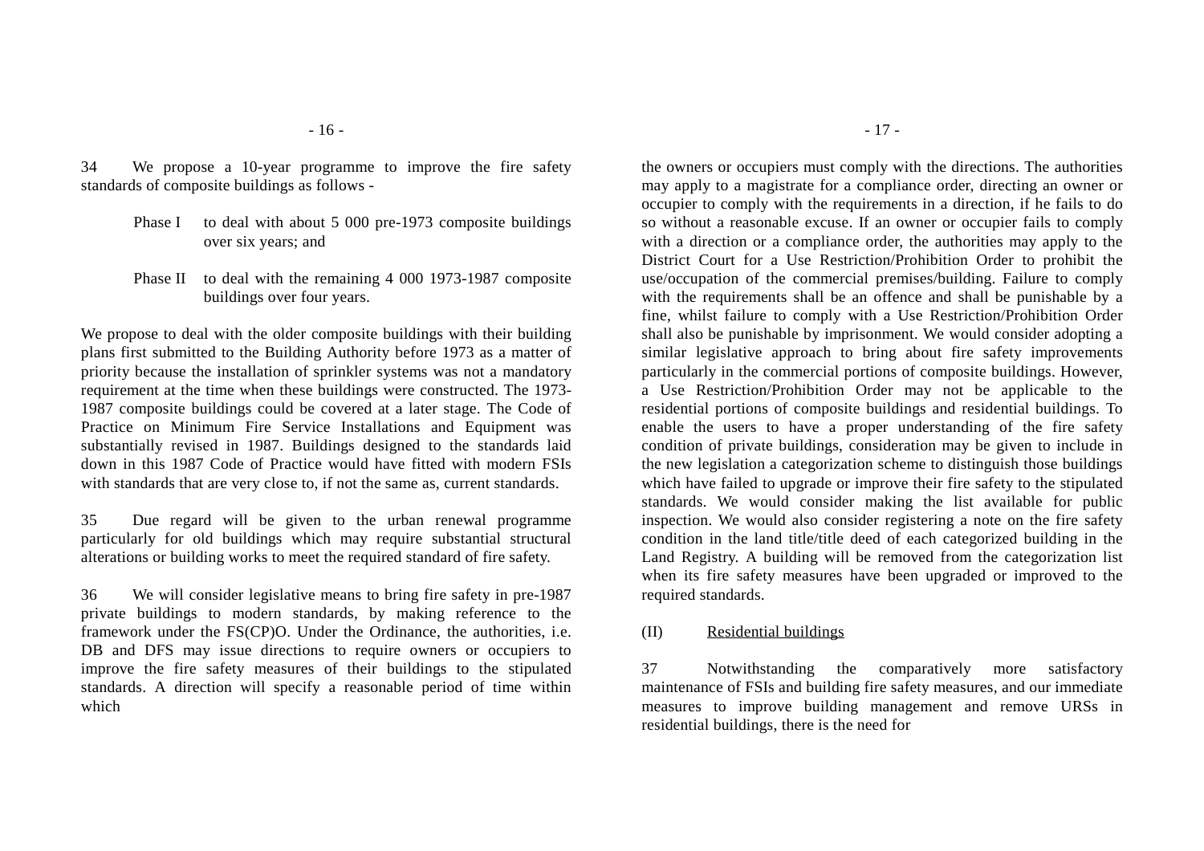34 We propose a 10-year programme to improve the fire safety standards of composite buildings as follows -

Phase I to deal with about 5 000 pre-1973 composite buildings over six years; and

Phase II to deal with the remaining 4 000 1973-1987 composite buildings over four years.

We propose to deal with the older composite buildings with their building plans first submitted to the Building Authority before 1973 as a matter of priority because the installation of sprinkler systems was not a mandatory requirement at the time when these buildings were constructed. The 1973-1987 composite buildings could be covered at a later stage. The Code of Practice on Minimum Fire Service Installations and Equipment was substantially revised in 1987. Buildings designed to the standards laid down in this 1987 Code of Practice would have fitted with modern FSIs with standards that are very close to, if not the same as, current standards.

35 Due regard will be given to the urban renewal programme particularly for old buildings which may require substantial structural alterations or building works to meet the required standard of fire safety.

36 We will consider legislative means to bring fire safety in pre-1987 private buildings to modern standards, by making reference to the framework under the FS(CP)O. Under the Ordinance, the authorities, i.e. DB and DFS may issue directions to require owners or occupiers to improve the fire safety measures of their buildings to the stipulated standards. A direction will specify a reasonable period of time within which the owners or occupiers must comply with the directions. The authorities may apply to a magistrate for a compliance order, directing an owner or occupier to comply with the requirements in a direction, if he fails to do so without a reasonable excuse. If an owner or occupier fails to comply with a direction or a compliance order, the authorities may apply to the District Court for a Use Restriction/Prohibition Order to prohibit the use/occupation of the commercial premises/building. Failure to comply with the requirements shall be an offence and shall be punishable by a fine, whilst failure to comply with a Use Restriction/Prohibition Order shall also be punishable by imprisonment. We would consider adopting a similar legislative approach to bring about fire safety improvements particularly in the commercial portions of composite buildings. However, a Use Restriction/Prohibition Order may not be applicable to the residential portions of composite buildings and residential buildings. To enable the users to have a proper understanding of the fire safety condition of private buildings, consideration may be given to include in the new legislation a categorization scheme to distinguish those buildings which have failed to upgrade or improve their fire safety to the stipulated standards. We would consider making the list available for public inspection. We would also consider registering a note on the fire safety condition in the land title/title deed of each categorized building in the Land Registry. A building will be removed from the categorization list when its fire safety measures have been upgraded or improved to the required standards.

(II) Residential buildings

37 Notwithstanding the comparatively more satisfactory maintenance of FSIs and building fire safety measures, and our immediate measures to improve building management and remove URSs in residential buildings, there is the need for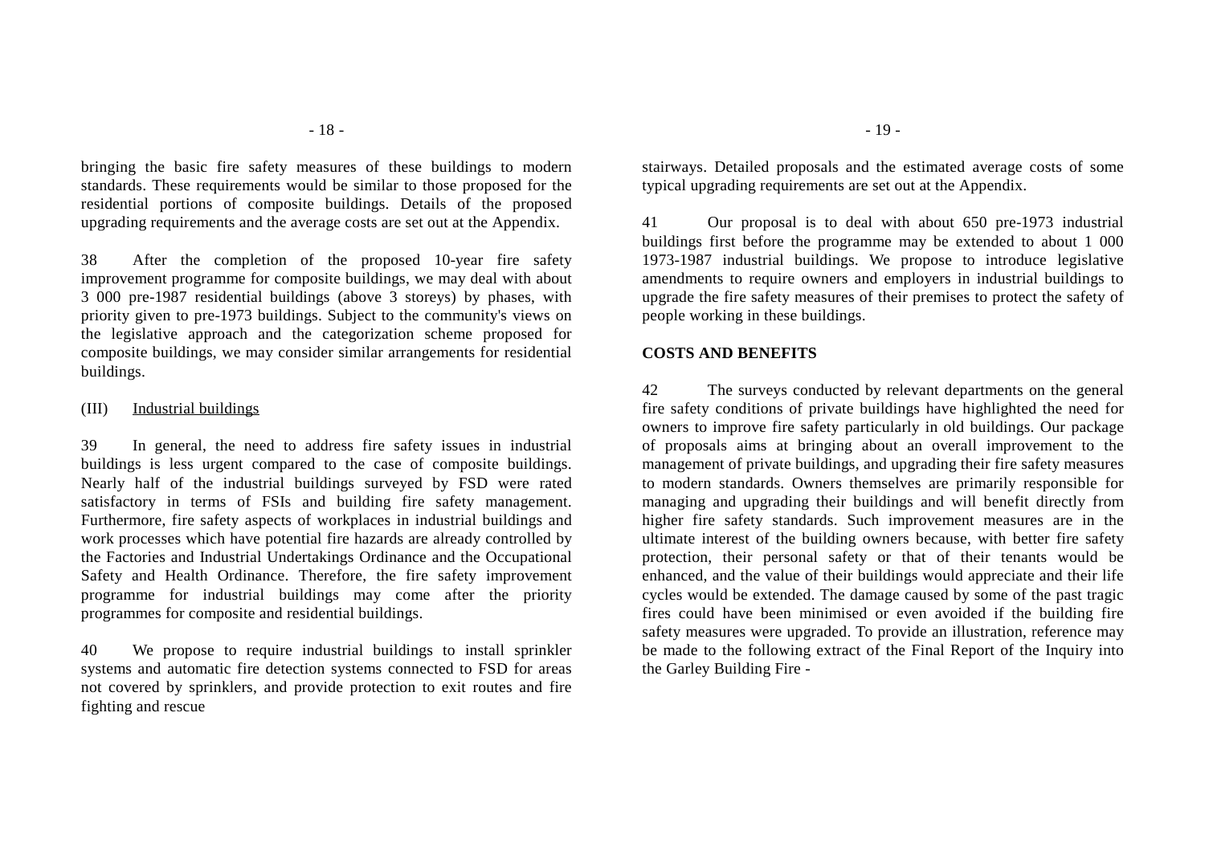bringing the basic fire safety measures of these buildings to modern standards. These requirements would be similar to those proposed for the residential portions of composite buildings. Details of the proposed upgrading requirements and the average costs are set out at the Appendix.

38 After the completion of the proposed 10-year fire safety improvement programme for composite buildings, we may deal with about 3 000 pre-1987 residential buildings (above 3 storeys) by phases, with priority given to pre-1973 buildings. Subject to the community's views on the legislative approach and the categorization scheme proposed for composite buildings, we may consider similar arrangements for residential buildings.

(III) Industrial buildings

39 In general, the need to address fire safety issues in industrial buildings is less urgent compared to the case of composite buildings. Nearly half of the industrial buildings surveyed by FSD were rated satisfactory in terms of FSIs and building fire safety management. Furthermore, fire safety aspects of workplaces in industrial buildings and work processes which have potential fire hazards are already controlled by the Factories and Industrial Undertakings Ordinance and the Occupational Safety and Health Ordinance. Therefore, the fire safety improvement programme for industrial buildings may come after the priority programmes for composite and residential buildings.

40 We propose to require industrial buildings to install sprinkler systems and automatic fire detection systems connected to FSD for areas not covered by sprinklers, and provide protection to exit routes and fire fighting and rescue stairways. Detailed proposals and the estimated average costs of some typical upgrading requirements are set out at the Appendix.

41 Our proposal is to deal with about 650 pre-1973 industrial buildings first before the programme may be extended to about 1 000 1973-1987 industrial buildings. We propose to introduce legislative amendments to require owners and employers in industrial buildings to upgrade the fire safety measures of their premises to protect the safety of people working in these buildings.

**COSTS AND BENEFITS**

42 The surveys conducted by relevant departments on the general fire safety conditions of private buildings have highlighted the need for owners to improve fire safety particularly in old buildings. Our package of proposals aims at bringing about an overall improvement to the management of private buildings, and upgrading their fire safety measures to modern standards. Owners themselves are primarily responsible for managing and upgrading their buildings and will benefit directly from higher fire safety standards. Such improvement measures are in the ultimate interest of the building owners because, with better fire safety protection, their personal safety or that of their tenants would be enhanced, and the value of their buildings would appreciate and their life cycles would be extended. The damage caused by some of the past tragic fires could have been minimised or even avoided if the building fire safety measures were upgraded. To provide an illustration, reference may be made to the following extract of the Final Report of the Inquiry into the Garley Building Fire -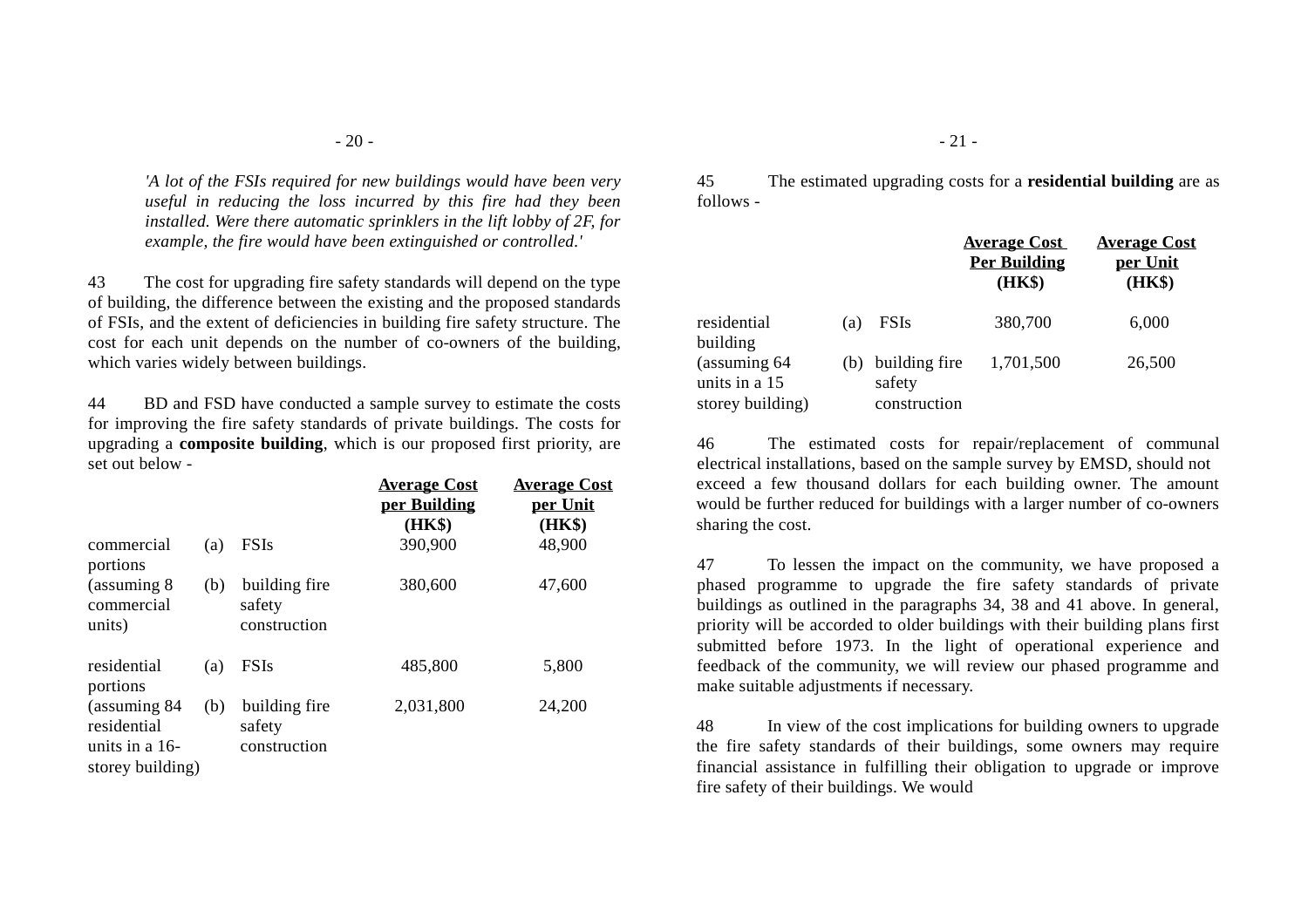*'A lot of the FSIs required for new buildings would have been very useful in reducing the loss incurred by this fire had they been installed. Were there automatic sprinklers in the lift lobby of 2F, for example, the fire would have been extinguished or controlled.'*

43 The cost for upgrading fire safety standards will depend on the type of building, the difference between the existing and the proposed standards of FSIs, and the extent of deficiencies in building fire safety structure. The cost for each unit depends on the number of co-owners of the building, which varies widely between buildings.

44 BD and FSD have conducted a sample survey to estimate the costs for improving the fire safety standards of private buildings. The costs for upgrading a **composite building**, which is our proposed first priority, are set out below -

| | | | Average Cost per Building (HK$) | Average Cost per Unit (HK$) |
|---|---|---|---|---|
| commercial portions (assuming 8 commercial units) | (a) | FSIs | 390,900 | 48,900 |
| | (b) | building fire safety construction | 380,600 | 47,600 |
| residential portions (assuming 84 residential units in a 16-storey building) | (a) | FSIs | 485,800 | 5,800 |
| | (b) | building fire safety construction | 2,031,800 | 24,200 |

45 The estimated upgrading costs for a **residential building** are as follows -

| | | | Average Cost Per Building (HK$) | Average Cost per Unit (HK$) |
|---|---|---|---|---|
| residential building (assuming 64 units in a 15 storey building) | (a) | FSIs | 380,700 | 6,000 |
| | (b) | building fire safety construction | 1,701,500 | 26,500 |

46 The estimated costs for repair/replacement of communal electrical installations, based on the sample survey by EMSD, should not exceed a few thousand dollars for each building owner. The amount would be further reduced for buildings with a larger number of co-owners sharing the cost.

47 To lessen the impact on the community, we have proposed a phased programme to upgrade the fire safety standards of private buildings as outlined in the paragraphs 34, 38 and 41 above. In general, priority will be accorded to older buildings with their building plans first submitted before 1973. In the light of operational experience and feedback of the community, we will review our phased programme and make suitable adjustments if necessary.

48 In view of the cost implications for building owners to upgrade the fire safety standards of their buildings, some owners may require financial assistance in fulfilling their obligation to upgrade or improve fire safety of their buildings. We would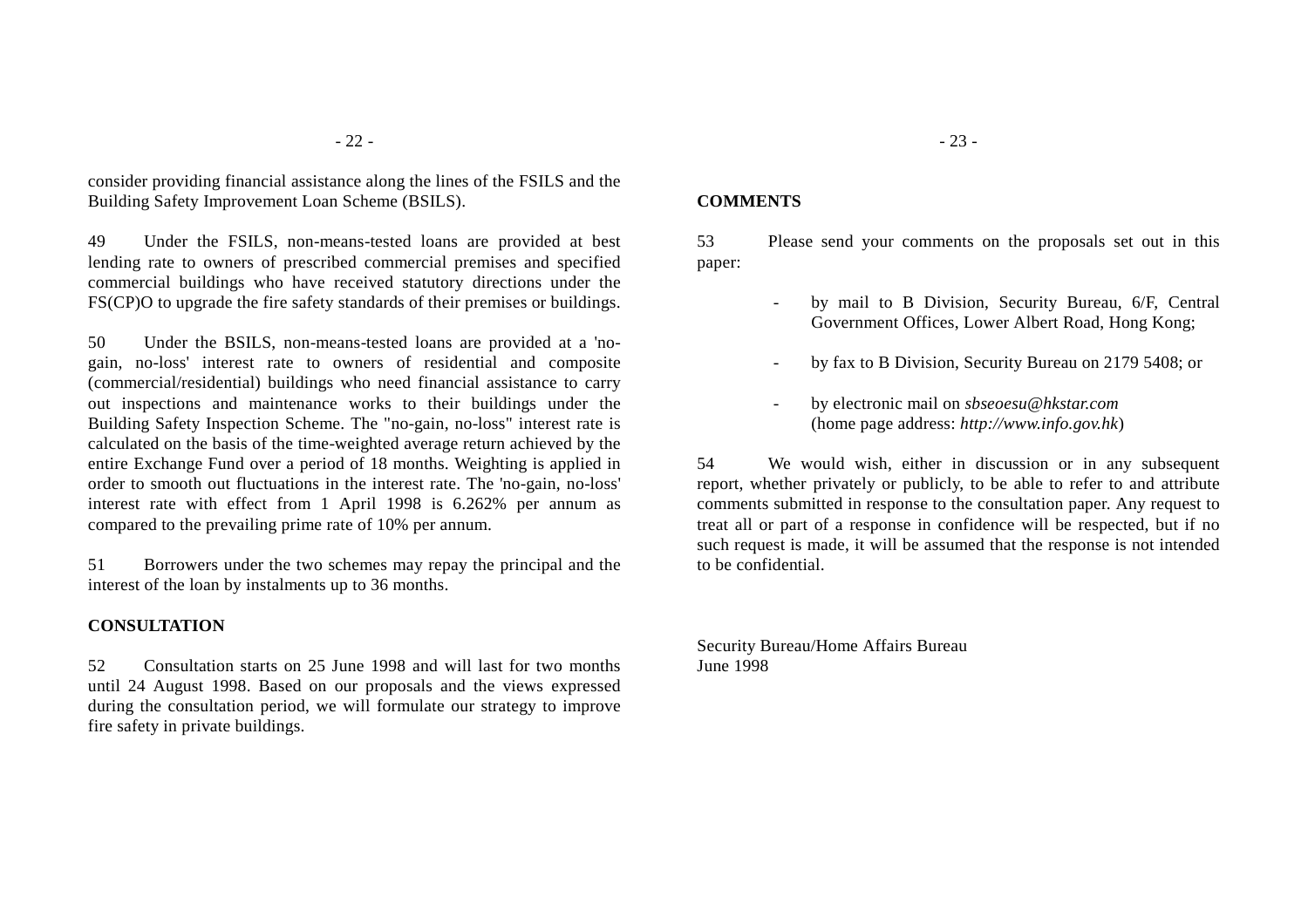consider providing financial assistance along the lines of the FSILS and the Building Safety Improvement Loan Scheme (BSILS).

49 Under the FSILS, non-means-tested loans are provided at best lending rate to owners of prescribed commercial premises and specified commercial buildings who have received statutory directions under the FS(CP)O to upgrade the fire safety standards of their premises or buildings.

50 Under the BSILS, non-means-tested loans are provided at a 'no-gain, no-loss' interest rate to owners of residential and composite (commercial/residential) buildings who need financial assistance to carry out inspections and maintenance works to their buildings under the Building Safety Inspection Scheme. The "no-gain, no-loss" interest rate is calculated on the basis of the time-weighted average return achieved by the entire Exchange Fund over a period of 18 months. Weighting is applied in order to smooth out fluctuations in the interest rate. The 'no-gain, no-loss' interest rate with effect from 1 April 1998 is 6.262% per annum as compared to the prevailing prime rate of 10% per annum.

51 Borrowers under the two schemes may repay the principal and the interest of the loan by instalments up to 36 months.

**CONSULTATION**

52 Consultation starts on 25 June 1998 and will last for two months until 24 August 1998. Based on our proposals and the views expressed during the consultation period, we will formulate our strategy to improve fire safety in private buildings.

**COMMENTS**

53 Please send your comments on the proposals set out in this paper:

- by mail to B Division, Security Bureau, 6/F, Central Government Offices, Lower Albert Road, Hong Kong;
- by fax to B Division, Security Bureau on 2179 5408; or
- by electronic mail on *sbseoesu@hkstar.com* (home page address: *http://www.info.gov.hk*)

54 We would wish, either in discussion or in any subsequent report, whether privately or publicly, to be able to refer to and attribute comments submitted in response to the consultation paper. Any request to treat all or part of a response in confidence will be respected, but if no such request is made, it will be assumed that the response is not intended to be confidential.

Security Bureau/Home Affairs Bureau
June 1998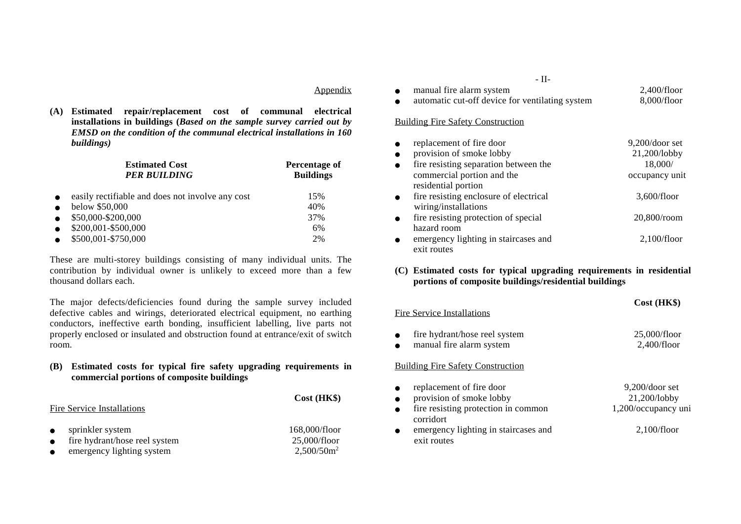Appendix

**(A) Estimated repair/replacement cost of communal electrical installations in buildings (*Based on the sample survey carried out by EMSD on the condition of the communal electrical installations in 160 buildings)***

| **Estimated Cost *PER BUILDING*** | **Percentage of Buildings** |
|---|---|
| ● easily rectifiable and does not involve any cost | 15% |
| ● below $50,000 | 40% |
| ● $50,000-$200,000 | 37% |
| ● $200,001-$500,000 | 6% |
| ● $500,001-$750,000 | 2% |

These are multi-storey buildings consisting of many individual units. The contribution by individual owner is unlikely to exceed more than a few thousand dollars each.

The major defects/deficiencies found during the sample survey included defective cables and wirings, deteriorated electrical equipment, no earthing conductors, ineffective earth bonding, insufficient labelling, live parts not properly enclosed or insulated and obstruction found at entrance/exit of switch room.

**(B) Estimated costs for typical fire safety upgrading requirements in commercial portions of composite buildings**

| | **Cost (HK$)** |
|---|---|
| Fire Service Installations | |
| ● sprinkler system | 168,000/floor |
| ● fire hydrant/hose reel system | 25,000/floor |
| ● emergency lighting system | 2,500/50m² |
| ● manual fire alarm system | 2,400/floor |
| ● automatic cut-off device for ventilating system | 8,000/floor |
| Building Fire Safety Construction | |
| ● replacement of fire door | 9,200/door set |
| ● provision of smoke lobby | 21,200/lobby |
| ● fire resisting separation between the commercial portion and the residential portion | 18,000/ occupancy unit |
| ● fire resisting enclosure of electrical wiring/installations | 3,600/floor |
| ● fire resisting protection of special hazard room | 20,800/room |
| ● emergency lighting in staircases and exit routes | 2,100/floor |

**(C) Estimated costs for typical upgrading requirements in residential portions of composite buildings/residential buildings**

| | **Cost (HK$)** |
|---|---|
| Fire Service Installations | |
| ● fire hydrant/hose reel system | 25,000/floor |
| ● manual fire alarm system | 2,400/floor |
| Building Fire Safety Construction | |
| ● replacement of fire door | 9,200/door set |
| ● provision of smoke lobby | 21,200/lobby |
| ● fire resisting protection in common corridort | 1,200/occupancy uni |
| ● emergency lighting in staircases and exit routes | 2,100/floor |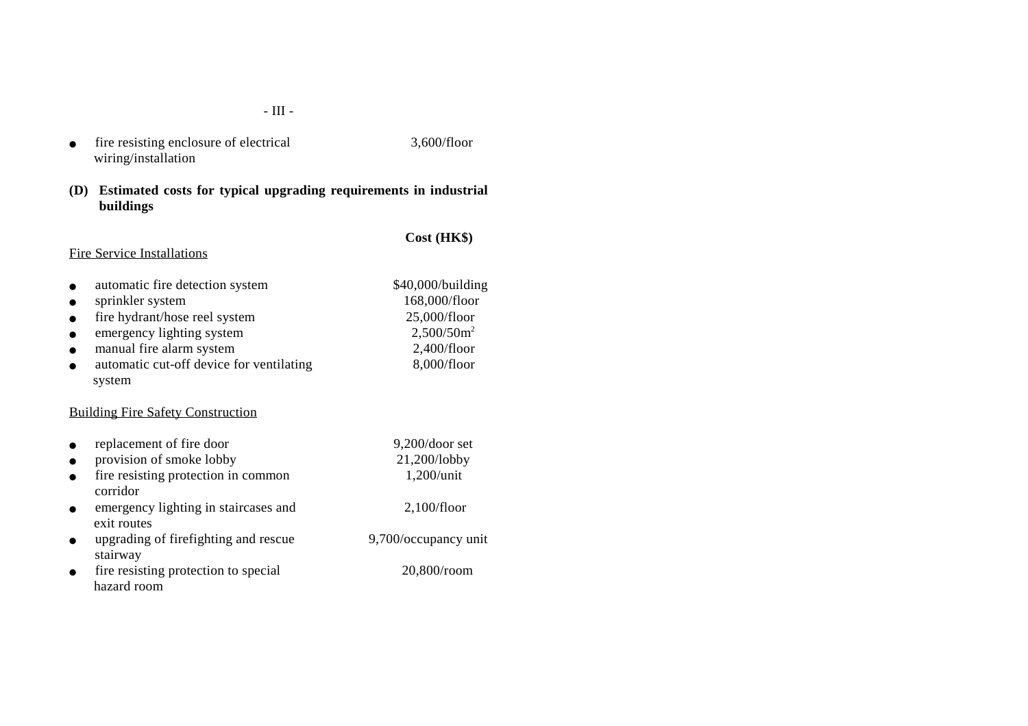- fire resisting enclosure of electrical wiring/installation — 3,600/floor

**(D) Estimated costs for typical upgrading requirements in industrial buildings**

| | Cost (HK$) |
|---|---|
| <u>Fire Service Installations</u> | |
| ● automatic fire detection system | \$40,000/building |
| ● sprinkler system | 168,000/floor |
| ● fire hydrant/hose reel system | 25,000/floor |
| ● emergency lighting system | $2,500/50m^2$ |
| ● manual fire alarm system | 2,400/floor |
| ● automatic cut-off device for ventilating system | 8,000/floor |
| <u>Building Fire Safety Construction</u> | |
| ● replacement of fire door | 9,200/door set |
| ● provision of smoke lobby | 21,200/lobby |
| ● fire resisting protection in common corridor | 1,200/unit |
| ● emergency lighting in staircases and exit routes | 2,100/floor |
| ● upgrading of firefighting and rescue stairway | 9,700/occupancy unit |
| ● fire resisting protection to special hazard room | 20,800/room |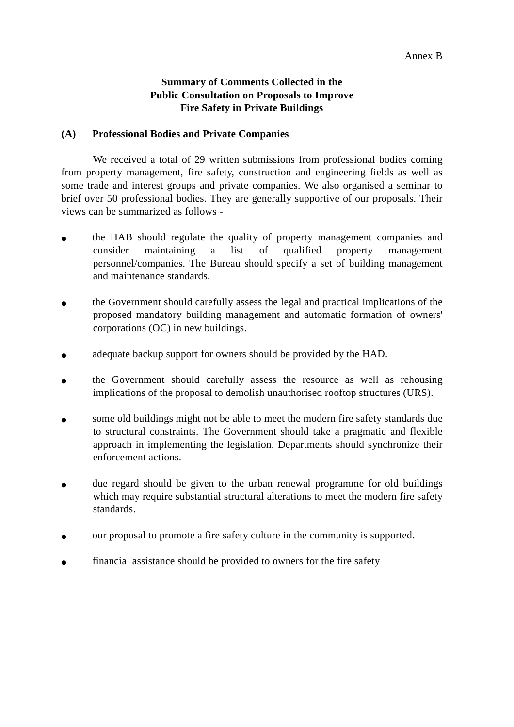Annex B

# Summary of Comments Collected in the Public Consultation on Proposals to Improve Fire Safety in Private Buildings

## (A) Professional Bodies and Private Companies

We received a total of 29 written submissions from professional bodies coming from property management, fire safety, construction and engineering fields as well as some trade and interest groups and private companies. We also organised a seminar to brief over 50 professional bodies. They are generally supportive of our proposals. Their views can be summarized as follows -

- the HAB should regulate the quality of property management companies and consider maintaining a list of qualified property management personnel/companies. The Bureau should specify a set of building management and maintenance standards.

- the Government should carefully assess the legal and practical implications of the proposed mandatory building management and automatic formation of owners' corporations (OC) in new buildings.

- adequate backup support for owners should be provided by the HAD.

- the Government should carefully assess the resource as well as rehousing implications of the proposal to demolish unauthorised rooftop structures (URS).

- some old buildings might not be able to meet the modern fire safety standards due to structural constraints. The Government should take a pragmatic and flexible approach in implementing the legislation. Departments should synchronize their enforcement actions.

- due regard should be given to the urban renewal programme for old buildings which may require substantial structural alterations to meet the modern fire safety standards.

- our proposal to promote a fire safety culture in the community is supported.

- financial assistance should be provided to owners for the fire safety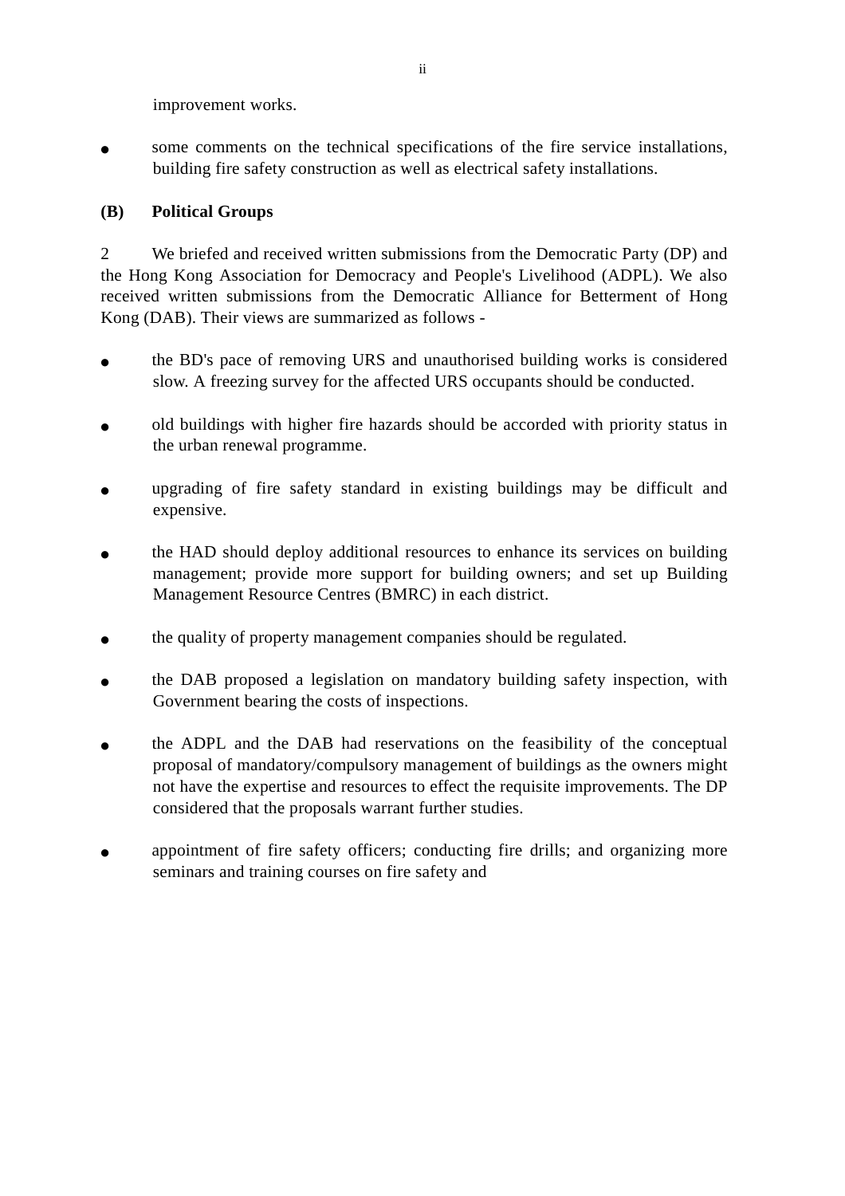improvement works.

- some comments on the technical specifications of the fire service installations, building fire safety construction as well as electrical safety installations.

**(B) Political Groups**

2 We briefed and received written submissions from the Democratic Party (DP) and the Hong Kong Association for Democracy and People's Livelihood (ADPL). We also received written submissions from the Democratic Alliance for Betterment of Hong Kong (DAB). Their views are summarized as follows -

- the BD's pace of removing URS and unauthorised building works is considered slow. A freezing survey for the affected URS occupants should be conducted.

- old buildings with higher fire hazards should be accorded with priority status in the urban renewal programme.

- upgrading of fire safety standard in existing buildings may be difficult and expensive.

- the HAD should deploy additional resources to enhance its services on building management; provide more support for building owners; and set up Building Management Resource Centres (BMRC) in each district.

- the quality of property management companies should be regulated.

- the DAB proposed a legislation on mandatory building safety inspection, with Government bearing the costs of inspections.

- the ADPL and the DAB had reservations on the feasibility of the conceptual proposal of mandatory/compulsory management of buildings as the owners might not have the expertise and resources to effect the requisite improvements. The DP considered that the proposals warrant further studies.

- appointment of fire safety officers; conducting fire drills; and organizing more seminars and training courses on fire safety and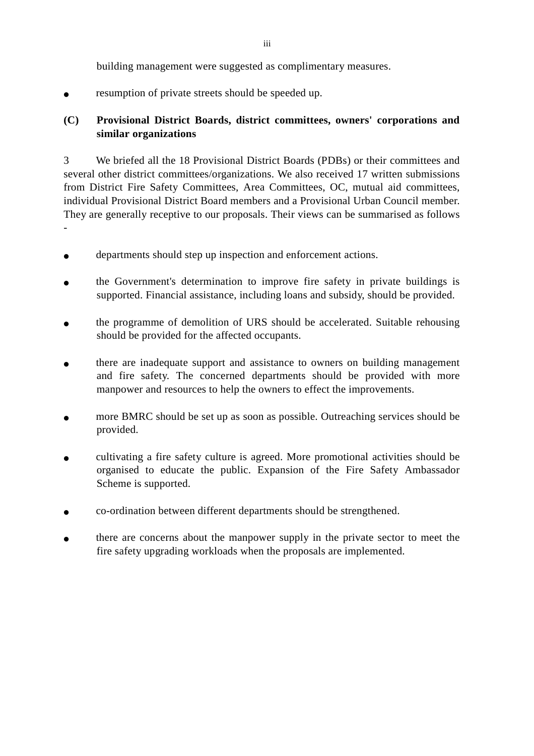building management were suggested as complimentary measures.

- resumption of private streets should be speeded up.

**(C) Provisional District Boards, district committees, owners' corporations and similar organizations**

3 We briefed all the 18 Provisional District Boards (PDBs) or their committees and several other district committees/organizations. We also received 17 written submissions from District Fire Safety Committees, Area Committees, OC, mutual aid committees, individual Provisional District Board members and a Provisional Urban Council member. They are generally receptive to our proposals. Their views can be summarised as follows -

- departments should step up inspection and enforcement actions.

- the Government's determination to improve fire safety in private buildings is supported. Financial assistance, including loans and subsidy, should be provided.

- the programme of demolition of URS should be accelerated. Suitable rehousing should be provided for the affected occupants.

- there are inadequate support and assistance to owners on building management and fire safety. The concerned departments should be provided with more manpower and resources to help the owners to effect the improvements.

- more BMRC should be set up as soon as possible. Outreaching services should be provided.

- cultivating a fire safety culture is agreed. More promotional activities should be organised to educate the public. Expansion of the Fire Safety Ambassador Scheme is supported.

- co-ordination between different departments should be strengthened.

- there are concerns about the manpower supply in the private sector to meet the fire safety upgrading workloads when the proposals are implemented.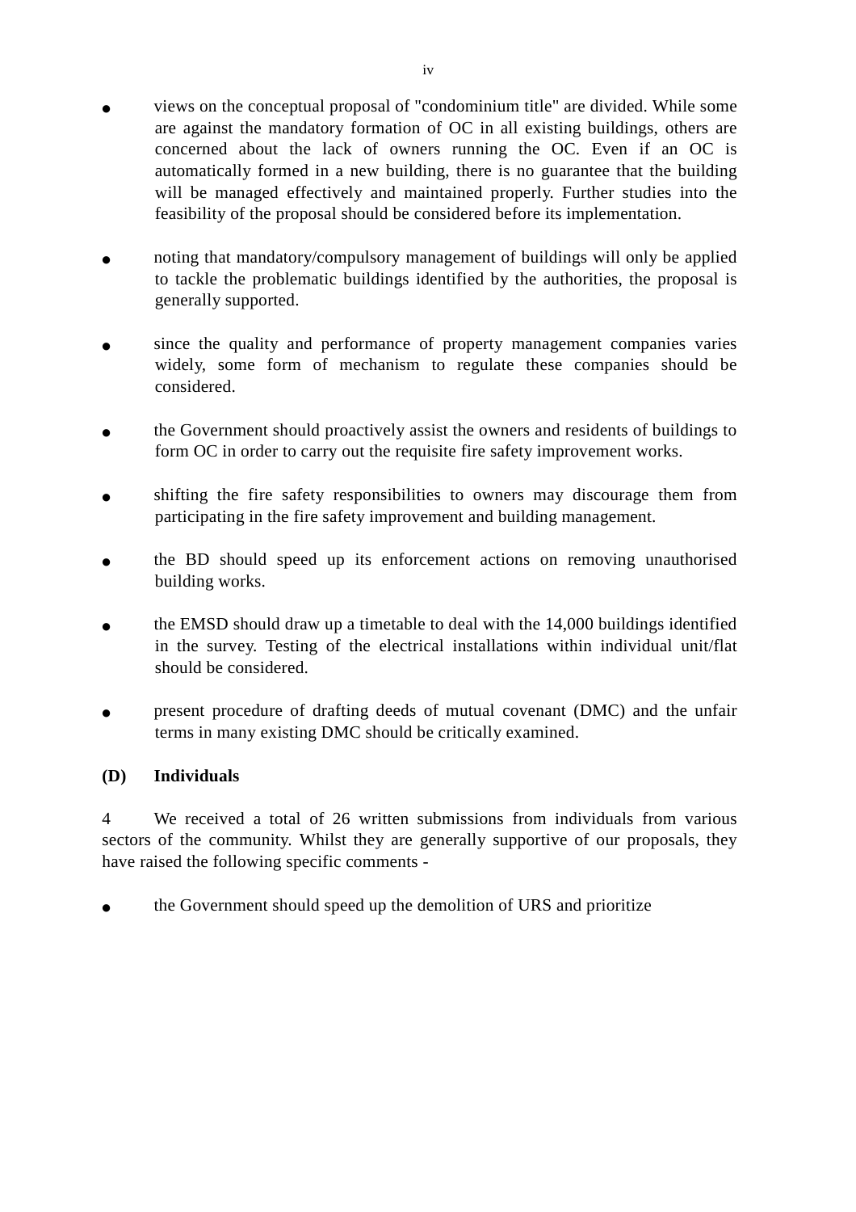- views on the conceptual proposal of "condominium title" are divided. While some are against the mandatory formation of OC in all existing buildings, others are concerned about the lack of owners running the OC. Even if an OC is automatically formed in a new building, there is no guarantee that the building will be managed effectively and maintained properly. Further studies into the feasibility of the proposal should be considered before its implementation.

- noting that mandatory/compulsory management of buildings will only be applied to tackle the problematic buildings identified by the authorities, the proposal is generally supported.

- since the quality and performance of property management companies varies widely, some form of mechanism to regulate these companies should be considered.

- the Government should proactively assist the owners and residents of buildings to form OC in order to carry out the requisite fire safety improvement works.

- shifting the fire safety responsibilities to owners may discourage them from participating in the fire safety improvement and building management.

- the BD should speed up its enforcement actions on removing unauthorised building works.

- the EMSD should draw up a timetable to deal with the 14,000 buildings identified in the survey. Testing of the electrical installations within individual unit/flat should be considered.

- present procedure of drafting deeds of mutual covenant (DMC) and the unfair terms in many existing DMC should be critically examined.

**(D) Individuals**

4 We received a total of 26 written submissions from individuals from various sectors of the community. Whilst they are generally supportive of our proposals, they have raised the following specific comments -

- the Government should speed up the demolition of URS and prioritize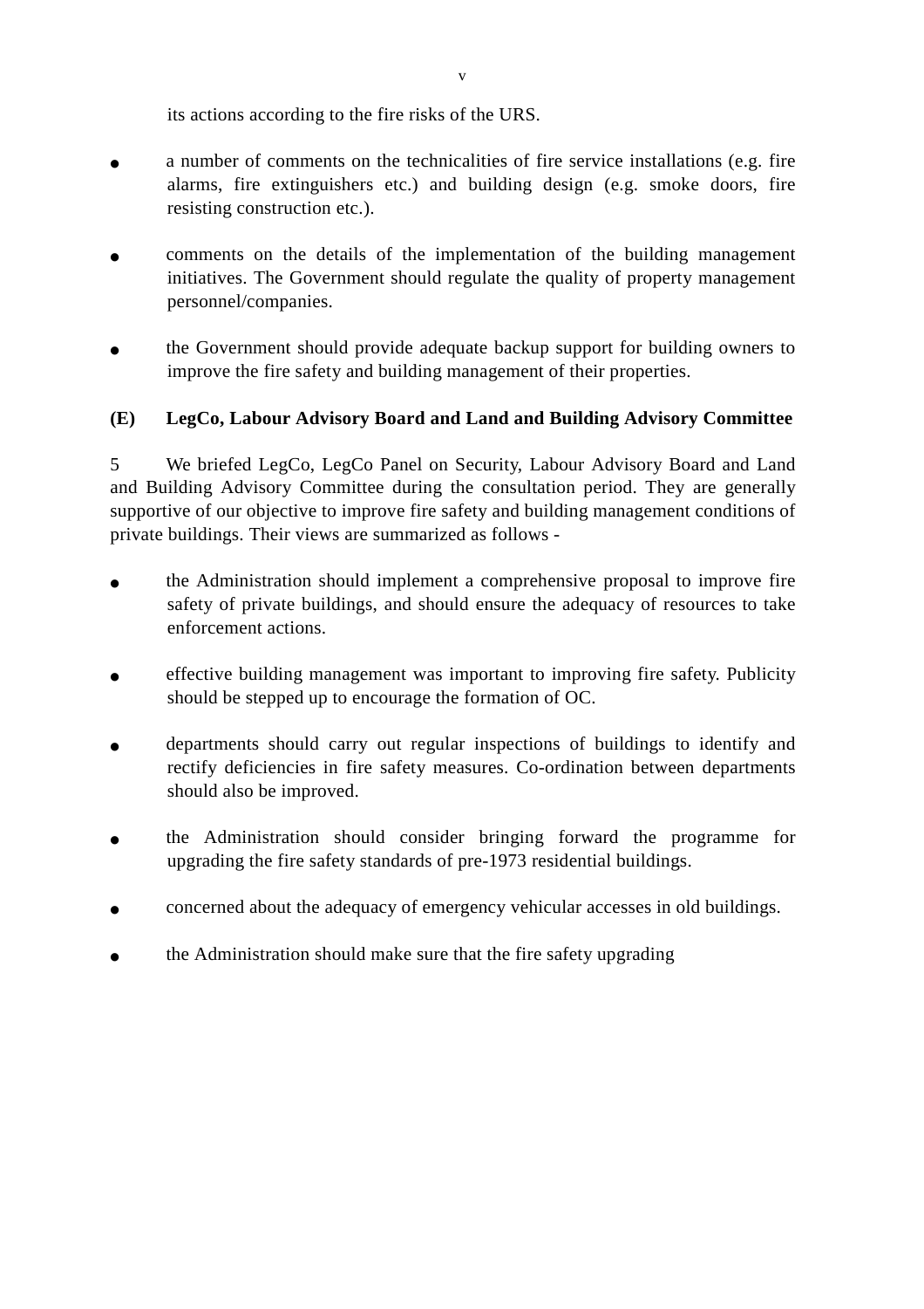its actions according to the fire risks of the URS.

- a number of comments on the technicalities of fire service installations (e.g. fire alarms, fire extinguishers etc.) and building design (e.g. smoke doors, fire resisting construction etc.).

- comments on the details of the implementation of the building management initiatives. The Government should regulate the quality of property management personnel/companies.

- the Government should provide adequate backup support for building owners to improve the fire safety and building management of their properties.

**(E) LegCo, Labour Advisory Board and Land and Building Advisory Committee**

5 We briefed LegCo, LegCo Panel on Security, Labour Advisory Board and Land and Building Advisory Committee during the consultation period. They are generally supportive of our objective to improve fire safety and building management conditions of private buildings. Their views are summarized as follows -

- the Administration should implement a comprehensive proposal to improve fire safety of private buildings, and should ensure the adequacy of resources to take enforcement actions.

- effective building management was important to improving fire safety. Publicity should be stepped up to encourage the formation of OC.

- departments should carry out regular inspections of buildings to identify and rectify deficiencies in fire safety measures. Co-ordination between departments should also be improved.

- the Administration should consider bringing forward the programme for upgrading the fire safety standards of pre-1973 residential buildings.

- concerned about the adequacy of emergency vehicular accesses in old buildings.

- the Administration should make sure that the fire safety upgrading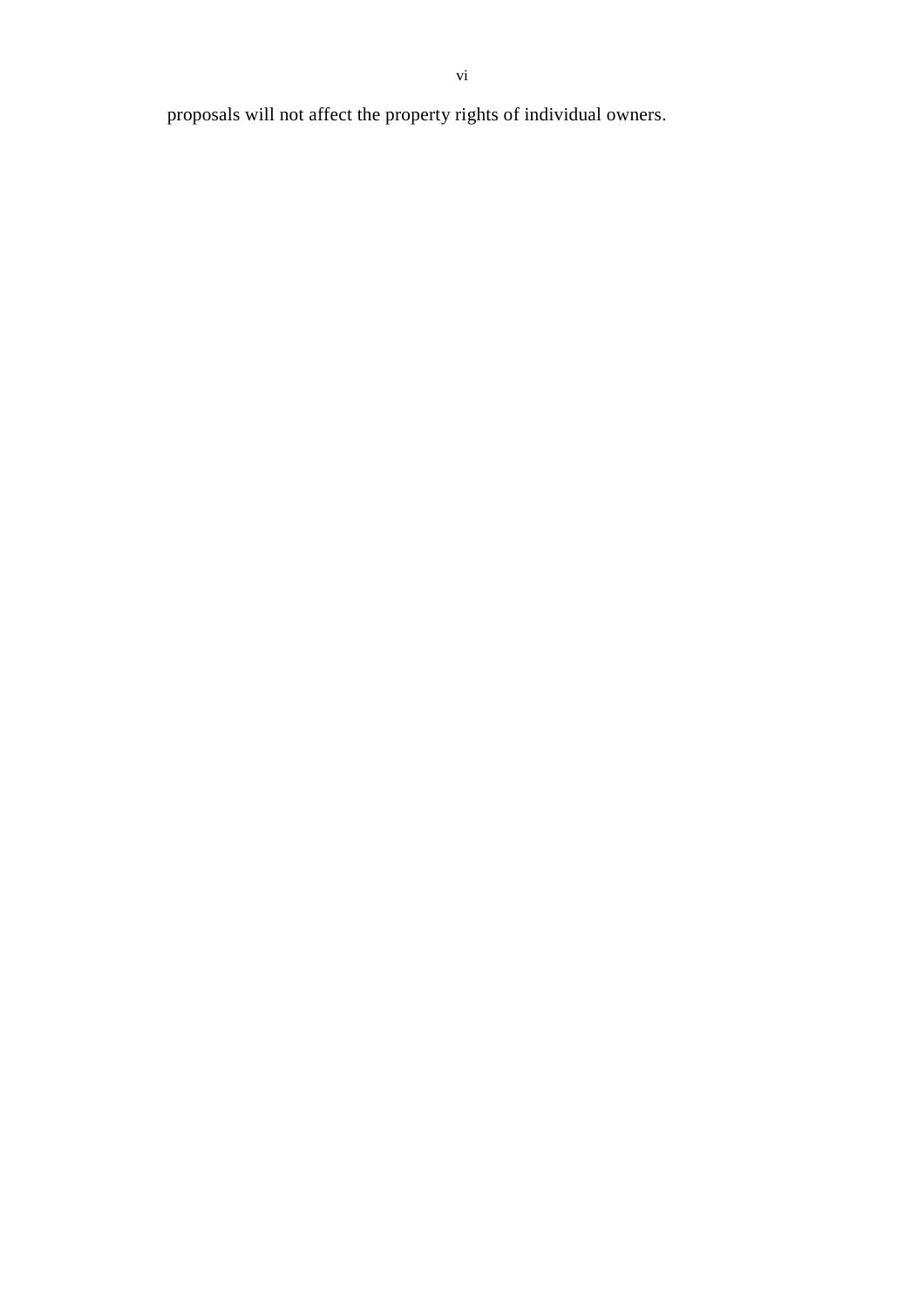proposals will not affect the property rights of individual owners.